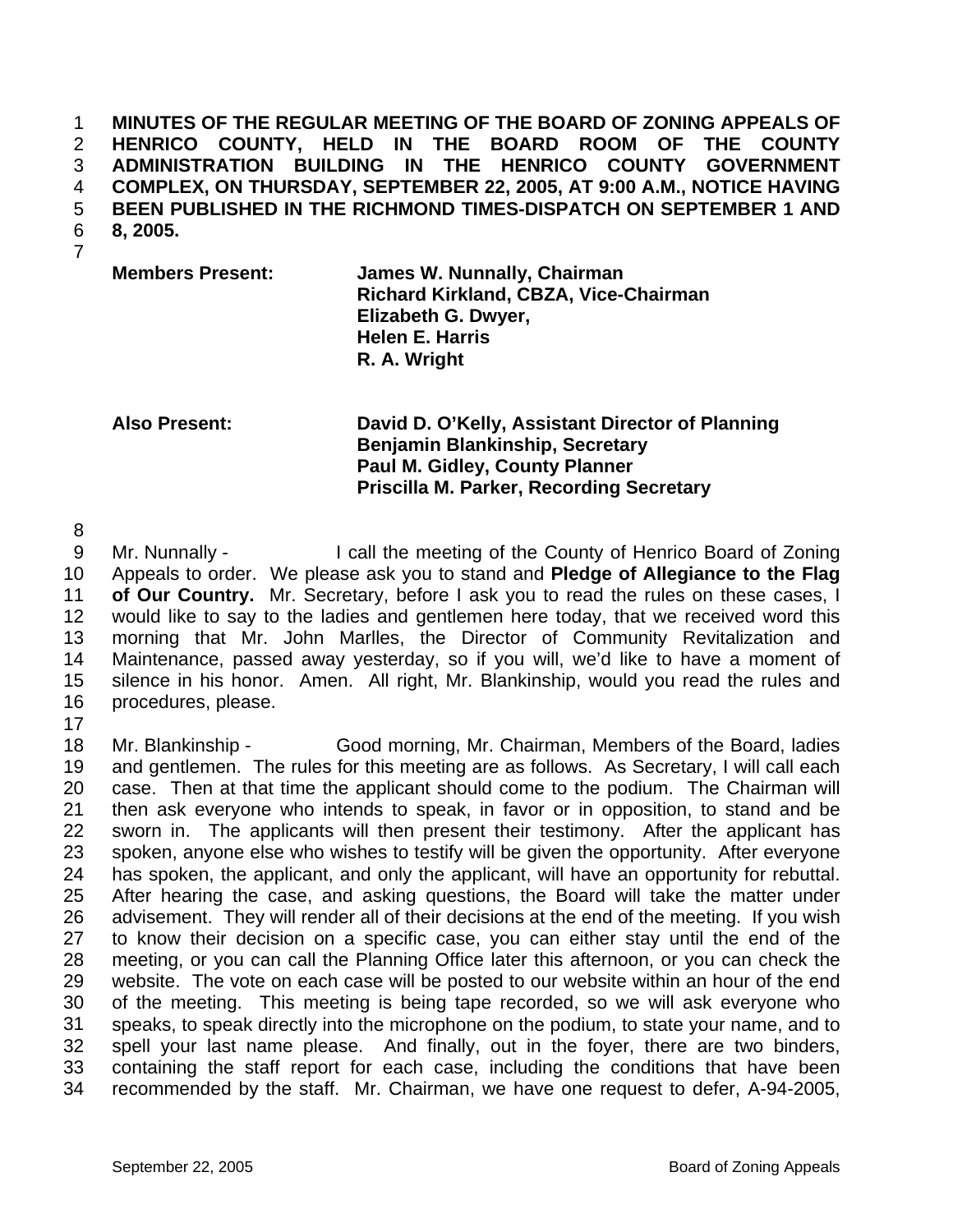**MINUTES OF THE REGULAR MEETING OF THE BOARD OF ZONING APPEALS OF HENRICO COUNTY, HELD IN THE BOARD ROOM OF THE COUNTY ADMINISTRATION BUILDING IN THE HENRICO COUNTY GOVERNMENT COMPLEX, ON THURSDAY, SEPTEMBER 22, 2005, AT 9:00 A.M., NOTICE HAVING BEEN PUBLISHED IN THE RICHMOND TIMES-DISPATCH ON SEPTEMBER 1 AND 8, 2005.**

| | |
|---|---|
| **Members Present:** | **James W. Nunnally, Chairman** |
| | **Richard Kirkland, CBZA, Vice-Chairman** |
| | **Elizabeth G. Dwyer,** |
| | **Helen E. Harris** |
| | **R. A. Wright** |
| **Also Present:** | **David D. O'Kelly, Assistant Director of Planning** |
| | **Benjamin Blankinship, Secretary** |
| | **Paul M. Gidley, County Planner** |
| | **Priscilla M. Parker, Recording Secretary** |

Mr. Nunnally - I call the meeting of the County of Henrico Board of Zoning Appeals to order. We please ask you to stand and **Pledge of Allegiance to the Flag of Our Country.** Mr. Secretary, before I ask you to read the rules on these cases, I would like to say to the ladies and gentlemen here today, that we received word this morning that Mr. John Marlles, the Director of Community Revitalization and Maintenance, passed away yesterday, so if you will, we'd like to have a moment of silence in his honor. Amen. All right, Mr. Blankinship, would you read the rules and procedures, please.

Mr. Blankinship - Good morning, Mr. Chairman, Members of the Board, ladies and gentlemen. The rules for this meeting are as follows. As Secretary, I will call each case. Then at that time the applicant should come to the podium. The Chairman will then ask everyone who intends to speak, in favor or in opposition, to stand and be sworn in. The applicants will then present their testimony. After the applicant has spoken, anyone else who wishes to testify will be given the opportunity. After everyone has spoken, the applicant, and only the applicant, will have an opportunity for rebuttal. After hearing the case, and asking questions, the Board will take the matter under advisement. They will render all of their decisions at the end of the meeting. If you wish to know their decision on a specific case, you can either stay until the end of the meeting, or you can call the Planning Office later this afternoon, or you can check the website. The vote on each case will be posted to our website within an hour of the end of the meeting. This meeting is being tape recorded, so we will ask everyone who speaks, to speak directly into the microphone on the podium, to state your name, and to spell your last name please. And finally, out in the foyer, there are two binders, containing the staff report for each case, including the conditions that have been recommended by the staff. Mr. Chairman, we have one request to defer, A-94-2005,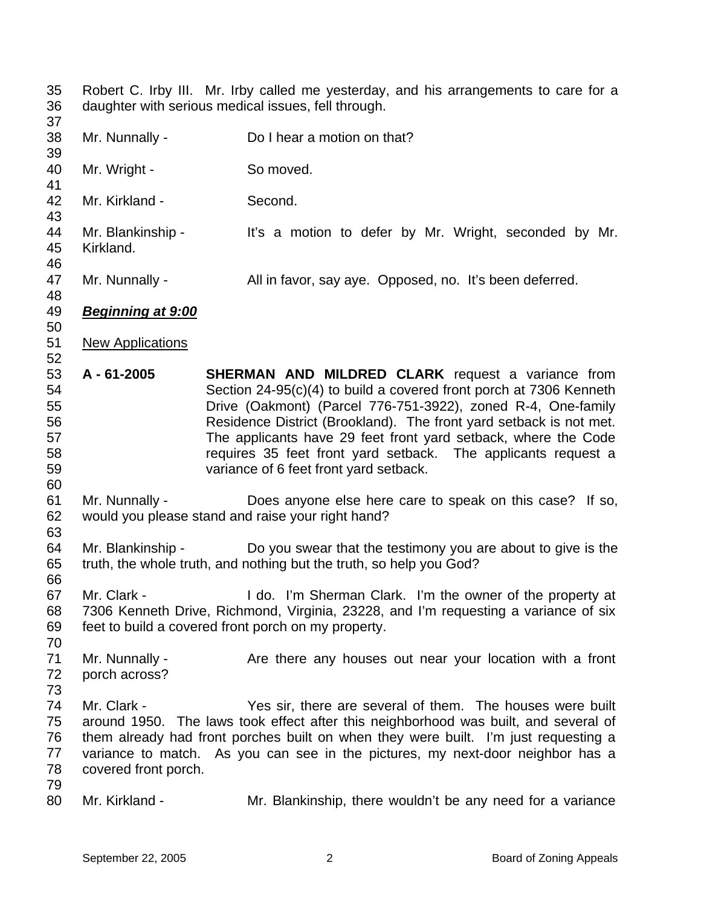Robert C. Irby III. Mr. Irby called me yesterday, and his arrangements to care for a daughter with serious medical issues, fell through.

Mr. Nunnally - Do I hear a motion on that?

Mr. Wright - So moved.

Mr. Kirkland - Second.

Mr. Blankinship - It's a motion to defer by Mr. Wright, seconded by Mr. Kirkland.

Mr. Nunnally - All in favor, say aye. Opposed, no. It's been deferred.

***Beginning at 9:00***

New Applications

**A - 61-2005** **SHERMAN AND MILDRED CLARK** request a variance from Section 24-95(c)(4) to build a covered front porch at 7306 Kenneth Drive (Oakmont) (Parcel 776-751-3922), zoned R-4, One-family Residence District (Brookland). The front yard setback is not met. The applicants have 29 feet front yard setback, where the Code requires 35 feet front yard setback. The applicants request a variance of 6 feet front yard setback.

Mr. Nunnally - Does anyone else here care to speak on this case? If so, would you please stand and raise your right hand?

Mr. Blankinship - Do you swear that the testimony you are about to give is the truth, the whole truth, and nothing but the truth, so help you God?

Mr. Clark - I do. I'm Sherman Clark. I'm the owner of the property at 7306 Kenneth Drive, Richmond, Virginia, 23228, and I'm requesting a variance of six feet to build a covered front porch on my property.

Mr. Nunnally - Are there any houses out near your location with a front porch across?

Mr. Clark - Yes sir, there are several of them. The houses were built around 1950. The laws took effect after this neighborhood was built, and several of them already had front porches built on when they were built. I'm just requesting a variance to match. As you can see in the pictures, my next-door neighbor has a covered front porch.

Mr. Kirkland - Mr. Blankinship, there wouldn't be any need for a variance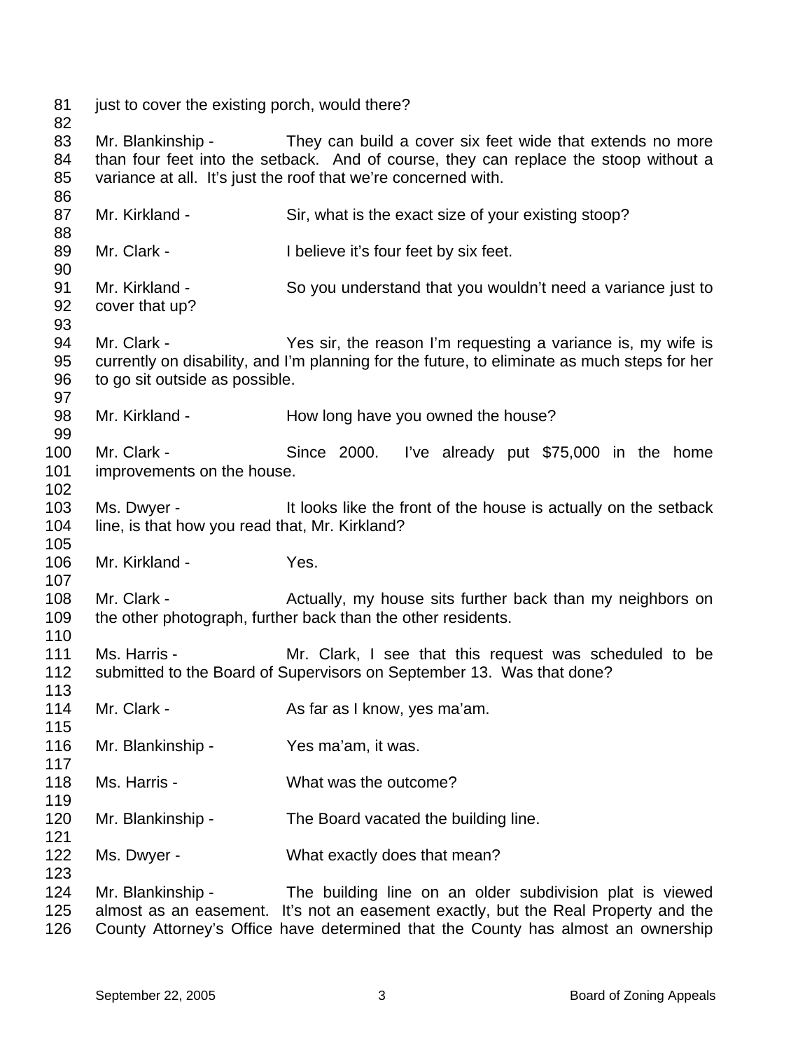just to cover the existing porch, would there?

Mr. Blankinship - They can build a cover six feet wide that extends no more than four feet into the setback. And of course, they can replace the stoop without a variance at all. It's just the roof that we're concerned with.

Mr. Kirkland - Sir, what is the exact size of your existing stoop?

Mr. Clark - I believe it's four feet by six feet.

Mr. Kirkland - So you understand that you wouldn't need a variance just to cover that up?

Mr. Clark - Yes sir, the reason I'm requesting a variance is, my wife is currently on disability, and I'm planning for the future, to eliminate as much steps for her to go sit outside as possible.

Mr. Kirkland - How long have you owned the house?

Mr. Clark - Since 2000. I've already put $75,000 in the home improvements on the house.

Ms. Dwyer - It looks like the front of the house is actually on the setback line, is that how you read that, Mr. Kirkland?

Mr. Kirkland - Yes.

Mr. Clark - Actually, my house sits further back than my neighbors on the other photograph, further back than the other residents.

Ms. Harris - Mr. Clark, I see that this request was scheduled to be submitted to the Board of Supervisors on September 13. Was that done?

Mr. Clark - As far as I know, yes ma'am.

Mr. Blankinship - Yes ma'am, it was.

Ms. Harris - What was the outcome?

Mr. Blankinship - The Board vacated the building line.

Ms. Dwyer - What exactly does that mean?

Mr. Blankinship - The building line on an older subdivision plat is viewed almost as an easement. It's not an easement exactly, but the Real Property and the County Attorney's Office have determined that the County has almost an ownership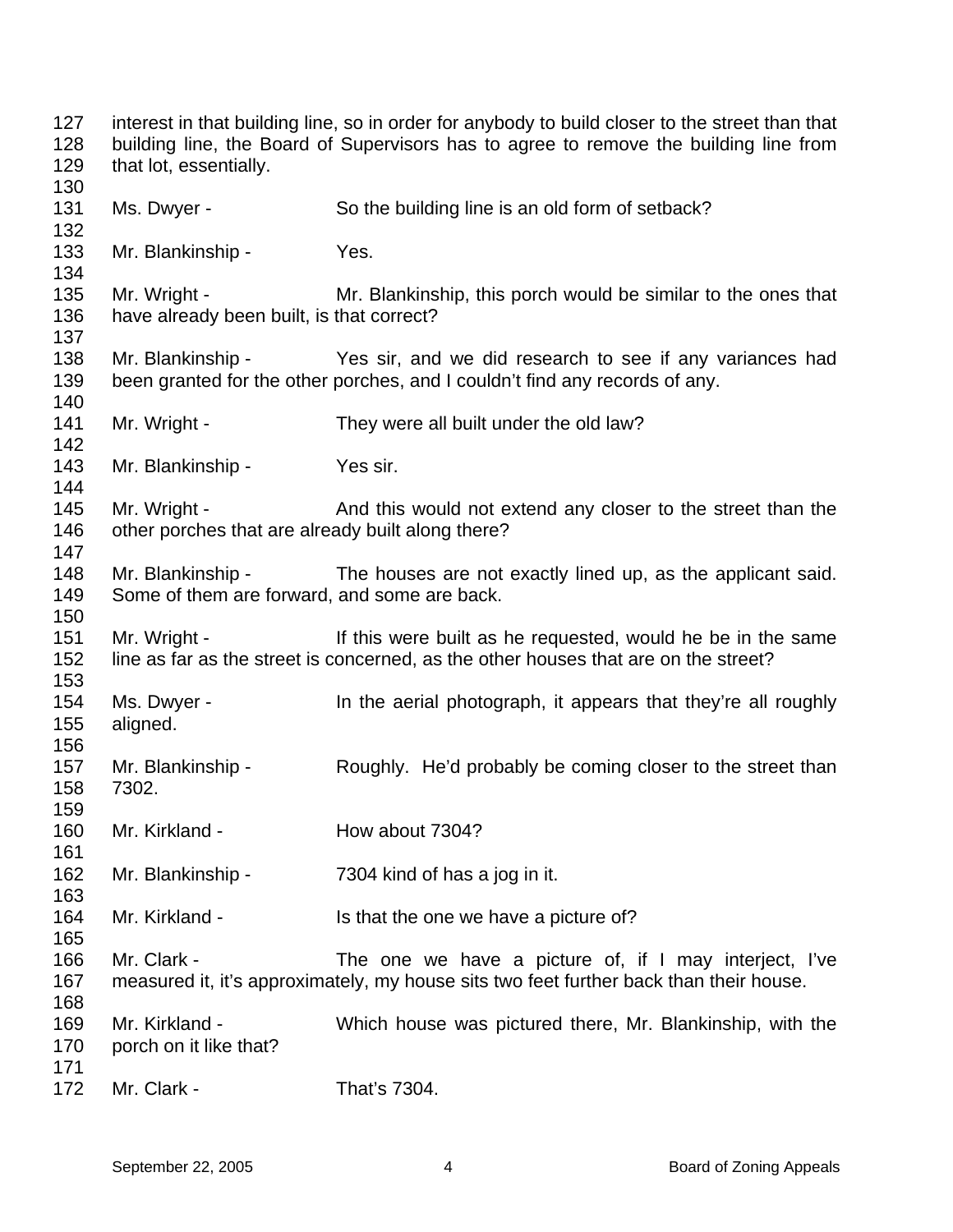127 interest in that building line, so in order for anybody to build closer to the street than that
128 building line, the Board of Supervisors has to agree to remove the building line from
129 that lot, essentially.
130
131 Ms. Dwyer - So the building line is an old form of setback?
132
133 Mr. Blankinship - Yes.
134
135 Mr. Wright - Mr. Blankinship, this porch would be similar to the ones that
136 have already been built, is that correct?
137
138 Mr. Blankinship - Yes sir, and we did research to see if any variances had
139 been granted for the other porches, and I couldn't find any records of any.
140
141 Mr. Wright - They were all built under the old law?
142
143 Mr. Blankinship - Yes sir.
144
145 Mr. Wright - And this would not extend any closer to the street than the
146 other porches that are already built along there?
147
148 Mr. Blankinship - The houses are not exactly lined up, as the applicant said.
149 Some of them are forward, and some are back.
150
151 Mr. Wright - If this were built as he requested, would he be in the same
152 line as far as the street is concerned, as the other houses that are on the street?
153
154 Ms. Dwyer - In the aerial photograph, it appears that they're all roughly
155 aligned.
156
157 Mr. Blankinship - Roughly. He'd probably be coming closer to the street than
158 7302.
159
160 Mr. Kirkland - How about 7304?
161
162 Mr. Blankinship - 7304 kind of has a jog in it.
163
164 Mr. Kirkland - Is that the one we have a picture of?
165
166 Mr. Clark - The one we have a picture of, if I may interject, I've
167 measured it, it's approximately, my house sits two feet further back than their house.
168
169 Mr. Kirkland - Which house was pictured there, Mr. Blankinship, with the
170 porch on it like that?
171
172 Mr. Clark - That's 7304.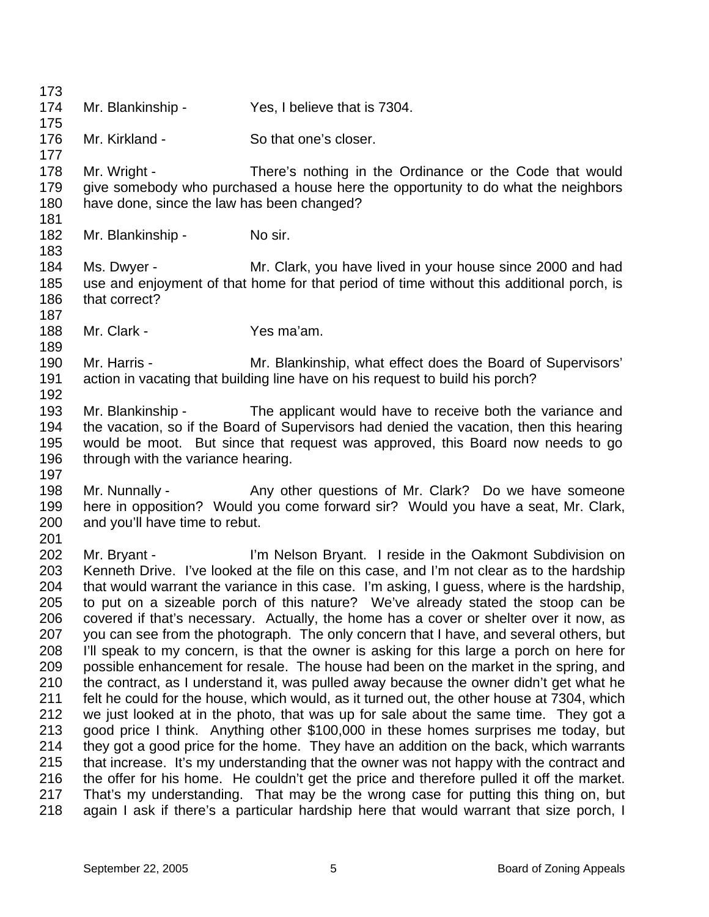Mr. Blankinship - Yes, I believe that is 7304.

Mr. Kirkland - So that one's closer.

Mr. Wright - There's nothing in the Ordinance or the Code that would give somebody who purchased a house here the opportunity to do what the neighbors have done, since the law has been changed?

Mr. Blankinship - No sir.

Ms. Dwyer - Mr. Clark, you have lived in your house since 2000 and had use and enjoyment of that home for that period of time without this additional porch, is that correct?

Mr. Clark - Yes ma'am.

Mr. Harris - Mr. Blankinship, what effect does the Board of Supervisors' action in vacating that building line have on his request to build his porch?

Mr. Blankinship - The applicant would have to receive both the variance and the vacation, so if the Board of Supervisors had denied the vacation, then this hearing would be moot. But since that request was approved, this Board now needs to go through with the variance hearing.

Mr. Nunnally - Any other questions of Mr. Clark? Do we have someone here in opposition? Would you come forward sir? Would you have a seat, Mr. Clark, and you'll have time to rebut.

Mr. Bryant - I'm Nelson Bryant. I reside in the Oakmont Subdivision on Kenneth Drive. I've looked at the file on this case, and I'm not clear as to the hardship that would warrant the variance in this case. I'm asking, I guess, where is the hardship, to put on a sizeable porch of this nature? We've already stated the stoop can be covered if that's necessary. Actually, the home has a cover or shelter over it now, as you can see from the photograph. The only concern that I have, and several others, but I'll speak to my concern, is that the owner is asking for this large a porch on here for possible enhancement for resale. The house had been on the market in the spring, and the contract, as I understand it, was pulled away because the owner didn't get what he felt he could for the house, which would, as it turned out, the other house at 7304, which we just looked at in the photo, that was up for sale about the same time. They got a good price I think. Anything other $100,000 in these homes surprises me today, but they got a good price for the home. They have an addition on the back, which warrants that increase. It's my understanding that the owner was not happy with the contract and the offer for his home. He couldn't get the price and therefore pulled it off the market. That's my understanding. That may be the wrong case for putting this thing on, but again I ask if there's a particular hardship here that would warrant that size porch, I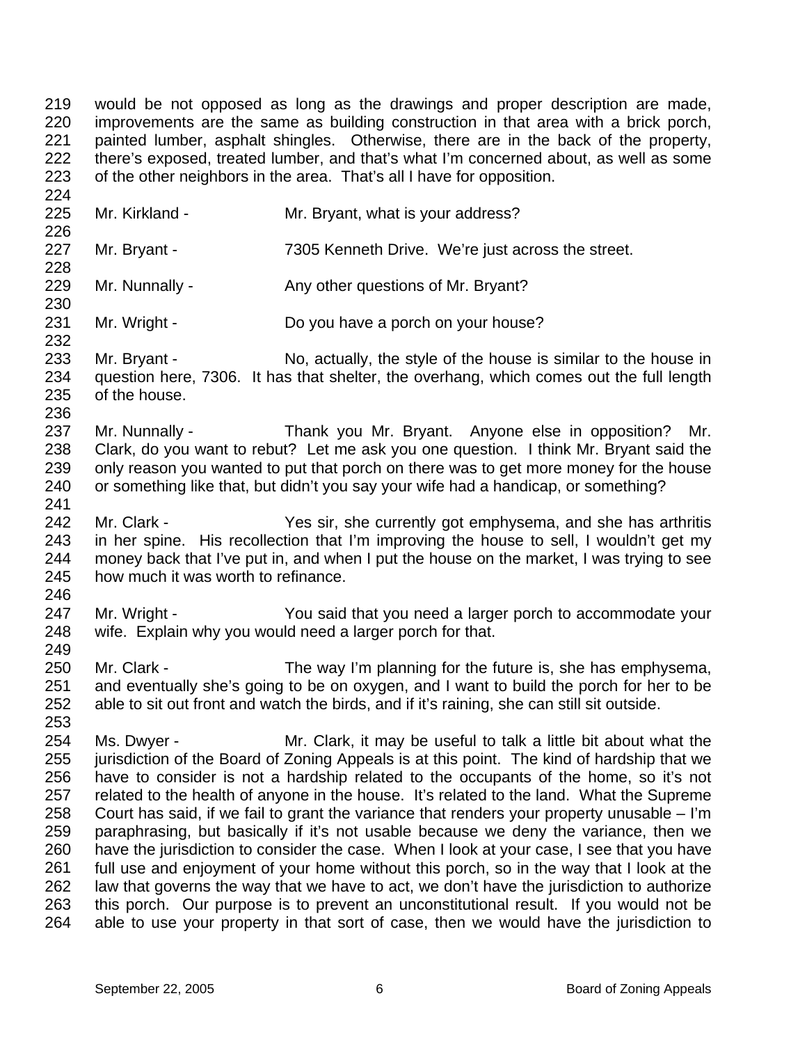would be not opposed as long as the drawings and proper description are made, improvements are the same as building construction in that area with a brick porch, painted lumber, asphalt shingles. Otherwise, there are in the back of the property, there's exposed, treated lumber, and that's what I'm concerned about, as well as some of the other neighbors in the area. That's all I have for opposition.

Mr. Kirkland - Mr. Bryant, what is your address?

Mr. Bryant - 7305 Kenneth Drive. We're just across the street.

Mr. Nunnally - Any other questions of Mr. Bryant?

Mr. Wright - Do you have a porch on your house?

Mr. Bryant - No, actually, the style of the house is similar to the house in question here, 7306. It has that shelter, the overhang, which comes out the full length of the house.

Mr. Nunnally - Thank you Mr. Bryant. Anyone else in opposition? Mr. Clark, do you want to rebut? Let me ask you one question. I think Mr. Bryant said the only reason you wanted to put that porch on there was to get more money for the house or something like that, but didn't you say your wife had a handicap, or something?

Mr. Clark - Yes sir, she currently got emphysema, and she has arthritis in her spine. His recollection that I'm improving the house to sell, I wouldn't get my money back that I've put in, and when I put the house on the market, I was trying to see how much it was worth to refinance.

Mr. Wright - You said that you need a larger porch to accommodate your wife. Explain why you would need a larger porch for that.

Mr. Clark - The way I'm planning for the future is, she has emphysema, and eventually she's going to be on oxygen, and I want to build the porch for her to be able to sit out front and watch the birds, and if it's raining, she can still sit outside.

Ms. Dwyer - Mr. Clark, it may be useful to talk a little bit about what the jurisdiction of the Board of Zoning Appeals is at this point. The kind of hardship that we have to consider is not a hardship related to the occupants of the home, so it's not related to the health of anyone in the house. It's related to the land. What the Supreme Court has said, if we fail to grant the variance that renders your property unusable – I'm paraphrasing, but basically if it's not usable because we deny the variance, then we have the jurisdiction to consider the case. When I look at your case, I see that you have full use and enjoyment of your home without this porch, so in the way that I look at the law that governs the way that we have to act, we don't have the jurisdiction to authorize this porch. Our purpose is to prevent an unconstitutional result. If you would not be able to use your property in that sort of case, then we would have the jurisdiction to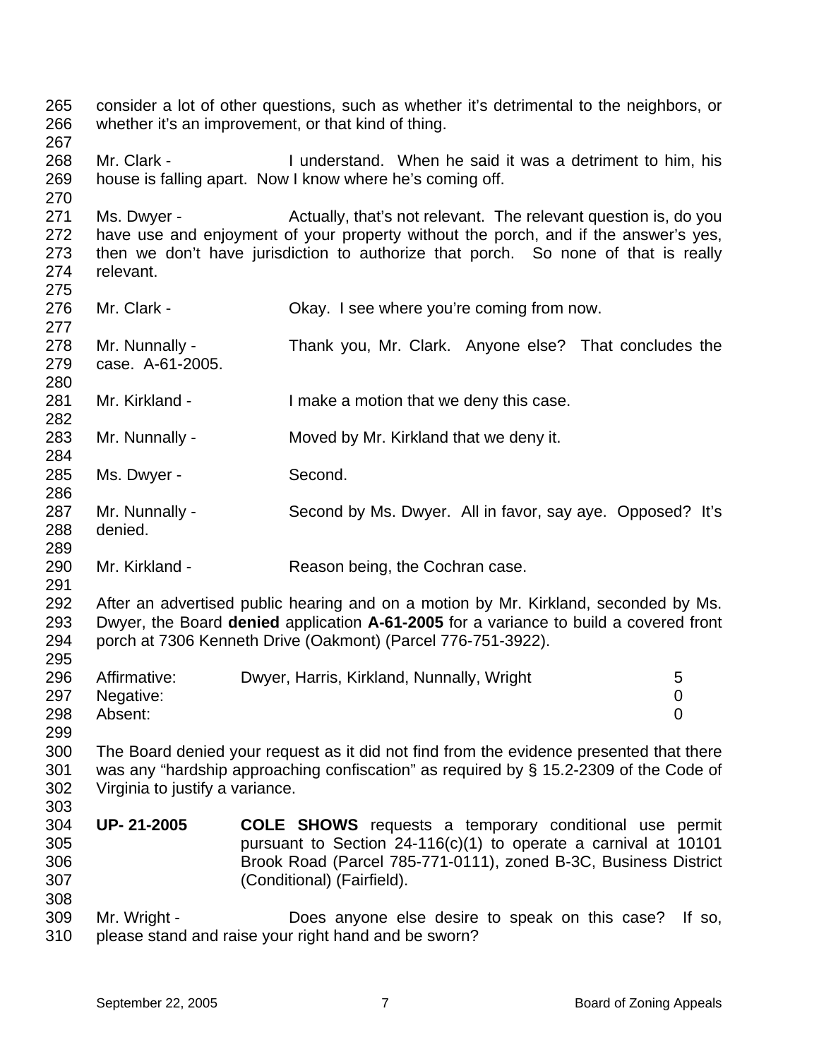consider a lot of other questions, such as whether it's detrimental to the neighbors, or whether it's an improvement, or that kind of thing.

Mr. Clark - I understand. When he said it was a detriment to him, his house is falling apart. Now I know where he's coming off.

Ms. Dwyer - Actually, that's not relevant. The relevant question is, do you have use and enjoyment of your property without the porch, and if the answer's yes, then we don't have jurisdiction to authorize that porch. So none of that is really relevant.

Mr. Clark - Okay. I see where you're coming from now.

Mr. Nunnally - Thank you, Mr. Clark. Anyone else? That concludes the case. A-61-2005.

Mr. Kirkland - I make a motion that we deny this case.

Mr. Nunnally - Moved by Mr. Kirkland that we deny it.

Ms. Dwyer - Second.

Mr. Nunnally - Second by Ms. Dwyer. All in favor, say aye. Opposed? It's denied.

Mr. Kirkland - Reason being, the Cochran case.

After an advertised public hearing and on a motion by Mr. Kirkland, seconded by Ms. Dwyer, the Board **denied** application **A-61-2005** for a variance to build a covered front porch at 7306 Kenneth Drive (Oakmont) (Parcel 776-751-3922).

| | | |
|---|---|---|
| Affirmative: | Dwyer, Harris, Kirkland, Nunnally, Wright | 5 |
| Negative: | | 0 |
| Absent: | | 0 |

The Board denied your request as it did not find from the evidence presented that there was any "hardship approaching confiscation" as required by § 15.2-2309 of the Code of Virginia to justify a variance.

**UP- 21-2005** **COLE SHOWS** requests a temporary conditional use permit pursuant to Section 24-116(c)(1) to operate a carnival at 10101 Brook Road (Parcel 785-771-0111), zoned B-3C, Business District (Conditional) (Fairfield).

Mr. Wright - Does anyone else desire to speak on this case? If so, please stand and raise your right hand and be sworn?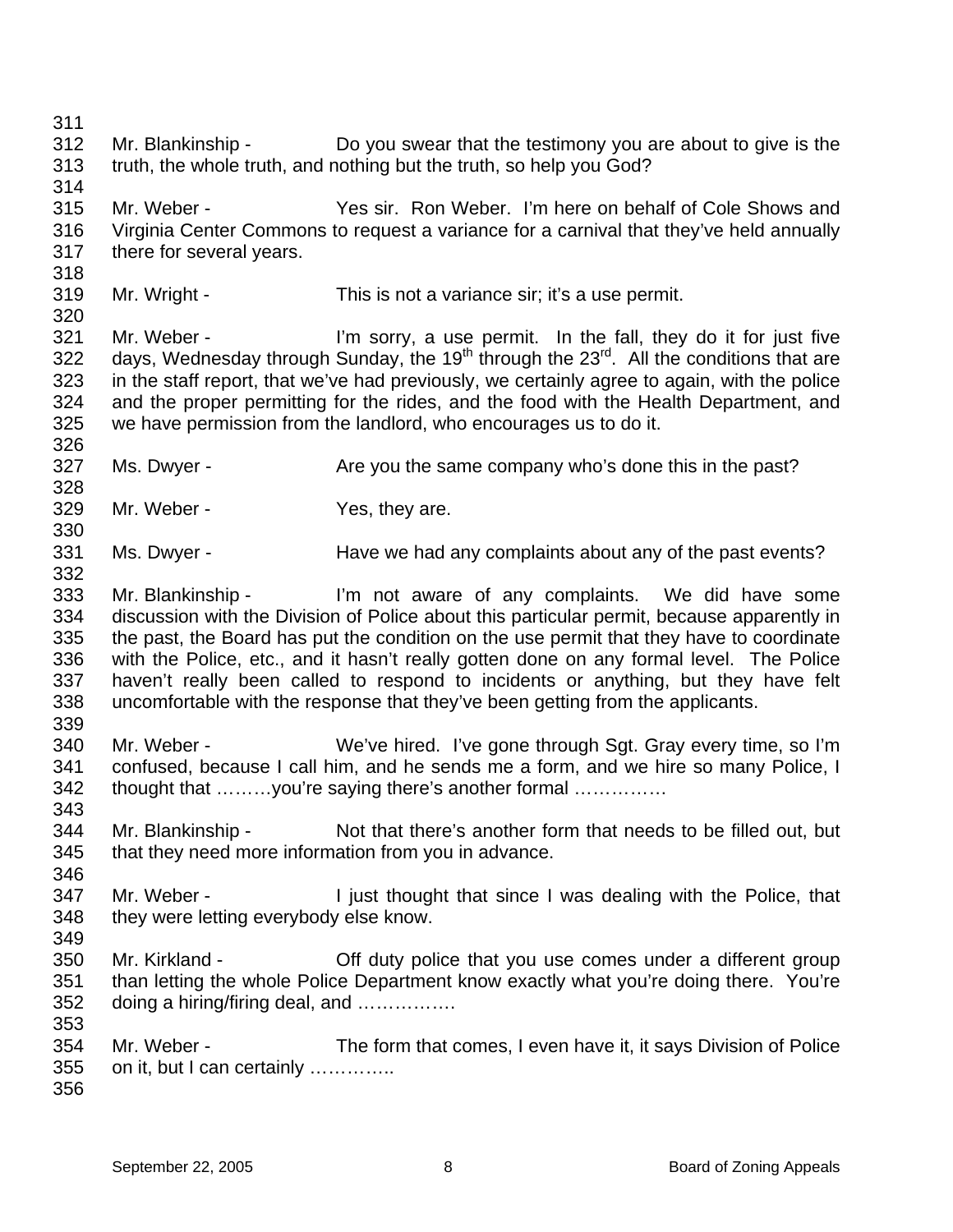Mr. Blankinship - Do you swear that the testimony you are about to give is the truth, the whole truth, and nothing but the truth, so help you God?

Mr. Weber - Yes sir. Ron Weber. I'm here on behalf of Cole Shows and Virginia Center Commons to request a variance for a carnival that they've held annually there for several years.

Mr. Wright - This is not a variance sir; it's a use permit.

Mr. Weber - I'm sorry, a use permit. In the fall, they do it for just five days, Wednesday through Sunday, the 19th through the 23rd. All the conditions that are in the staff report, that we've had previously, we certainly agree to again, with the police and the proper permitting for the rides, and the food with the Health Department, and we have permission from the landlord, who encourages us to do it.

Ms. Dwyer - Are you the same company who's done this in the past?

Mr. Weber - Yes, they are.

Ms. Dwyer - Have we had any complaints about any of the past events?

Mr. Blankinship - I'm not aware of any complaints. We did have some discussion with the Division of Police about this particular permit, because apparently in the past, the Board has put the condition on the use permit that they have to coordinate with the Police, etc., and it hasn't really gotten done on any formal level. The Police haven't really been called to respond to incidents or anything, but they have felt uncomfortable with the response that they've been getting from the applicants.

Mr. Weber - We've hired. I've gone through Sgt. Gray every time, so I'm confused, because I call him, and he sends me a form, and we hire so many Police, I thought that ………you're saying there's another formal ……………

Mr. Blankinship - Not that there's another form that needs to be filled out, but that they need more information from you in advance.

Mr. Weber - I just thought that since I was dealing with the Police, that they were letting everybody else know.

Mr. Kirkland - Off duty police that you use comes under a different group than letting the whole Police Department know exactly what you're doing there. You're doing a hiring/firing deal, and …………….

Mr. Weber - The form that comes, I even have it, it says Division of Police on it, but I can certainly …………..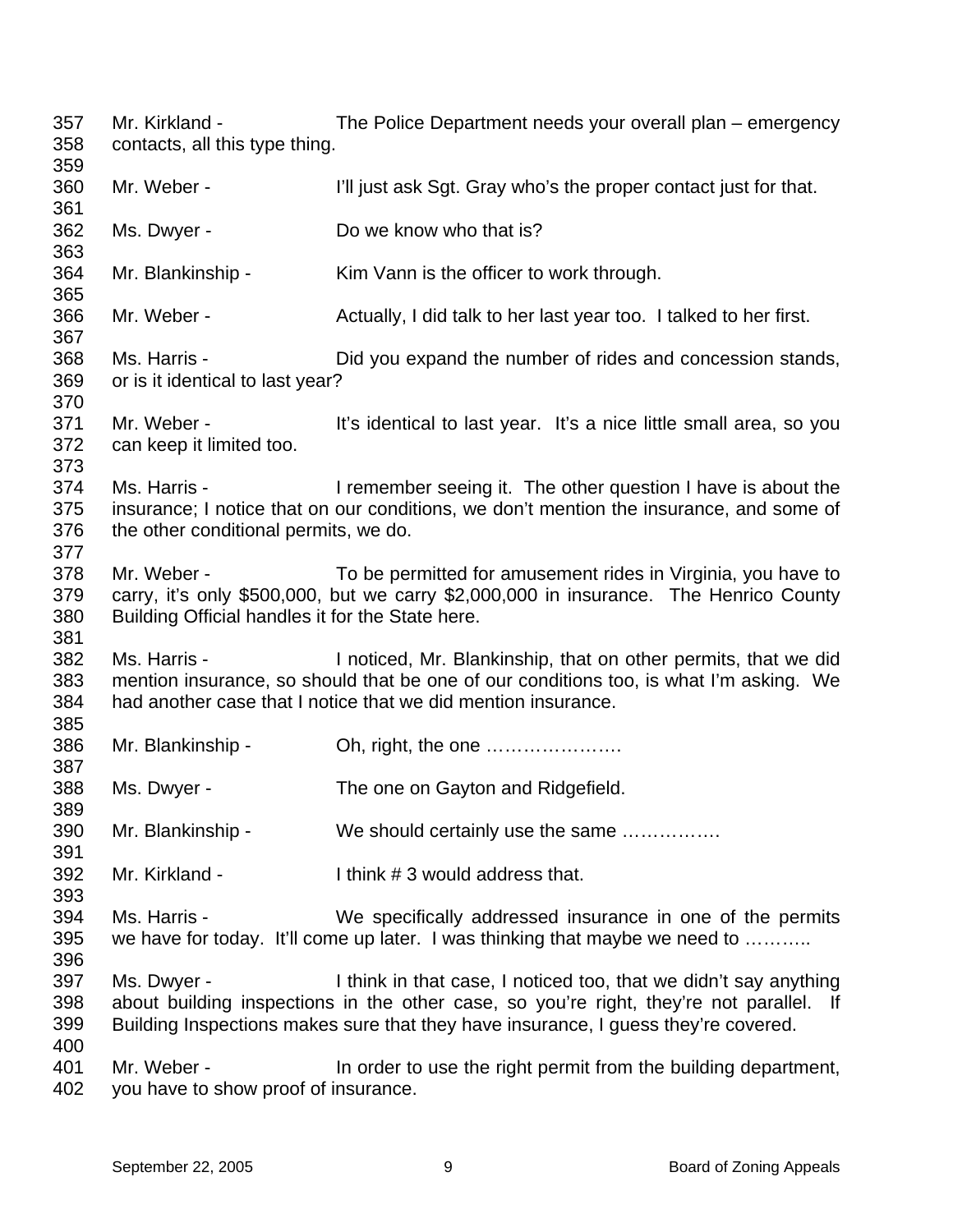357 Mr. Kirkland - The Police Department needs your overall plan – emergency
358 contacts, all this type thing.
359
360 Mr. Weber - I'll just ask Sgt. Gray who's the proper contact just for that.
361
362 Ms. Dwyer - Do we know who that is?
363
364 Mr. Blankinship - Kim Vann is the officer to work through.
365
366 Mr. Weber - Actually, I did talk to her last year too. I talked to her first.
367
368 Ms. Harris - Did you expand the number of rides and concession stands,
369 or is it identical to last year?
370
371 Mr. Weber - It's identical to last year. It's a nice little small area, so you
372 can keep it limited too.
373
374 Ms. Harris - I remember seeing it. The other question I have is about the
375 insurance; I notice that on our conditions, we don't mention the insurance, and some of
376 the other conditional permits, we do.
377
378 Mr. Weber - To be permitted for amusement rides in Virginia, you have to
379 carry, it's only $500,000, but we carry $2,000,000 in insurance. The Henrico County
380 Building Official handles it for the State here.
381
382 Ms. Harris - I noticed, Mr. Blankinship, that on other permits, that we did
383 mention insurance, so should that be one of our conditions too, is what I'm asking. We
384 had another case that I notice that we did mention insurance.
385
386 Mr. Blankinship - Oh, right, the one ………………….
387
388 Ms. Dwyer - The one on Gayton and Ridgefield.
389
390 Mr. Blankinship - We should certainly use the same …………….
391
392 Mr. Kirkland - I think # 3 would address that.
393
394 Ms. Harris - We specifically addressed insurance in one of the permits
395 we have for today. It'll come up later. I was thinking that maybe we need to ………..
396
397 Ms. Dwyer - I think in that case, I noticed too, that we didn't say anything
398 about building inspections in the other case, so you're right, they're not parallel. If
399 Building Inspections makes sure that they have insurance, I guess they're covered.
400
401 Mr. Weber - In order to use the right permit from the building department,
402 you have to show proof of insurance.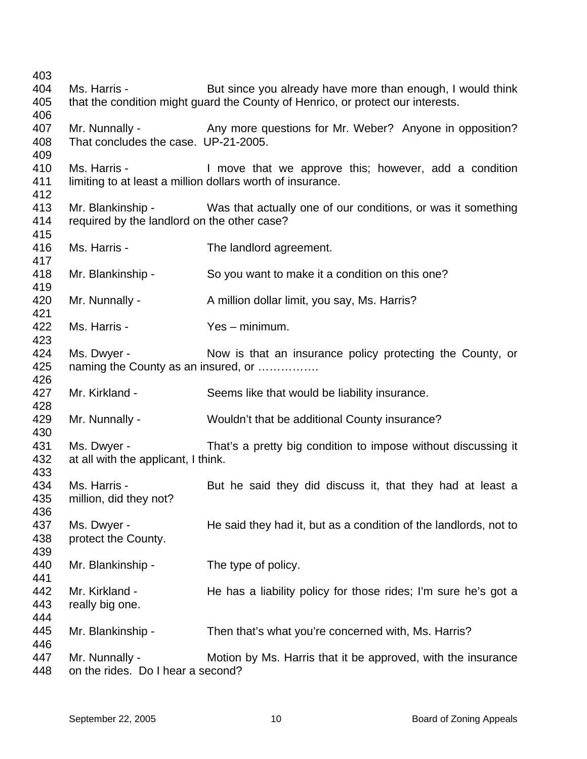Ms. Harris - But since you already have more than enough, I would think that the condition might guard the County of Henrico, or protect our interests.

Mr. Nunnally - Any more questions for Mr. Weber? Anyone in opposition? That concludes the case. UP-21-2005.

Ms. Harris - I move that we approve this; however, add a condition limiting to at least a million dollars worth of insurance.

Mr. Blankinship - Was that actually one of our conditions, or was it something required by the landlord on the other case?

Ms. Harris - The landlord agreement.

Mr. Blankinship - So you want to make it a condition on this one?

Mr. Nunnally - A million dollar limit, you say, Ms. Harris?

Ms. Harris - Yes – minimum.

Ms. Dwyer - Now is that an insurance policy protecting the County, or naming the County as an insured, or …………….

Mr. Kirkland - Seems like that would be liability insurance.

Mr. Nunnally - Wouldn't that be additional County insurance?

Ms. Dwyer - That's a pretty big condition to impose without discussing it at all with the applicant, I think.

Ms. Harris - But he said they did discuss it, that they had at least a million, did they not?

Ms. Dwyer - He said they had it, but as a condition of the landlords, not to protect the County.

Mr. Blankinship - The type of policy.

Mr. Kirkland - He has a liability policy for those rides; I'm sure he's got a really big one.

Mr. Blankinship - Then that's what you're concerned with, Ms. Harris?

Mr. Nunnally - Motion by Ms. Harris that it be approved, with the insurance on the rides. Do I hear a second?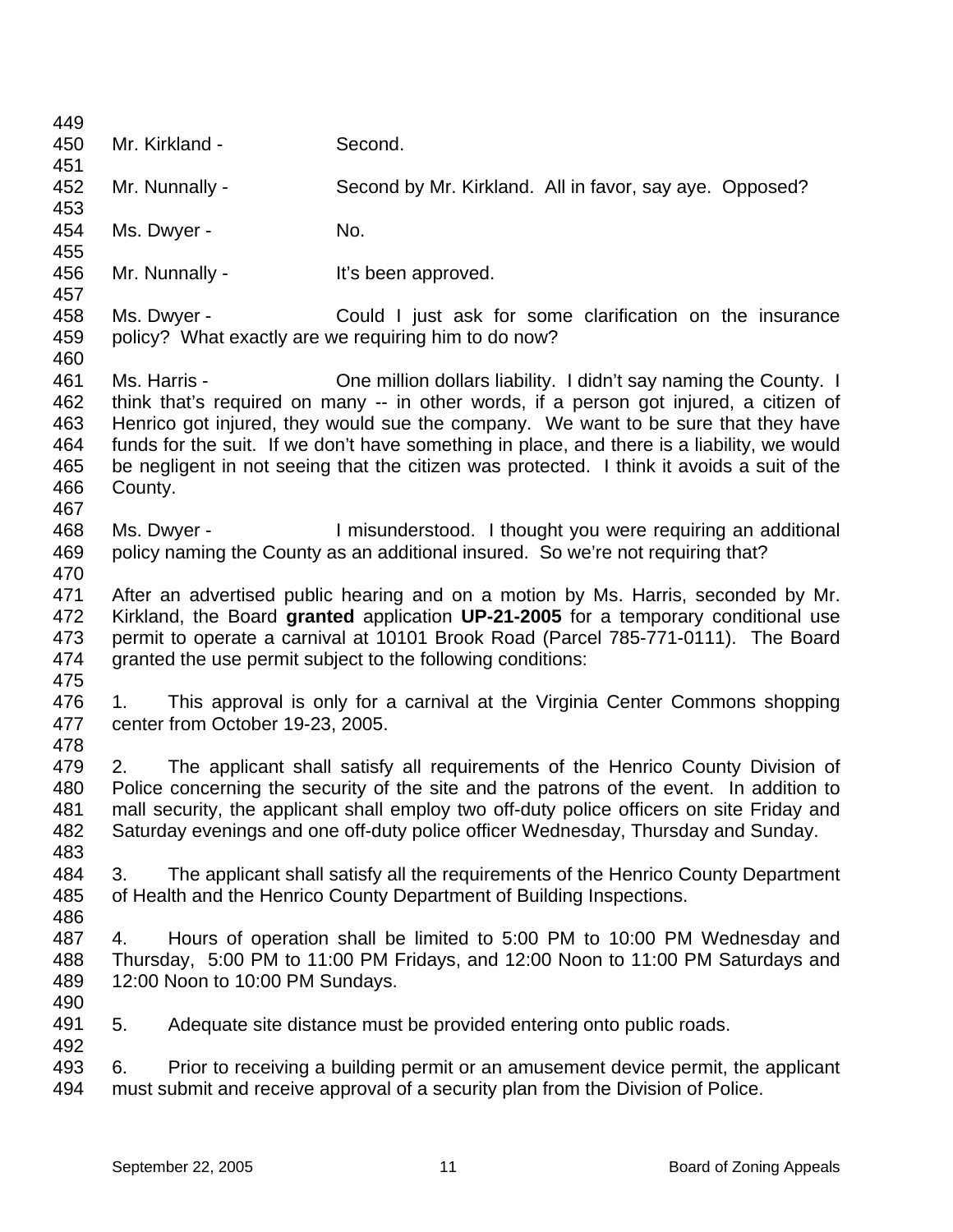Mr. Kirkland - Second.

Mr. Nunnally - Second by Mr. Kirkland. All in favor, say aye. Opposed?

Ms. Dwyer - No.

Mr. Nunnally - It's been approved.

Ms. Dwyer - Could I just ask for some clarification on the insurance policy? What exactly are we requiring him to do now?

Ms. Harris - One million dollars liability. I didn't say naming the County. I think that's required on many -- in other words, if a person got injured, a citizen of Henrico got injured, they would sue the company. We want to be sure that they have funds for the suit. If we don't have something in place, and there is a liability, we would be negligent in not seeing that the citizen was protected. I think it avoids a suit of the County.

Ms. Dwyer - I misunderstood. I thought you were requiring an additional policy naming the County as an additional insured. So we're not requiring that?

After an advertised public hearing and on a motion by Ms. Harris, seconded by Mr. Kirkland, the Board **granted** application **UP-21-2005** for a temporary conditional use permit to operate a carnival at 10101 Brook Road (Parcel 785-771-0111). The Board granted the use permit subject to the following conditions:

1. This approval is only for a carnival at the Virginia Center Commons shopping center from October 19-23, 2005.

2. The applicant shall satisfy all requirements of the Henrico County Division of Police concerning the security of the site and the patrons of the event. In addition to mall security, the applicant shall employ two off-duty police officers on site Friday and Saturday evenings and one off-duty police officer Wednesday, Thursday and Sunday.

3. The applicant shall satisfy all the requirements of the Henrico County Department of Health and the Henrico County Department of Building Inspections.

4. Hours of operation shall be limited to 5:00 PM to 10:00 PM Wednesday and Thursday, 5:00 PM to 11:00 PM Fridays, and 12:00 Noon to 11:00 PM Saturdays and 12:00 Noon to 10:00 PM Sundays.

5. Adequate site distance must be provided entering onto public roads.

6. Prior to receiving a building permit or an amusement device permit, the applicant must submit and receive approval of a security plan from the Division of Police.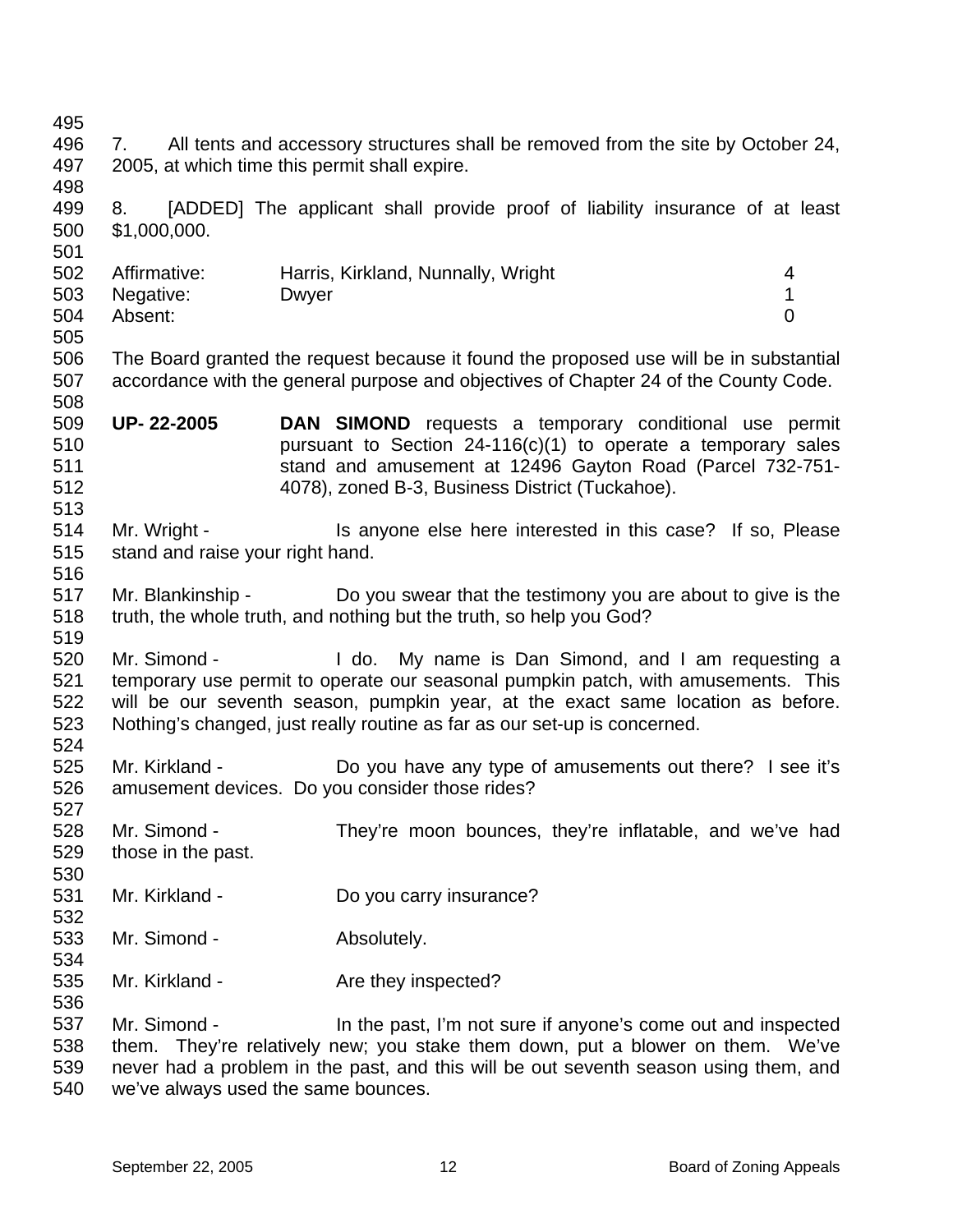7. All tents and accessory structures shall be removed from the site by October 24, 2005, at which time this permit shall expire.

8. [ADDED] The applicant shall provide proof of liability insurance of at least $1,000,000.

| | | |
|---|---|---|
| Affirmative: | Harris, Kirkland, Nunnally, Wright | 4 |
| Negative: | Dwyer | 1 |
| Absent: | | 0 |

The Board granted the request because it found the proposed use will be in substantial accordance with the general purpose and objectives of Chapter 24 of the County Code.

**UP- 22-2005** **DAN SIMOND** requests a temporary conditional use permit pursuant to Section 24-116(c)(1) to operate a temporary sales stand and amusement at 12496 Gayton Road (Parcel 732-751-4078), zoned B-3, Business District (Tuckahoe).

Mr. Wright - Is anyone else here interested in this case? If so, Please stand and raise your right hand.

Mr. Blankinship - Do you swear that the testimony you are about to give is the truth, the whole truth, and nothing but the truth, so help you God?

Mr. Simond - I do. My name is Dan Simond, and I am requesting a temporary use permit to operate our seasonal pumpkin patch, with amusements. This will be our seventh season, pumpkin year, at the exact same location as before. Nothing's changed, just really routine as far as our set-up is concerned.

Mr. Kirkland - Do you have any type of amusements out there? I see it's amusement devices. Do you consider those rides?

Mr. Simond - They're moon bounces, they're inflatable, and we've had those in the past.

Mr. Kirkland - Do you carry insurance?

Mr. Simond - Absolutely.

Mr. Kirkland - Are they inspected?

Mr. Simond - In the past, I'm not sure if anyone's come out and inspected them. They're relatively new; you stake them down, put a blower on them. We've never had a problem in the past, and this will be out seventh season using them, and we've always used the same bounces.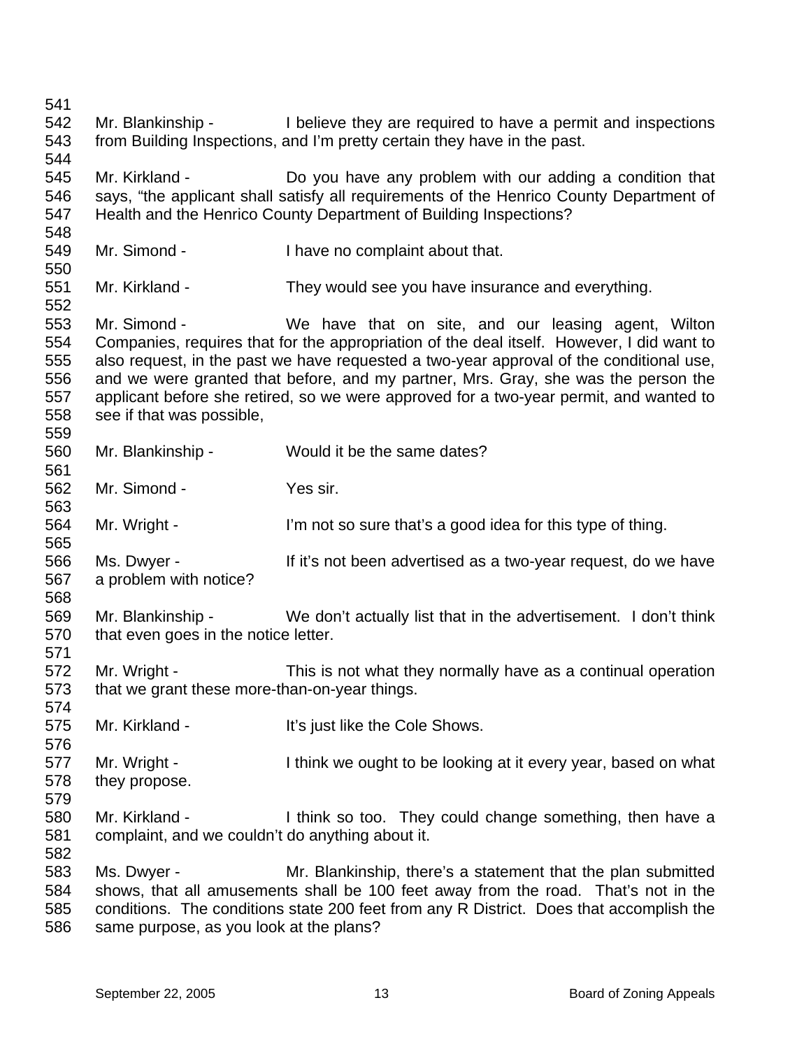Mr. Blankinship - I believe they are required to have a permit and inspections from Building Inspections, and I'm pretty certain they have in the past.

Mr. Kirkland - Do you have any problem with our adding a condition that says, "the applicant shall satisfy all requirements of the Henrico County Department of Health and the Henrico County Department of Building Inspections?

Mr. Simond - I have no complaint about that.

Mr. Kirkland - They would see you have insurance and everything.

Mr. Simond - We have that on site, and our leasing agent, Wilton Companies, requires that for the appropriation of the deal itself. However, I did want to also request, in the past we have requested a two-year approval of the conditional use, and we were granted that before, and my partner, Mrs. Gray, she was the person the applicant before she retired, so we were approved for a two-year permit, and wanted to see if that was possible,

Mr. Blankinship - Would it be the same dates?

Mr. Simond - Yes sir.

Mr. Wright - I'm not so sure that's a good idea for this type of thing.

Ms. Dwyer - If it's not been advertised as a two-year request, do we have a problem with notice?

Mr. Blankinship - We don't actually list that in the advertisement. I don't think that even goes in the notice letter.

Mr. Wright - This is not what they normally have as a continual operation that we grant these more-than-on-year things.

Mr. Kirkland - It's just like the Cole Shows.

Mr. Wright - I think we ought to be looking at it every year, based on what they propose.

Mr. Kirkland - I think so too. They could change something, then have a complaint, and we couldn't do anything about it.

Ms. Dwyer - Mr. Blankinship, there's a statement that the plan submitted shows, that all amusements shall be 100 feet away from the road. That's not in the conditions. The conditions state 200 feet from any R District. Does that accomplish the same purpose, as you look at the plans?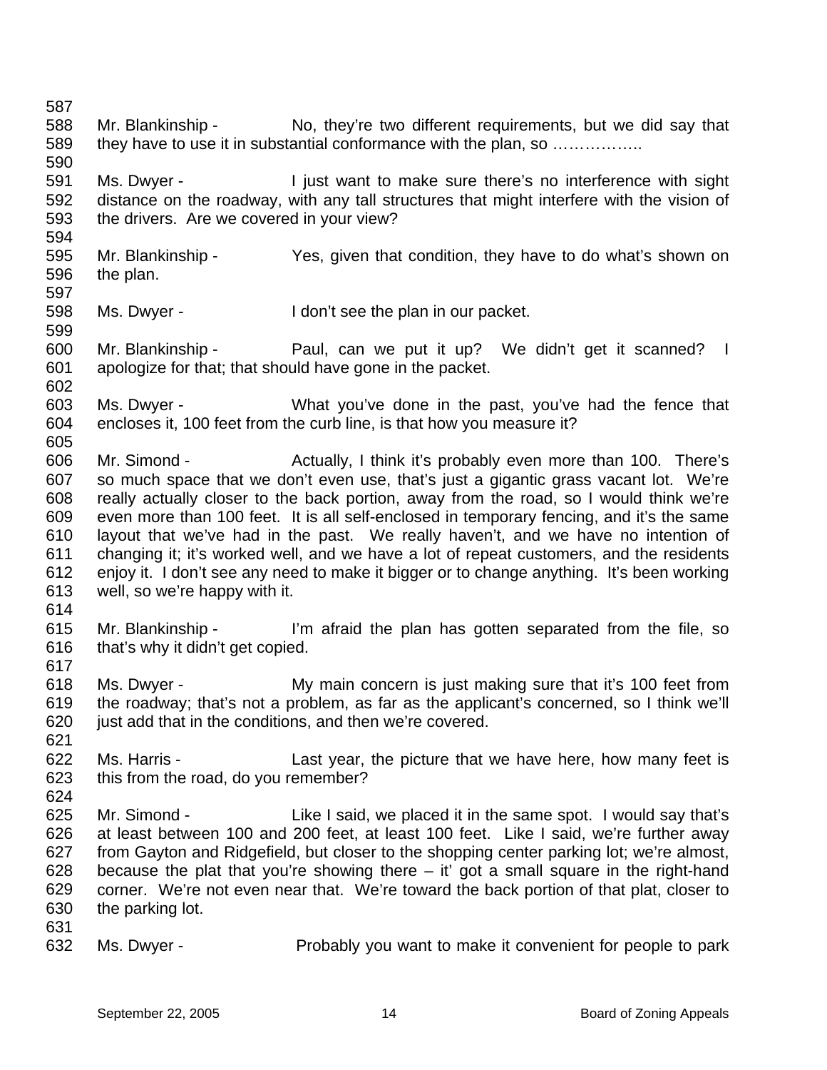Mr. Blankinship - No, they're two different requirements, but we did say that they have to use it in substantial conformance with the plan, so ……………..

Ms. Dwyer - I just want to make sure there's no interference with sight distance on the roadway, with any tall structures that might interfere with the vision of the drivers. Are we covered in your view?

Mr. Blankinship - Yes, given that condition, they have to do what's shown on the plan.

Ms. Dwyer - I don't see the plan in our packet.

Mr. Blankinship - Paul, can we put it up? We didn't get it scanned? I apologize for that; that should have gone in the packet.

Ms. Dwyer - What you've done in the past, you've had the fence that encloses it, 100 feet from the curb line, is that how you measure it?

Mr. Simond - Actually, I think it's probably even more than 100. There's so much space that we don't even use, that's just a gigantic grass vacant lot. We're really actually closer to the back portion, away from the road, so I would think we're even more than 100 feet. It is all self-enclosed in temporary fencing, and it's the same layout that we've had in the past. We really haven't, and we have no intention of changing it; it's worked well, and we have a lot of repeat customers, and the residents enjoy it. I don't see any need to make it bigger or to change anything. It's been working well, so we're happy with it.

Mr. Blankinship - I'm afraid the plan has gotten separated from the file, so that's why it didn't get copied.

Ms. Dwyer - My main concern is just making sure that it's 100 feet from the roadway; that's not a problem, as far as the applicant's concerned, so I think we'll just add that in the conditions, and then we're covered.

Ms. Harris - Last year, the picture that we have here, how many feet is this from the road, do you remember?

Mr. Simond - Like I said, we placed it in the same spot. I would say that's at least between 100 and 200 feet, at least 100 feet. Like I said, we're further away from Gayton and Ridgefield, but closer to the shopping center parking lot; we're almost, because the plat that you're showing there – it' got a small square in the right-hand corner. We're not even near that. We're toward the back portion of that plat, closer to the parking lot.

Ms. Dwyer - Probably you want to make it convenient for people to park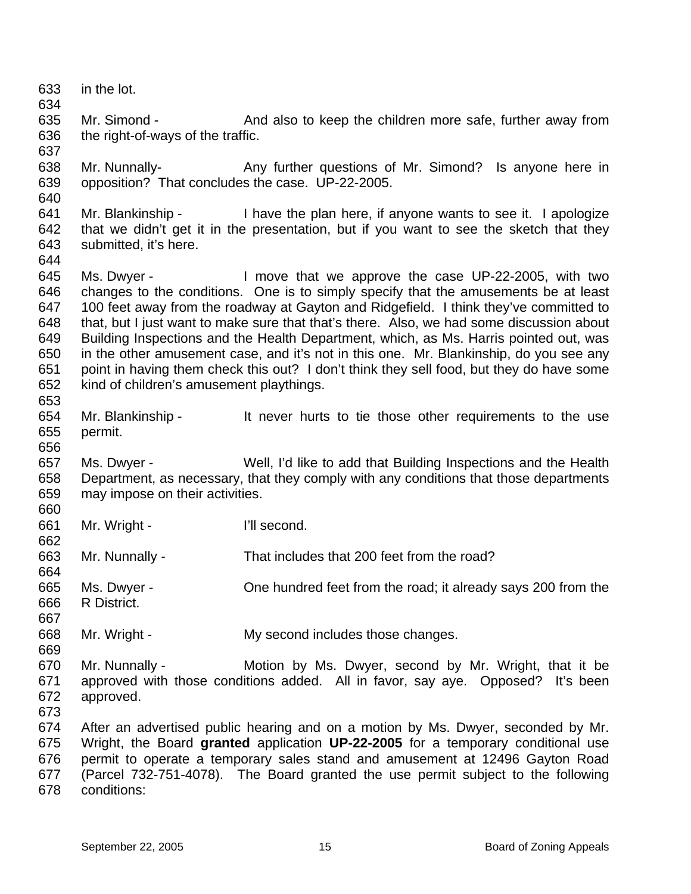in the lot.

Mr. Simond - And also to keep the children more safe, further away from the right-of-ways of the traffic.

Mr. Nunnally- Any further questions of Mr. Simond? Is anyone here in opposition? That concludes the case. UP-22-2005.

Mr. Blankinship - I have the plan here, if anyone wants to see it. I apologize that we didn't get it in the presentation, but if you want to see the sketch that they submitted, it's here.

Ms. Dwyer - I move that we approve the case UP-22-2005, with two changes to the conditions. One is to simply specify that the amusements be at least 100 feet away from the roadway at Gayton and Ridgefield. I think they've committed to that, but I just want to make sure that that's there. Also, we had some discussion about Building Inspections and the Health Department, which, as Ms. Harris pointed out, was in the other amusement case, and it's not in this one. Mr. Blankinship, do you see any point in having them check this out? I don't think they sell food, but they do have some kind of children's amusement playthings.

Mr. Blankinship - It never hurts to tie those other requirements to the use permit.

Ms. Dwyer - Well, I'd like to add that Building Inspections and the Health Department, as necessary, that they comply with any conditions that those departments may impose on their activities.

Mr. Wright - I'll second.

Mr. Nunnally - That includes that 200 feet from the road?

Ms. Dwyer - One hundred feet from the road; it already says 200 from the R District.

Mr. Wright - My second includes those changes.

Mr. Nunnally - Motion by Ms. Dwyer, second by Mr. Wright, that it be approved with those conditions added. All in favor, say aye. Opposed? It's been approved.

After an advertised public hearing and on a motion by Ms. Dwyer, seconded by Mr. Wright, the Board **granted** application **UP-22-2005** for a temporary conditional use permit to operate a temporary sales stand and amusement at 12496 Gayton Road (Parcel 732-751-4078). The Board granted the use permit subject to the following conditions: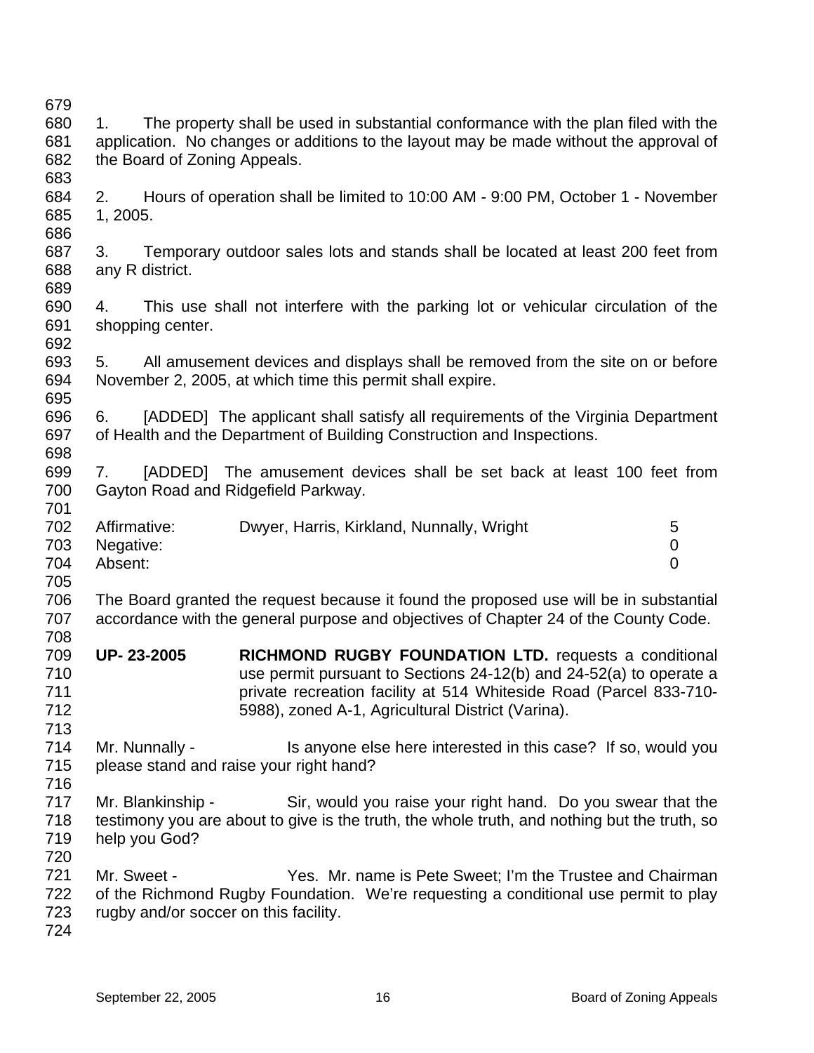1. The property shall be used in substantial conformance with the plan filed with the application. No changes or additions to the layout may be made without the approval of the Board of Zoning Appeals.

2. Hours of operation shall be limited to 10:00 AM - 9:00 PM, October 1 - November 1, 2005.

3. Temporary outdoor sales lots and stands shall be located at least 200 feet from any R district.

4. This use shall not interfere with the parking lot or vehicular circulation of the shopping center.

5. All amusement devices and displays shall be removed from the site on or before November 2, 2005, at which time this permit shall expire.

6. [ADDED] The applicant shall satisfy all requirements of the Virginia Department of Health and the Department of Building Construction and Inspections.

7. [ADDED] The amusement devices shall be set back at least 100 feet from Gayton Road and Ridgefield Parkway.

| | | |
|---|---|---|
| Affirmative: | Dwyer, Harris, Kirkland, Nunnally, Wright | 5 |
| Negative: | | 0 |
| Absent: | | 0 |

The Board granted the request because it found the proposed use will be in substantial accordance with the general purpose and objectives of Chapter 24 of the County Code.

**UP- 23-2005** **RICHMOND RUGBY FOUNDATION LTD.** requests a conditional use permit pursuant to Sections 24-12(b) and 24-52(a) to operate a private recreation facility at 514 Whiteside Road (Parcel 833-710-5988), zoned A-1, Agricultural District (Varina).

Mr. Nunnally - Is anyone else here interested in this case? If so, would you please stand and raise your right hand?

Mr. Blankinship - Sir, would you raise your right hand. Do you swear that the testimony you are about to give is the truth, the whole truth, and nothing but the truth, so help you God?

Mr. Sweet - Yes. Mr. name is Pete Sweet; I'm the Trustee and Chairman of the Richmond Rugby Foundation. We're requesting a conditional use permit to play rugby and/or soccer on this facility.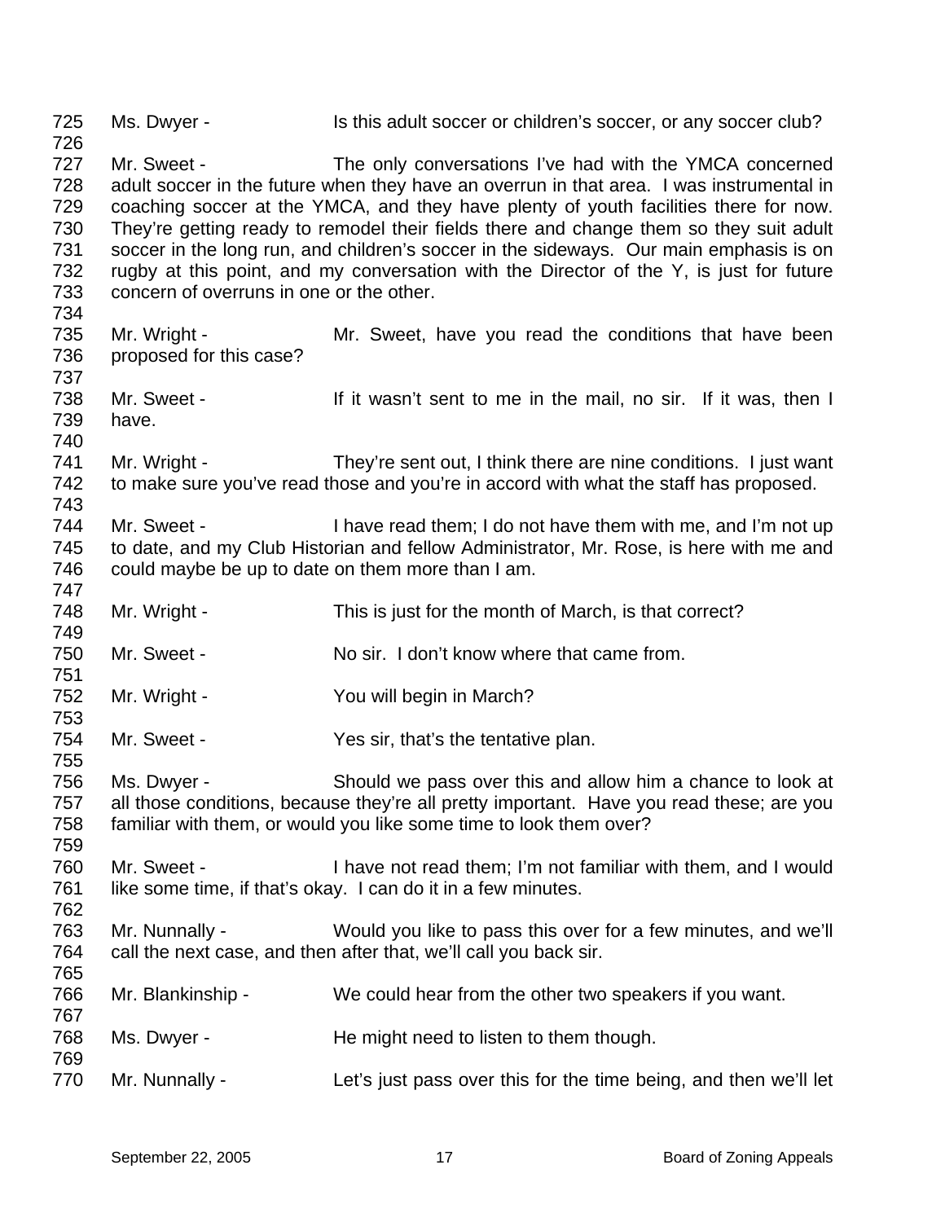725 Ms. Dwyer - Is this adult soccer or children's soccer, or any soccer club?
726
727 Mr. Sweet - The only conversations I've had with the YMCA concerned
728 adult soccer in the future when they have an overrun in that area. I was instrumental in
729 coaching soccer at the YMCA, and they have plenty of youth facilities there for now.
730 They're getting ready to remodel their fields there and change them so they suit adult
731 soccer in the long run, and children's soccer in the sideways. Our main emphasis is on
732 rugby at this point, and my conversation with the Director of the Y, is just for future
733 concern of overruns in one or the other.
734
735 Mr. Wright - Mr. Sweet, have you read the conditions that have been
736 proposed for this case?
737
738 Mr. Sweet - If it wasn't sent to me in the mail, no sir. If it was, then I
739 have.
740
741 Mr. Wright - They're sent out, I think there are nine conditions. I just want
742 to make sure you've read those and you're in accord with what the staff has proposed.
743
744 Mr. Sweet - I have read them; I do not have them with me, and I'm not up
745 to date, and my Club Historian and fellow Administrator, Mr. Rose, is here with me and
746 could maybe be up to date on them more than I am.
747
748 Mr. Wright - This is just for the month of March, is that correct?
749
750 Mr. Sweet - No sir. I don't know where that came from.
751
752 Mr. Wright - You will begin in March?
753
754 Mr. Sweet - Yes sir, that's the tentative plan.
755
756 Ms. Dwyer - Should we pass over this and allow him a chance to look at
757 all those conditions, because they're all pretty important. Have you read these; are you
758 familiar with them, or would you like some time to look them over?
759
760 Mr. Sweet - I have not read them; I'm not familiar with them, and I would
761 like some time, if that's okay. I can do it in a few minutes.
762
763 Mr. Nunnally - Would you like to pass this over for a few minutes, and we'll
764 call the next case, and then after that, we'll call you back sir.
765
766 Mr. Blankinship - We could hear from the other two speakers if you want.
767
768 Ms. Dwyer - He might need to listen to them though.
769
770 Mr. Nunnally - Let's just pass over this for the time being, and then we'll let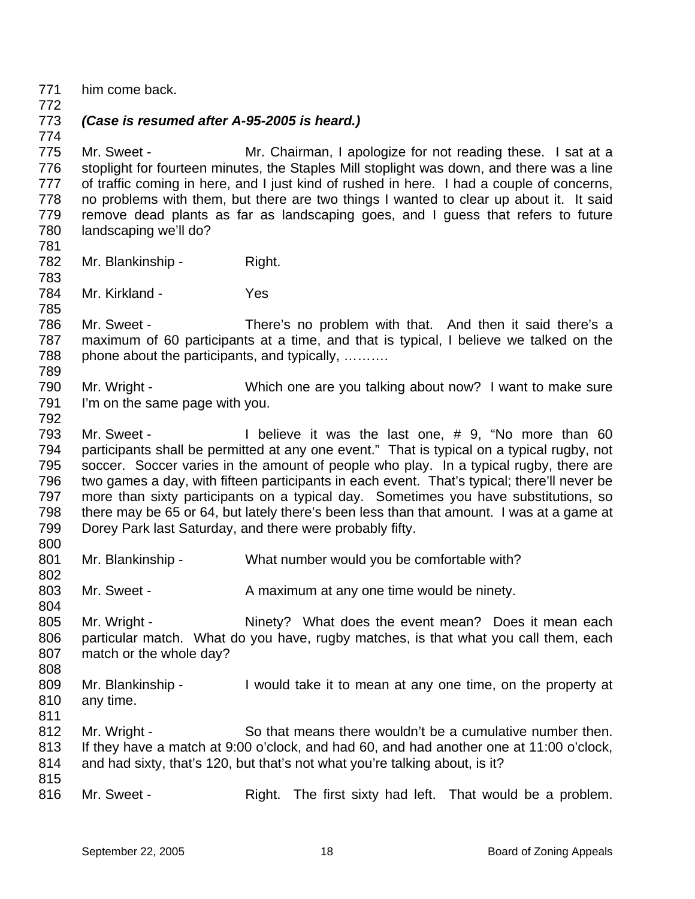771 him come back.

772

773 ***(Case is resumed after A-95-2005 is heard.)***

774

775 Mr. Sweet - Mr. Chairman, I apologize for not reading these. I sat at a
776 stoplight for fourteen minutes, the Staples Mill stoplight was down, and there was a line
777 of traffic coming in here, and I just kind of rushed in here. I had a couple of concerns,
778 no problems with them, but there are two things I wanted to clear up about it. It said
779 remove dead plants as far as landscaping goes, and I guess that refers to future
780 landscaping we'll do?

781

782 Mr. Blankinship - Right.

783

784 Mr. Kirkland - Yes

785

786 Mr. Sweet - There's no problem with that. And then it said there's a
787 maximum of 60 participants at a time, and that is typical, I believe we talked on the
788 phone about the participants, and typically, ……….

789

790 Mr. Wright - Which one are you talking about now? I want to make sure
791 I'm on the same page with you.

792

793 Mr. Sweet - I believe it was the last one, # 9, "No more than 60
794 participants shall be permitted at any one event." That is typical on a typical rugby, not
795 soccer. Soccer varies in the amount of people who play. In a typical rugby, there are
796 two games a day, with fifteen participants in each event. That's typical; there'll never be
797 more than sixty participants on a typical day. Sometimes you have substitutions, so
798 there may be 65 or 64, but lately there's been less than that amount. I was at a game at
799 Dorey Park last Saturday, and there were probably fifty.

800

801 Mr. Blankinship - What number would you be comfortable with?

802

803 Mr. Sweet - A maximum at any one time would be ninety.

804

805 Mr. Wright - Ninety? What does the event mean? Does it mean each
806 particular match. What do you have, rugby matches, is that what you call them, each
807 match or the whole day?

808

809 Mr. Blankinship - I would take it to mean at any one time, on the property at
810 any time.

811

812 Mr. Wright - So that means there wouldn't be a cumulative number then.
813 If they have a match at 9:00 o'clock, and had 60, and had another one at 11:00 o'clock,
814 and had sixty, that's 120, but that's not what you're talking about, is it?

815

816 Mr. Sweet - Right. The first sixty had left. That would be a problem.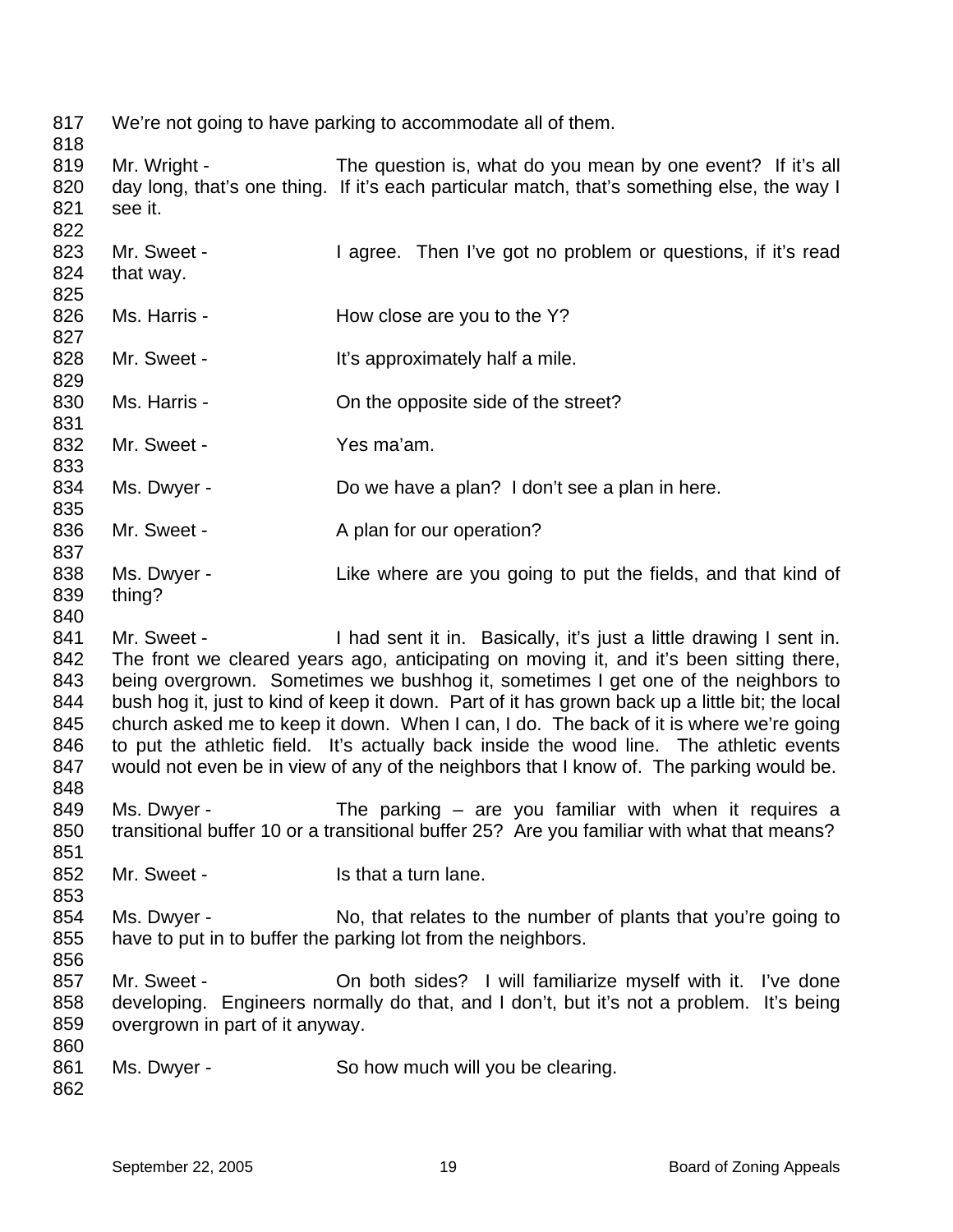We're not going to have parking to accommodate all of them.

Mr. Wright - The question is, what do you mean by one event? If it's all day long, that's one thing. If it's each particular match, that's something else, the way I see it.

Mr. Sweet - I agree. Then I've got no problem or questions, if it's read that way.

Ms. Harris - How close are you to the Y?

Mr. Sweet - It's approximately half a mile.

Ms. Harris - On the opposite side of the street?

Mr. Sweet - Yes ma'am.

Ms. Dwyer - Do we have a plan? I don't see a plan in here.

Mr. Sweet - A plan for our operation?

Ms. Dwyer - Like where are you going to put the fields, and that kind of thing?

Mr. Sweet - I had sent it in. Basically, it's just a little drawing I sent in. The front we cleared years ago, anticipating on moving it, and it's been sitting there, being overgrown. Sometimes we bushhog it, sometimes I get one of the neighbors to bush hog it, just to kind of keep it down. Part of it has grown back up a little bit; the local church asked me to keep it down. When I can, I do. The back of it is where we're going to put the athletic field. It's actually back inside the wood line. The athletic events would not even be in view of any of the neighbors that I know of. The parking would be.

Ms. Dwyer - The parking – are you familiar with when it requires a transitional buffer 10 or a transitional buffer 25? Are you familiar with what that means?

Mr. Sweet - Is that a turn lane.

Ms. Dwyer - No, that relates to the number of plants that you're going to have to put in to buffer the parking lot from the neighbors.

Mr. Sweet - On both sides? I will familiarize myself with it. I've done developing. Engineers normally do that, and I don't, but it's not a problem. It's being overgrown in part of it anyway.

Ms. Dwyer - So how much will you be clearing.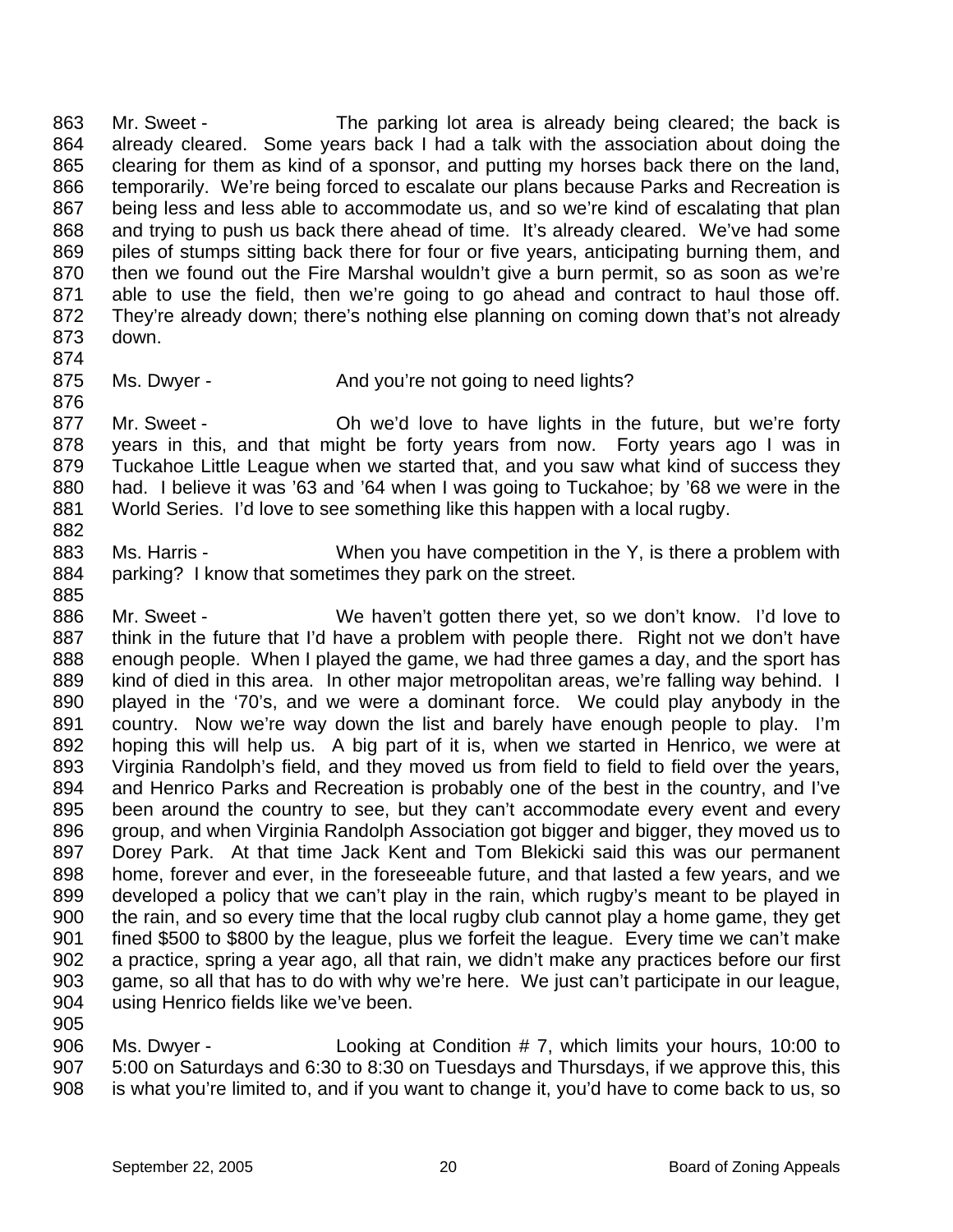863 Mr. Sweet - The parking lot area is already being cleared; the back is
864 already cleared. Some years back I had a talk with the association about doing the
865 clearing for them as kind of a sponsor, and putting my horses back there on the land,
866 temporarily. We're being forced to escalate our plans because Parks and Recreation is
867 being less and less able to accommodate us, and so we're kind of escalating that plan
868 and trying to push us back there ahead of time. It's already cleared. We've had some
869 piles of stumps sitting back there for four or five years, anticipating burning them, and
870 then we found out the Fire Marshal wouldn't give a burn permit, so as soon as we're
871 able to use the field, then we're going to go ahead and contract to haul those off.
872 They're already down; there's nothing else planning on coming down that's not already
873 down.
874
875 Ms. Dwyer - And you're not going to need lights?
876
877 Mr. Sweet - Oh we'd love to have lights in the future, but we're forty
878 years in this, and that might be forty years from now. Forty years ago I was in
879 Tuckahoe Little League when we started that, and you saw what kind of success they
880 had. I believe it was '63 and '64 when I was going to Tuckahoe; by '68 we were in the
881 World Series. I'd love to see something like this happen with a local rugby.
882
883 Ms. Harris - When you have competition in the Y, is there a problem with
884 parking? I know that sometimes they park on the street.
885
886 Mr. Sweet - We haven't gotten there yet, so we don't know. I'd love to
887 think in the future that I'd have a problem with people there. Right not we don't have
888 enough people. When I played the game, we had three games a day, and the sport has
889 kind of died in this area. In other major metropolitan areas, we're falling way behind. I
890 played in the '70's, and we were a dominant force. We could play anybody in the
891 country. Now we're way down the list and barely have enough people to play. I'm
892 hoping this will help us. A big part of it is, when we started in Henrico, we were at
893 Virginia Randolph's field, and they moved us from field to field to field over the years,
894 and Henrico Parks and Recreation is probably one of the best in the country, and I've
895 been around the country to see, but they can't accommodate every event and every
896 group, and when Virginia Randolph Association got bigger and bigger, they moved us to
897 Dorey Park. At that time Jack Kent and Tom Blekicki said this was our permanent
898 home, forever and ever, in the foreseeable future, and that lasted a few years, and we
899 developed a policy that we can't play in the rain, which rugby's meant to be played in
900 the rain, and so every time that the local rugby club cannot play a home game, they get
901 fined $500 to $800 by the league, plus we forfeit the league. Every time we can't make
902 a practice, spring a year ago, all that rain, we didn't make any practices before our first
903 game, so all that has to do with why we're here. We just can't participate in our league,
904 using Henrico fields like we've been.
905
906 Ms. Dwyer - Looking at Condition # 7, which limits your hours, 10:00 to
907 5:00 on Saturdays and 6:30 to 8:30 on Tuesdays and Thursdays, if we approve this, this
908 is what you're limited to, and if you want to change it, you'd have to come back to us, so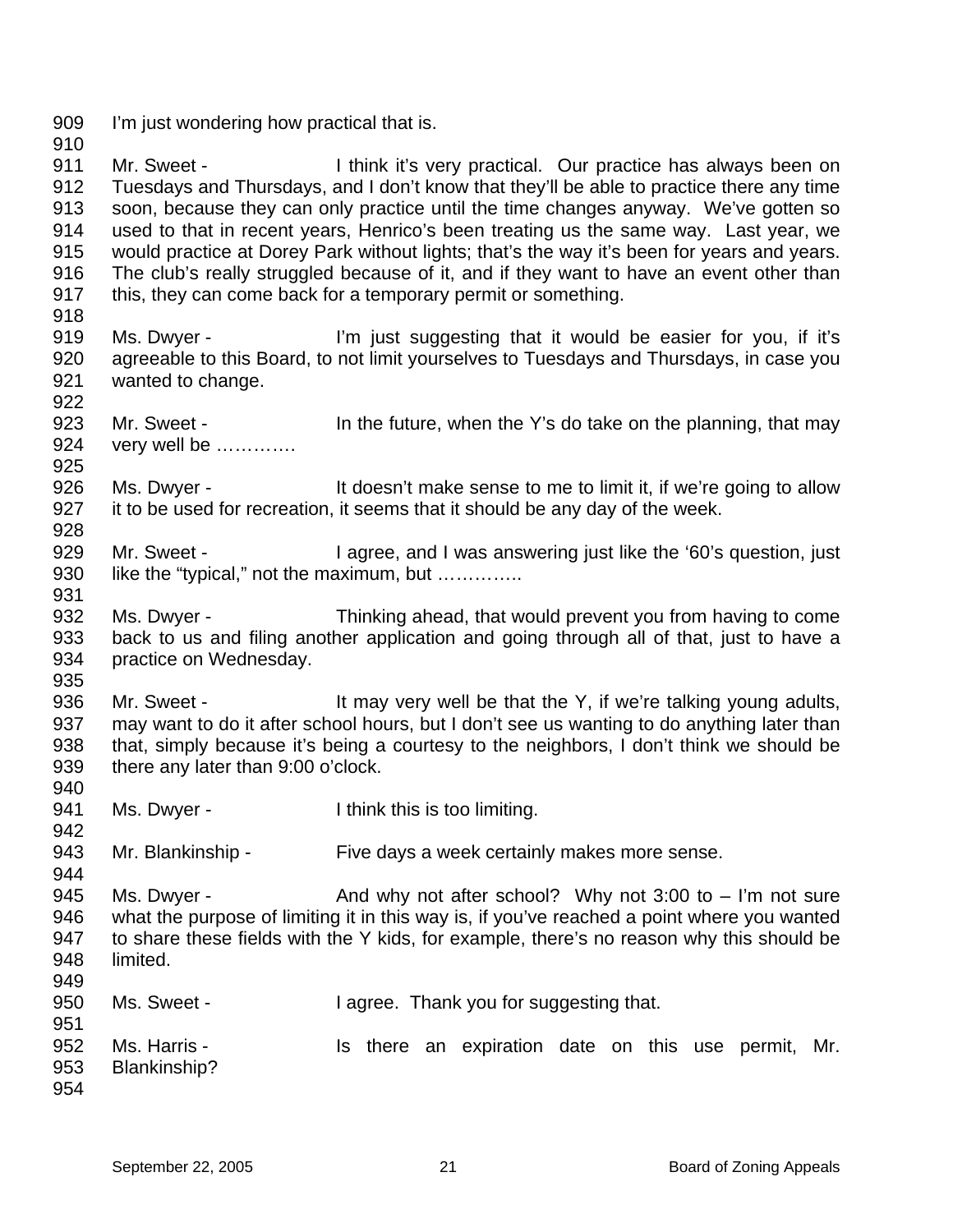909 I'm just wondering how practical that is.
910
911 Mr. Sweet - I think it's very practical. Our practice has always been on
912 Tuesdays and Thursdays, and I don't know that they'll be able to practice there any time
913 soon, because they can only practice until the time changes anyway. We've gotten so
914 used to that in recent years, Henrico's been treating us the same way. Last year, we
915 would practice at Dorey Park without lights; that's the way it's been for years and years.
916 The club's really struggled because of it, and if they want to have an event other than
917 this, they can come back for a temporary permit or something.
918
919 Ms. Dwyer - I'm just suggesting that it would be easier for you, if it's
920 agreeable to this Board, to not limit yourselves to Tuesdays and Thursdays, in case you
921 wanted to change.
922
923 Mr. Sweet - In the future, when the Y's do take on the planning, that may
924 very well be ………….
925
926 Ms. Dwyer - It doesn't make sense to me to limit it, if we're going to allow
927 it to be used for recreation, it seems that it should be any day of the week.
928
929 Mr. Sweet - I agree, and I was answering just like the '60's question, just
930 like the "typical," not the maximum, but …………..
931
932 Ms. Dwyer - Thinking ahead, that would prevent you from having to come
933 back to us and filing another application and going through all of that, just to have a
934 practice on Wednesday.
935
936 Mr. Sweet - It may very well be that the Y, if we're talking young adults,
937 may want to do it after school hours, but I don't see us wanting to do anything later than
938 that, simply because it's being a courtesy to the neighbors, I don't think we should be
939 there any later than 9:00 o'clock.
940
941 Ms. Dwyer - I think this is too limiting.
942
943 Mr. Blankinship - Five days a week certainly makes more sense.
944
945 Ms. Dwyer - And why not after school? Why not 3:00 to – I'm not sure
946 what the purpose of limiting it in this way is, if you've reached a point where you wanted
947 to share these fields with the Y kids, for example, there's no reason why this should be
948 limited.
949
950 Ms. Sweet - I agree. Thank you for suggesting that.
951
952 Ms. Harris - Is there an expiration date on this use permit, Mr.
953 Blankinship?
954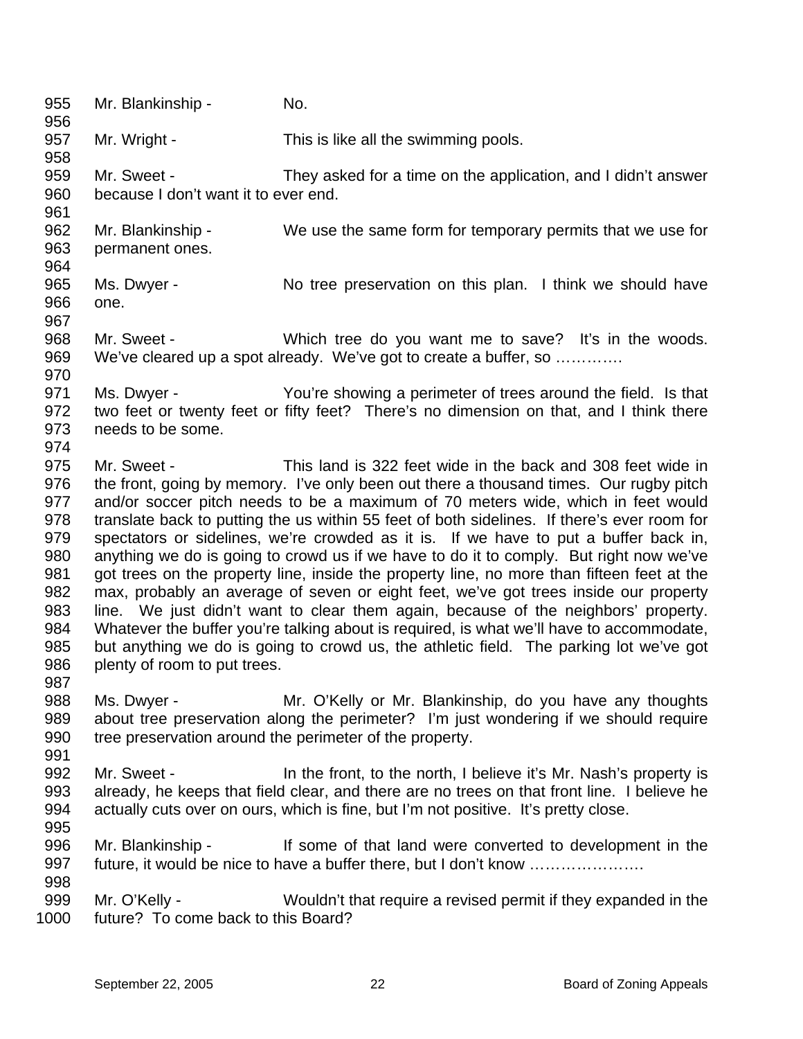955 Mr. Blankinship - No.

957 Mr. Wright - This is like all the swimming pools.

959 Mr. Sweet - They asked for a time on the application, and I didn't answer
960 because I don't want it to ever end.

962 Mr. Blankinship - We use the same form for temporary permits that we use for
963 permanent ones.

965 Ms. Dwyer - No tree preservation on this plan. I think we should have
966 one.

968 Mr. Sweet - Which tree do you want me to save? It's in the woods.
969 We've cleared up a spot already. We've got to create a buffer, so ………….

971 Ms. Dwyer - You're showing a perimeter of trees around the field. Is that
972 two feet or twenty feet or fifty feet? There's no dimension on that, and I think there
973 needs to be some.

975 Mr. Sweet - This land is 322 feet wide in the back and 308 feet wide in
976 the front, going by memory. I've only been out there a thousand times. Our rugby pitch
977 and/or soccer pitch needs to be a maximum of 70 meters wide, which in feet would
978 translate back to putting the us within 55 feet of both sidelines. If there's ever room for
979 spectators or sidelines, we're crowded as it is. If we have to put a buffer back in,
980 anything we do is going to crowd us if we have to do it to comply. But right now we've
981 got trees on the property line, inside the property line, no more than fifteen feet at the
982 max, probably an average of seven or eight feet, we've got trees inside our property
983 line. We just didn't want to clear them again, because of the neighbors' property.
984 Whatever the buffer you're talking about is required, is what we'll have to accommodate,
985 but anything we do is going to crowd us, the athletic field. The parking lot we've got
986 plenty of room to put trees.

988 Ms. Dwyer - Mr. O'Kelly or Mr. Blankinship, do you have any thoughts
989 about tree preservation along the perimeter? I'm just wondering if we should require
990 tree preservation around the perimeter of the property.

992 Mr. Sweet - In the front, to the north, I believe it's Mr. Nash's property is
993 already, he keeps that field clear, and there are no trees on that front line. I believe he
994 actually cuts over on ours, which is fine, but I'm not positive. It's pretty close.

996 Mr. Blankinship - If some of that land were converted to development in the
997 future, it would be nice to have a buffer there, but I don't know ………………….

999 Mr. O'Kelly - Wouldn't that require a revised permit if they expanded in the
1000 future? To come back to this Board?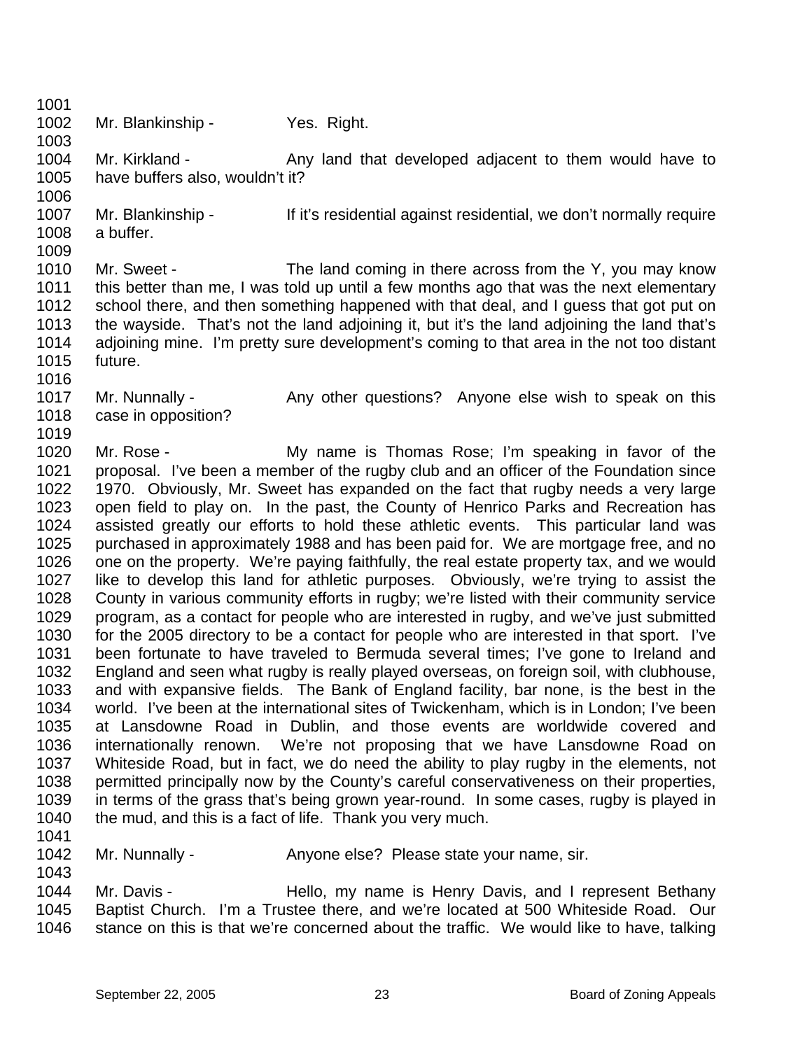Mr. Blankinship - Yes. Right.

Mr. Kirkland - Any land that developed adjacent to them would have to have buffers also, wouldn't it?

Mr. Blankinship - If it's residential against residential, we don't normally require a buffer.

Mr. Sweet - The land coming in there across from the Y, you may know this better than me, I was told up until a few months ago that was the next elementary school there, and then something happened with that deal, and I guess that got put on the wayside. That's not the land adjoining it, but it's the land adjoining the land that's adjoining mine. I'm pretty sure development's coming to that area in the not too distant future.

Mr. Nunnally - Any other questions? Anyone else wish to speak on this case in opposition?

Mr. Rose - My name is Thomas Rose; I'm speaking in favor of the proposal. I've been a member of the rugby club and an officer of the Foundation since 1970. Obviously, Mr. Sweet has expanded on the fact that rugby needs a very large open field to play on. In the past, the County of Henrico Parks and Recreation has assisted greatly our efforts to hold these athletic events. This particular land was purchased in approximately 1988 and has been paid for. We are mortgage free, and no one on the property. We're paying faithfully, the real estate property tax, and we would like to develop this land for athletic purposes. Obviously, we're trying to assist the County in various community efforts in rugby; we're listed with their community service program, as a contact for people who are interested in rugby, and we've just submitted for the 2005 directory to be a contact for people who are interested in that sport. I've been fortunate to have traveled to Bermuda several times; I've gone to Ireland and England and seen what rugby is really played overseas, on foreign soil, with clubhouse, and with expansive fields. The Bank of England facility, bar none, is the best in the world. I've been at the international sites of Twickenham, which is in London; I've been at Lansdowne Road in Dublin, and those events are worldwide covered and internationally renown. We're not proposing that we have Lansdowne Road on Whiteside Road, but in fact, we do need the ability to play rugby in the elements, not permitted principally now by the County's careful conservativeness on their properties, in terms of the grass that's being grown year-round. In some cases, rugby is played in the mud, and this is a fact of life. Thank you very much.

Mr. Nunnally - Anyone else? Please state your name, sir.

Mr. Davis - Hello, my name is Henry Davis, and I represent Bethany Baptist Church. I'm a Trustee there, and we're located at 500 Whiteside Road. Our stance on this is that we're concerned about the traffic. We would like to have, talking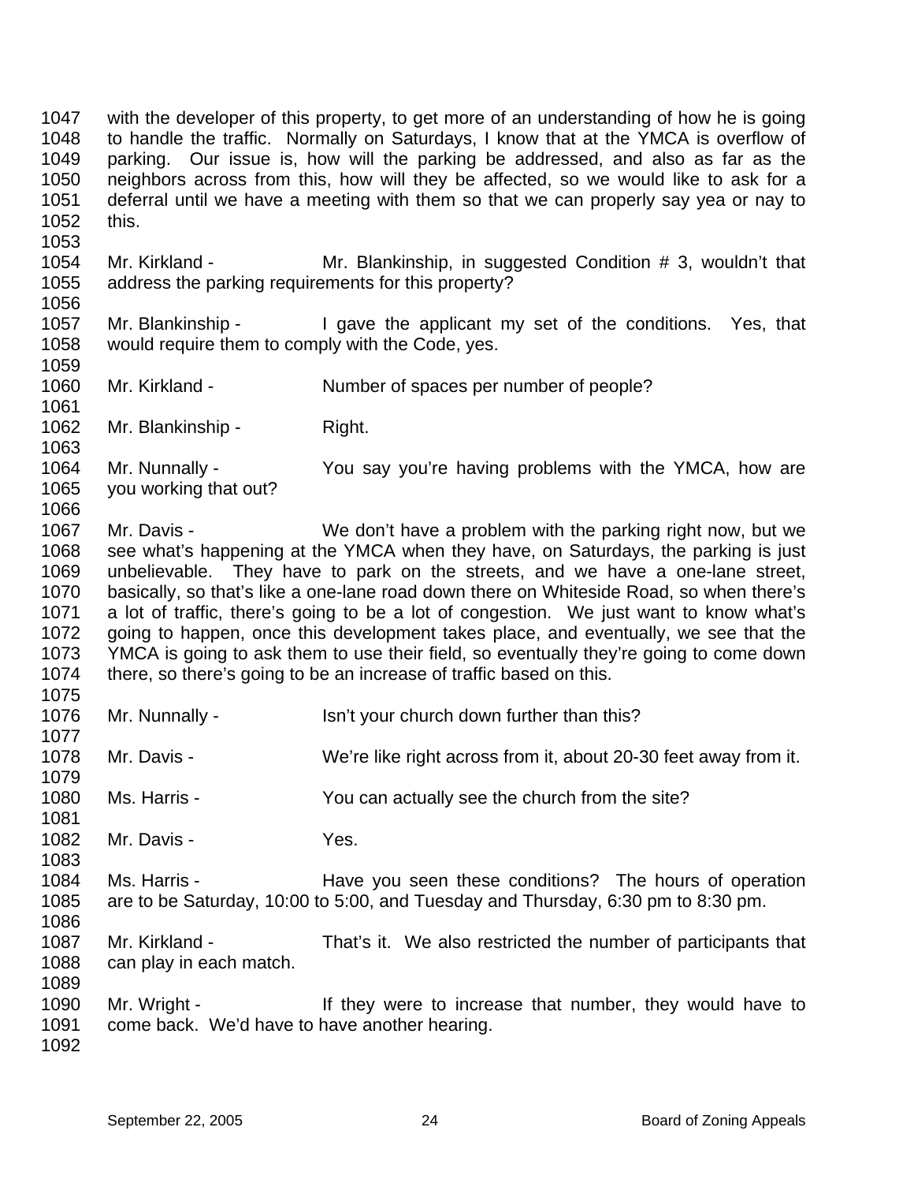1047 with the developer of this property, to get more of an understanding of how he is going
1048 to handle the traffic. Normally on Saturdays, I know that at the YMCA is overflow of
1049 parking. Our issue is, how will the parking be addressed, and also as far as the
1050 neighbors across from this, how will they be affected, so we would like to ask for a
1051 deferral until we have a meeting with them so that we can properly say yea or nay to
1052 this.
1053
1054 Mr. Kirkland - Mr. Blankinship, in suggested Condition # 3, wouldn't that
1055 address the parking requirements for this property?
1056
1057 Mr. Blankinship - I gave the applicant my set of the conditions. Yes, that
1058 would require them to comply with the Code, yes.
1059
1060 Mr. Kirkland - Number of spaces per number of people?
1061
1062 Mr. Blankinship - Right.
1063
1064 Mr. Nunnally - You say you're having problems with the YMCA, how are
1065 you working that out?
1066
1067 Mr. Davis - We don't have a problem with the parking right now, but we
1068 see what's happening at the YMCA when they have, on Saturdays, the parking is just
1069 unbelievable. They have to park on the streets, and we have a one-lane street,
1070 basically, so that's like a one-lane road down there on Whiteside Road, so when there's
1071 a lot of traffic, there's going to be a lot of congestion. We just want to know what's
1072 going to happen, once this development takes place, and eventually, we see that the
1073 YMCA is going to ask them to use their field, so eventually they're going to come down
1074 there, so there's going to be an increase of traffic based on this.
1075
1076 Mr. Nunnally - Isn't your church down further than this?
1077
1078 Mr. Davis - We're like right across from it, about 20-30 feet away from it.
1079
1080 Ms. Harris - You can actually see the church from the site?
1081
1082 Mr. Davis - Yes.
1083
1084 Ms. Harris - Have you seen these conditions? The hours of operation
1085 are to be Saturday, 10:00 to 5:00, and Tuesday and Thursday, 6:30 pm to 8:30 pm.
1086
1087 Mr. Kirkland - That's it. We also restricted the number of participants that
1088 can play in each match.
1089
1090 Mr. Wright - If they were to increase that number, they would have to
1091 come back. We'd have to have another hearing.
1092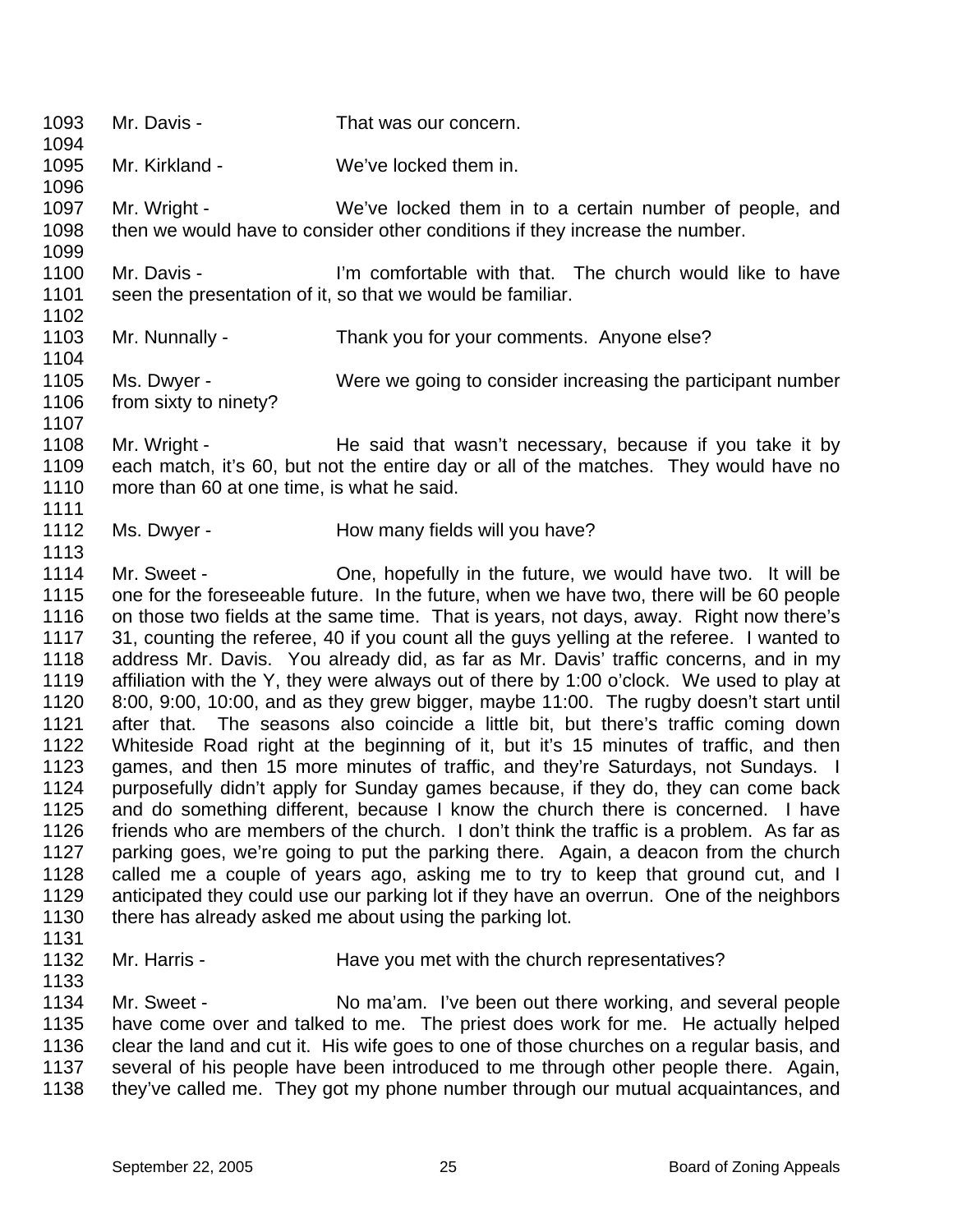1093 Mr. Davis - That was our concern.

1095 Mr. Kirkland - We've locked them in.

1097 Mr. Wright - We've locked them in to a certain number of people, and
1098 then we would have to consider other conditions if they increase the number.

1100 Mr. Davis - I'm comfortable with that. The church would like to have
1101 seen the presentation of it, so that we would be familiar.

1103 Mr. Nunnally - Thank you for your comments. Anyone else?

1105 Ms. Dwyer - Were we going to consider increasing the participant number
1106 from sixty to ninety?

1108 Mr. Wright - He said that wasn't necessary, because if you take it by
1109 each match, it's 60, but not the entire day or all of the matches. They would have no
1110 more than 60 at one time, is what he said.

1112 Ms. Dwyer - How many fields will you have?

1114 Mr. Sweet - One, hopefully in the future, we would have two. It will be
1115 one for the foreseeable future. In the future, when we have two, there will be 60 people
1116 on those two fields at the same time. That is years, not days, away. Right now there's
1117 31, counting the referee, 40 if you count all the guys yelling at the referee. I wanted to
1118 address Mr. Davis. You already did, as far as Mr. Davis' traffic concerns, and in my
1119 affiliation with the Y, they were always out of there by 1:00 o'clock. We used to play at
1120 8:00, 9:00, 10:00, and as they grew bigger, maybe 11:00. The rugby doesn't start until
1121 after that. The seasons also coincide a little bit, but there's traffic coming down
1122 Whiteside Road right at the beginning of it, but it's 15 minutes of traffic, and then
1123 games, and then 15 more minutes of traffic, and they're Saturdays, not Sundays. I
1124 purposefully didn't apply for Sunday games because, if they do, they can come back
1125 and do something different, because I know the church there is concerned. I have
1126 friends who are members of the church. I don't think the traffic is a problem. As far as
1127 parking goes, we're going to put the parking there. Again, a deacon from the church
1128 called me a couple of years ago, asking me to try to keep that ground cut, and I
1129 anticipated they could use our parking lot if they have an overrun. One of the neighbors
1130 there has already asked me about using the parking lot.

1132 Mr. Harris - Have you met with the church representatives?

1134 Mr. Sweet - No ma'am. I've been out there working, and several people
1135 have come over and talked to me. The priest does work for me. He actually helped
1136 clear the land and cut it. His wife goes to one of those churches on a regular basis, and
1137 several of his people have been introduced to me through other people there. Again,
1138 they've called me. They got my phone number through our mutual acquaintances, and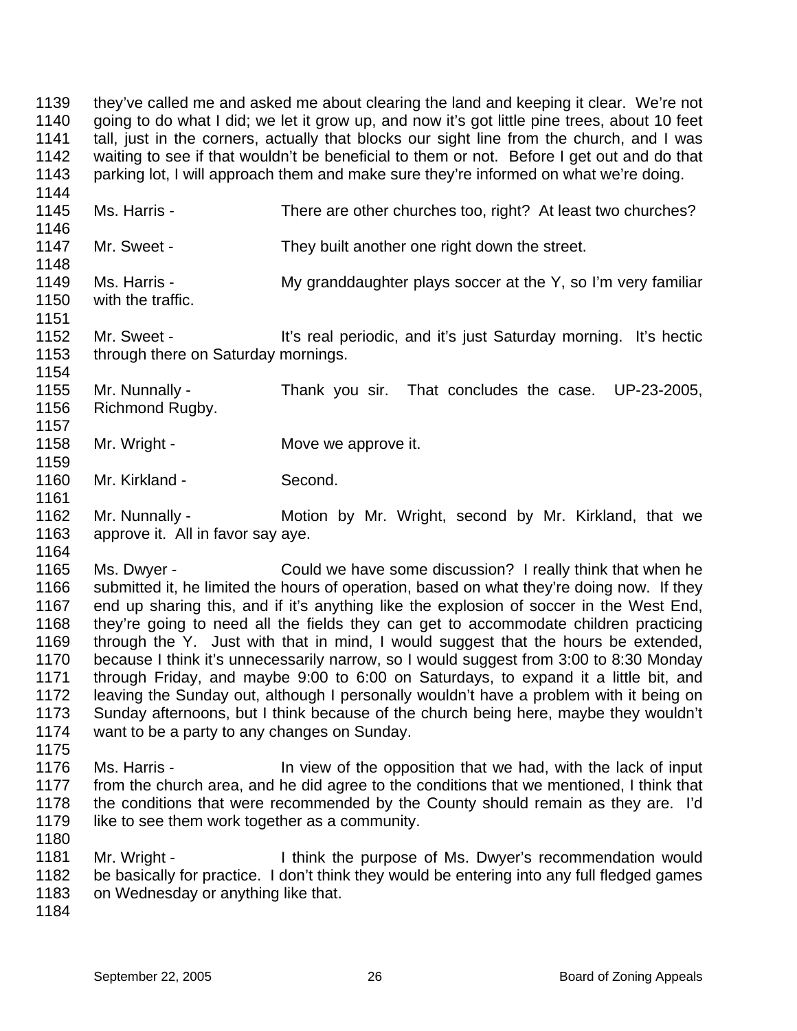1139 they've called me and asked me about clearing the land and keeping it clear. We're not
1140 going to do what I did; we let it grow up, and now it's got little pine trees, about 10 feet
1141 tall, just in the corners, actually that blocks our sight line from the church, and I was
1142 waiting to see if that wouldn't be beneficial to them or not. Before I get out and do that
1143 parking lot, I will approach them and make sure they're informed on what we're doing.
1144
1145 Ms. Harris - There are other churches too, right? At least two churches?
1146
1147 Mr. Sweet - They built another one right down the street.
1148
1149 Ms. Harris - My granddaughter plays soccer at the Y, so I'm very familiar
1150 with the traffic.
1151
1152 Mr. Sweet - It's real periodic, and it's just Saturday morning. It's hectic
1153 through there on Saturday mornings.
1154
1155 Mr. Nunnally - Thank you sir. That concludes the case. UP-23-2005,
1156 Richmond Rugby.
1157
1158 Mr. Wright - Move we approve it.
1159
1160 Mr. Kirkland - Second.
1161
1162 Mr. Nunnally - Motion by Mr. Wright, second by Mr. Kirkland, that we
1163 approve it. All in favor say aye.
1164
1165 Ms. Dwyer - Could we have some discussion? I really think that when he
1166 submitted it, he limited the hours of operation, based on what they're doing now. If they
1167 end up sharing this, and if it's anything like the explosion of soccer in the West End,
1168 they're going to need all the fields they can get to accommodate children practicing
1169 through the Y. Just with that in mind, I would suggest that the hours be extended,
1170 because I think it's unnecessarily narrow, so I would suggest from 3:00 to 8:30 Monday
1171 through Friday, and maybe 9:00 to 6:00 on Saturdays, to expand it a little bit, and
1172 leaving the Sunday out, although I personally wouldn't have a problem with it being on
1173 Sunday afternoons, but I think because of the church being here, maybe they wouldn't
1174 want to be a party to any changes on Sunday.
1175
1176 Ms. Harris - In view of the opposition that we had, with the lack of input
1177 from the church area, and he did agree to the conditions that we mentioned, I think that
1178 the conditions that were recommended by the County should remain as they are. I'd
1179 like to see them work together as a community.
1180
1181 Mr. Wright - I think the purpose of Ms. Dwyer's recommendation would
1182 be basically for practice. I don't think they would be entering into any full fledged games
1183 on Wednesday or anything like that.
1184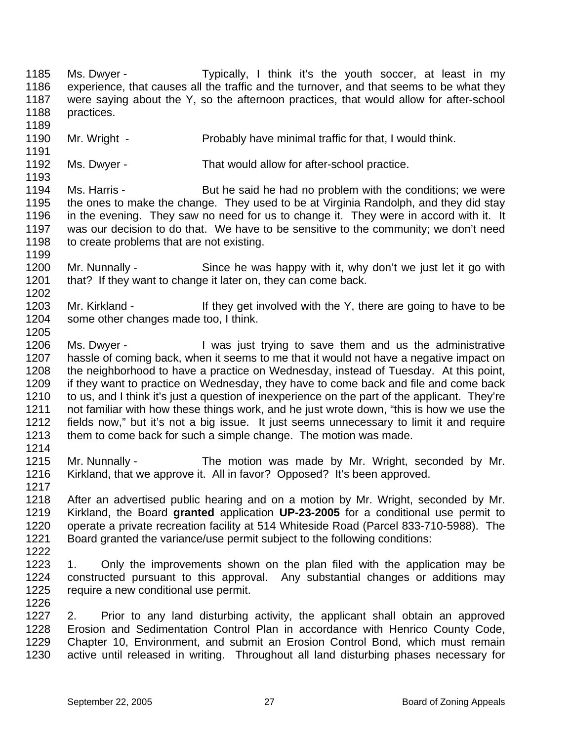1185 Ms. Dwyer - Typically, I think it's the youth soccer, at least in my
1186 experience, that causes all the traffic and the turnover, and that seems to be what they
1187 were saying about the Y, so the afternoon practices, that would allow for after-school
1188 practices.
1189
1190 Mr. Wright - Probably have minimal traffic for that, I would think.
1191
1192 Ms. Dwyer - That would allow for after-school practice.
1193
1194 Ms. Harris - But he said he had no problem with the conditions; we were
1195 the ones to make the change. They used to be at Virginia Randolph, and they did stay
1196 in the evening. They saw no need for us to change it. They were in accord with it. It
1197 was our decision to do that. We have to be sensitive to the community; we don't need
1198 to create problems that are not existing.
1199
1200 Mr. Nunnally - Since he was happy with it, why don't we just let it go with
1201 that? If they want to change it later on, they can come back.
1202
1203 Mr. Kirkland - If they get involved with the Y, there are going to have to be
1204 some other changes made too, I think.
1205
1206 Ms. Dwyer - I was just trying to save them and us the administrative
1207 hassle of coming back, when it seems to me that it would not have a negative impact on
1208 the neighborhood to have a practice on Wednesday, instead of Tuesday. At this point,
1209 if they want to practice on Wednesday, they have to come back and file and come back
1210 to us, and I think it's just a question of inexperience on the part of the applicant. They're
1211 not familiar with how these things work, and he just wrote down, "this is how we use the
1212 fields now," but it's not a big issue. It just seems unnecessary to limit it and require
1213 them to come back for such a simple change. The motion was made.
1214
1215 Mr. Nunnally - The motion was made by Mr. Wright, seconded by Mr.
1216 Kirkland, that we approve it. All in favor? Opposed? It's been approved.
1217
1218 After an advertised public hearing and on a motion by Mr. Wright, seconded by Mr.
1219 Kirkland, the Board **granted** application **UP-23-2005** for a conditional use permit to
1220 operate a private recreation facility at 514 Whiteside Road (Parcel 833-710-5988). The
1221 Board granted the variance/use permit subject to the following conditions:
1222
1223 1. Only the improvements shown on the plan filed with the application may be
1224 constructed pursuant to this approval. Any substantial changes or additions may
1225 require a new conditional use permit.
1226
1227 2. Prior to any land disturbing activity, the applicant shall obtain an approved
1228 Erosion and Sedimentation Control Plan in accordance with Henrico County Code,
1229 Chapter 10, Environment, and submit an Erosion Control Bond, which must remain
1230 active until released in writing. Throughout all land disturbing phases necessary for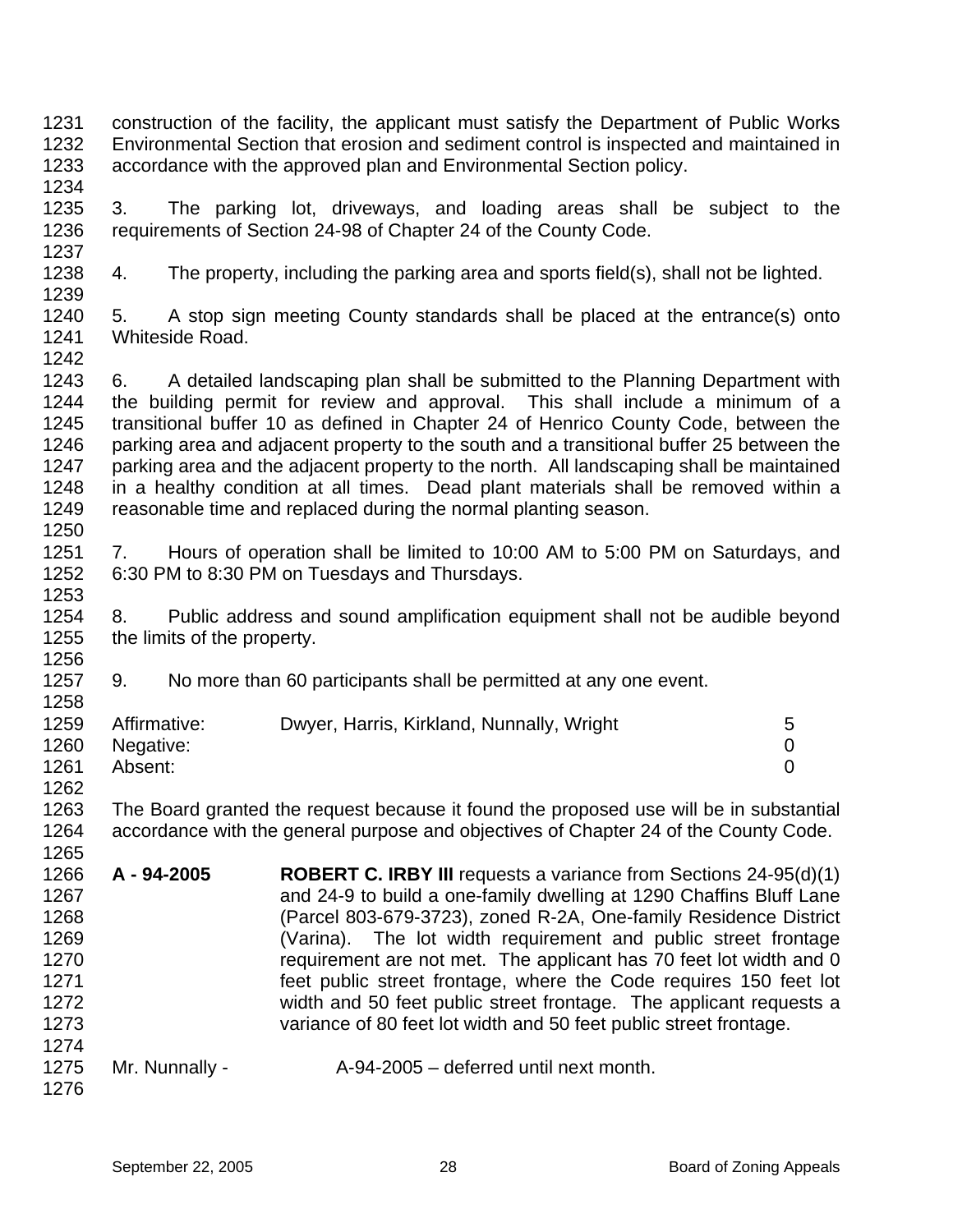construction of the facility, the applicant must satisfy the Department of Public Works Environmental Section that erosion and sediment control is inspected and maintained in accordance with the approved plan and Environmental Section policy.

3. The parking lot, driveways, and loading areas shall be subject to the requirements of Section 24-98 of Chapter 24 of the County Code.

4. The property, including the parking area and sports field(s), shall not be lighted.

5. A stop sign meeting County standards shall be placed at the entrance(s) onto Whiteside Road.

6. A detailed landscaping plan shall be submitted to the Planning Department with the building permit for review and approval. This shall include a minimum of a transitional buffer 10 as defined in Chapter 24 of Henrico County Code, between the parking area and adjacent property to the south and a transitional buffer 25 between the parking area and the adjacent property to the north. All landscaping shall be maintained in a healthy condition at all times. Dead plant materials shall be removed within a reasonable time and replaced during the normal planting season.

7. Hours of operation shall be limited to 10:00 AM to 5:00 PM on Saturdays, and 6:30 PM to 8:30 PM on Tuesdays and Thursdays.

8. Public address and sound amplification equipment shall not be audible beyond the limits of the property.

9. No more than 60 participants shall be permitted at any one event.

| | | |
|---|---|---|
| Affirmative: | Dwyer, Harris, Kirkland, Nunnally, Wright | 5 |
| Negative: | | 0 |
| Absent: | | 0 |

The Board granted the request because it found the proposed use will be in substantial accordance with the general purpose and objectives of Chapter 24 of the County Code.

**A - 94-2005** **ROBERT C. IRBY III** requests a variance from Sections 24-95(d)(1) and 24-9 to build a one-family dwelling at 1290 Chaffins Bluff Lane (Parcel 803-679-3723), zoned R-2A, One-family Residence District (Varina). The lot width requirement and public street frontage requirement are not met. The applicant has 70 feet lot width and 0 feet public street frontage, where the Code requires 150 feet lot width and 50 feet public street frontage. The applicant requests a variance of 80 feet lot width and 50 feet public street frontage.

Mr. Nunnally - A-94-2005 – deferred until next month.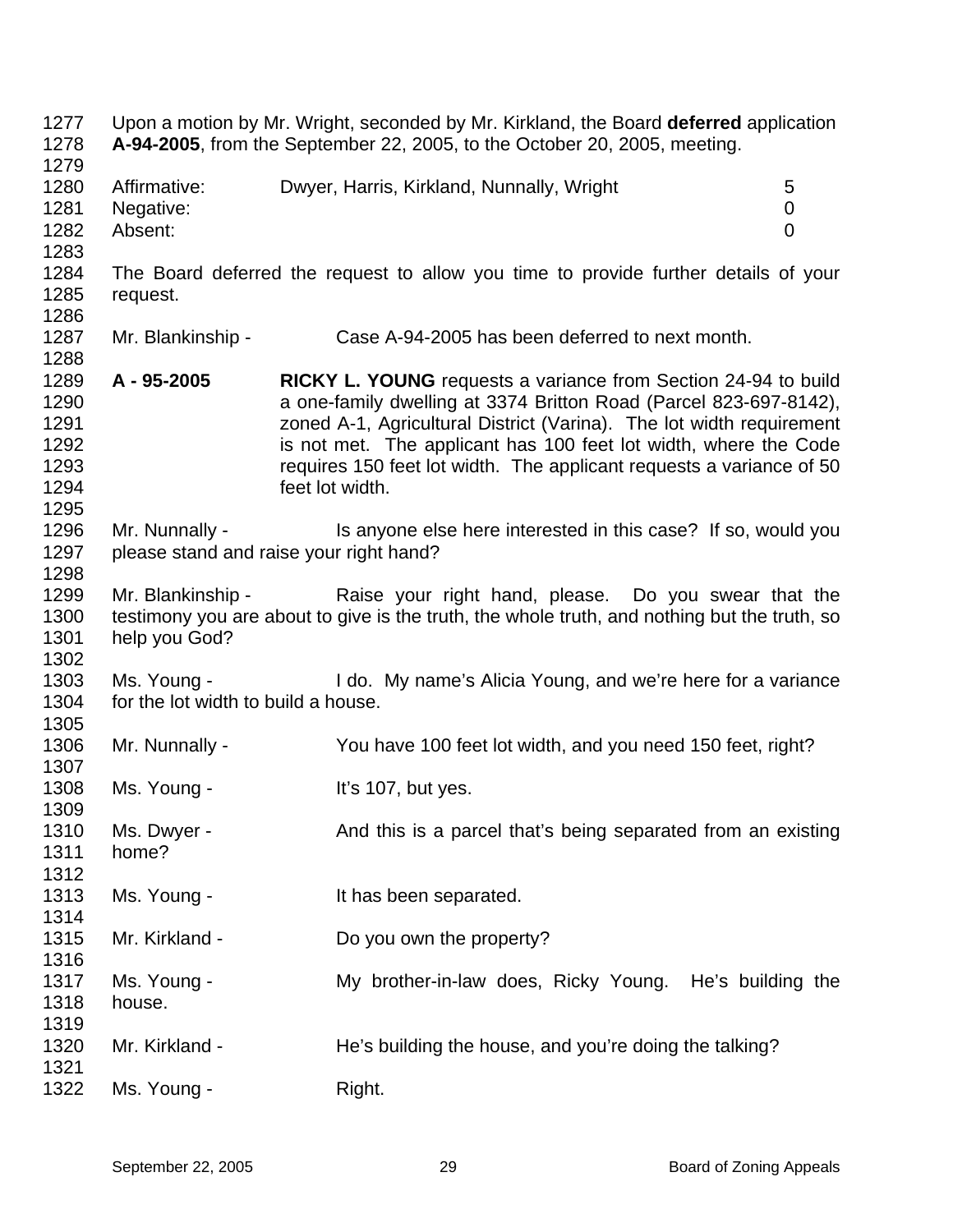Upon a motion by Mr. Wright, seconded by Mr. Kirkland, the Board **deferred** application **A-94-2005**, from the September 22, 2005, to the October 20, 2005, meeting.

| | | |
|---|---|---|
| Affirmative: | Dwyer, Harris, Kirkland, Nunnally, Wright | 5 |
| Negative: | | 0 |
| Absent: | | 0 |

The Board deferred the request to allow you time to provide further details of your request.

Mr. Blankinship - Case A-94-2005 has been deferred to next month.

**A - 95-2005** **RICKY L. YOUNG** requests a variance from Section 24-94 to build a one-family dwelling at 3374 Britton Road (Parcel 823-697-8142), zoned A-1, Agricultural District (Varina). The lot width requirement is not met. The applicant has 100 feet lot width, where the Code requires 150 feet lot width. The applicant requests a variance of 50 feet lot width.

Mr. Nunnally - Is anyone else here interested in this case? If so, would you please stand and raise your right hand?

Mr. Blankinship - Raise your right hand, please. Do you swear that the testimony you are about to give is the truth, the whole truth, and nothing but the truth, so help you God?

Ms. Young - I do. My name's Alicia Young, and we're here for a variance for the lot width to build a house.

Mr. Nunnally - You have 100 feet lot width, and you need 150 feet, right?

Ms. Young - It's 107, but yes.

Ms. Dwyer - And this is a parcel that's being separated from an existing home?

Ms. Young - It has been separated.

Mr. Kirkland - Do you own the property?

Ms. Young - My brother-in-law does, Ricky Young. He's building the house.

Mr. Kirkland - He's building the house, and you're doing the talking?

Ms. Young - Right.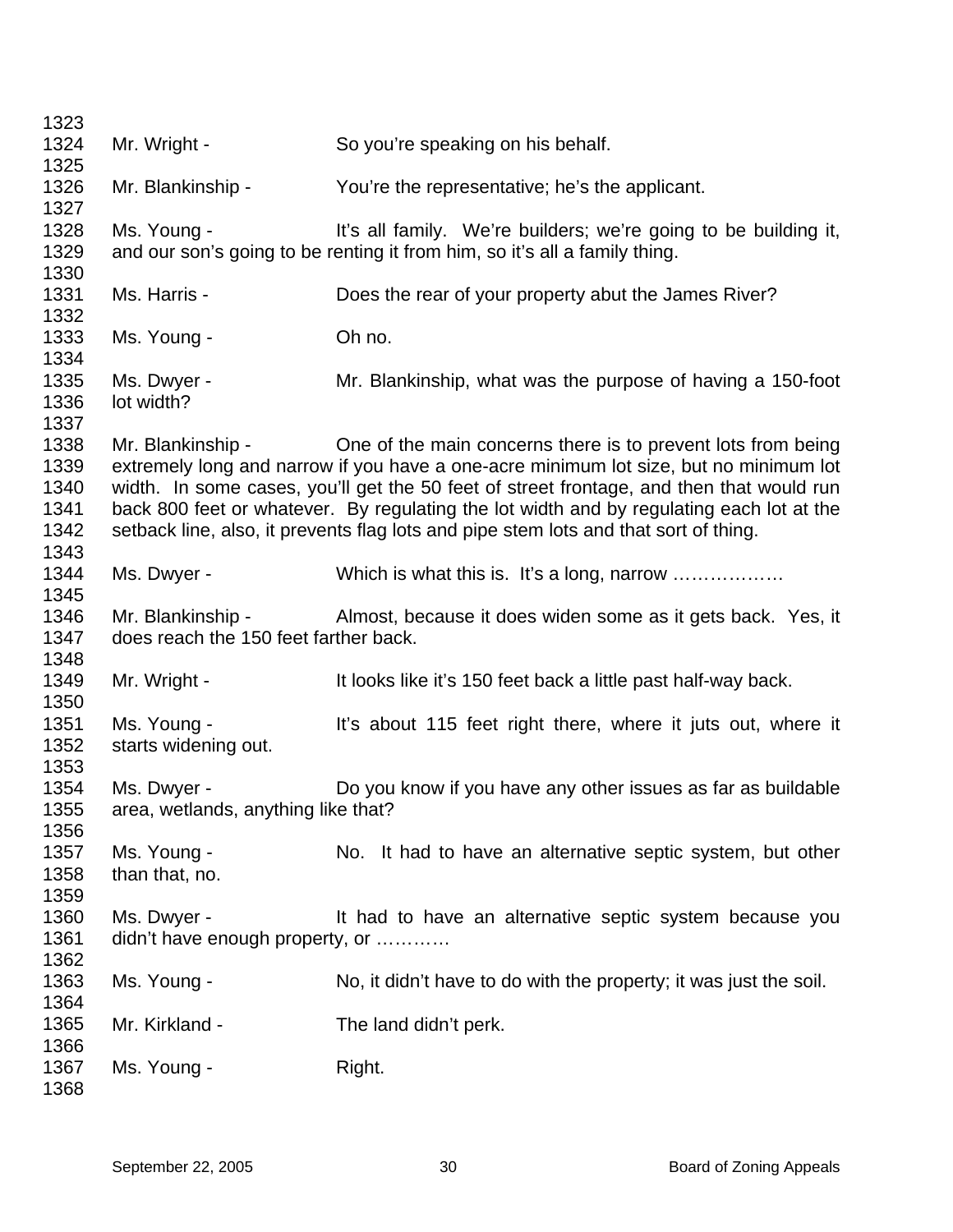1323

1324 Mr. Wright - So you're speaking on his behalf.

1325

1326 Mr. Blankinship - You're the representative; he's the applicant.

1327

1328 Ms. Young - It's all family. We're builders; we're going to be building it,
1329 and our son's going to be renting it from him, so it's all a family thing.

1330

1331 Ms. Harris - Does the rear of your property abut the James River?

1332

1333 Ms. Young - Oh no.

1334

1335 Ms. Dwyer - Mr. Blankinship, what was the purpose of having a 150-foot
1336 lot width?

1337

1338 Mr. Blankinship - One of the main concerns there is to prevent lots from being
1339 extremely long and narrow if you have a one-acre minimum lot size, but no minimum lot
1340 width. In some cases, you'll get the 50 feet of street frontage, and then that would run
1341 back 800 feet or whatever. By regulating the lot width and by regulating each lot at the
1342 setback line, also, it prevents flag lots and pipe stem lots and that sort of thing.

1343

1344 Ms. Dwyer - Which is what this is. It's a long, narrow ………………

1345

1346 Mr. Blankinship - Almost, because it does widen some as it gets back. Yes, it
1347 does reach the 150 feet farther back.

1348

1349 Mr. Wright - It looks like it's 150 feet back a little past half-way back.

1350

1351 Ms. Young - It's about 115 feet right there, where it juts out, where it
1352 starts widening out.

1353

1354 Ms. Dwyer - Do you know if you have any other issues as far as buildable
1355 area, wetlands, anything like that?

1356

1357 Ms. Young - No. It had to have an alternative septic system, but other
1358 than that, no.

1359

1360 Ms. Dwyer - It had to have an alternative septic system because you
1361 didn't have enough property, or …………

1362

1363 Ms. Young - No, it didn't have to do with the property; it was just the soil.

1364

1365 Mr. Kirkland - The land didn't perk.

1366

1367 Ms. Young - Right.

1368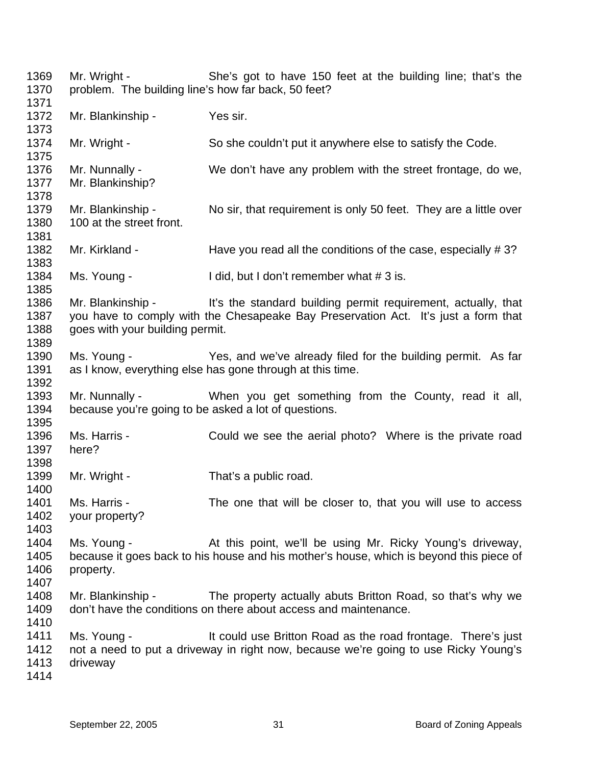1369 Mr. Wright - She's got to have 150 feet at the building line; that's the
1370 problem. The building line's how far back, 50 feet?
1371
1372 Mr. Blankinship - Yes sir.
1373
1374 Mr. Wright - So she couldn't put it anywhere else to satisfy the Code.
1375
1376 Mr. Nunnally - We don't have any problem with the street frontage, do we,
1377 Mr. Blankinship?
1378
1379 Mr. Blankinship - No sir, that requirement is only 50 feet. They are a little over
1380 100 at the street front.
1381
1382 Mr. Kirkland - Have you read all the conditions of the case, especially # 3?
1383
1384 Ms. Young - I did, but I don't remember what # 3 is.
1385
1386 Mr. Blankinship - It's the standard building permit requirement, actually, that
1387 you have to comply with the Chesapeake Bay Preservation Act. It's just a form that
1388 goes with your building permit.
1389
1390 Ms. Young - Yes, and we've already filed for the building permit. As far
1391 as I know, everything else has gone through at this time.
1392
1393 Mr. Nunnally - When you get something from the County, read it all,
1394 because you're going to be asked a lot of questions.
1395
1396 Ms. Harris - Could we see the aerial photo? Where is the private road
1397 here?
1398
1399 Mr. Wright - That's a public road.
1400
1401 Ms. Harris - The one that will be closer to, that you will use to access
1402 your property?
1403
1404 Ms. Young - At this point, we'll be using Mr. Ricky Young's driveway,
1405 because it goes back to his house and his mother's house, which is beyond this piece of
1406 property.
1407
1408 Mr. Blankinship - The property actually abuts Britton Road, so that's why we
1409 don't have the conditions on there about access and maintenance.
1410
1411 Ms. Young - It could use Britton Road as the road frontage. There's just
1412 not a need to put a driveway in right now, because we're going to use Ricky Young's
1413 driveway
1414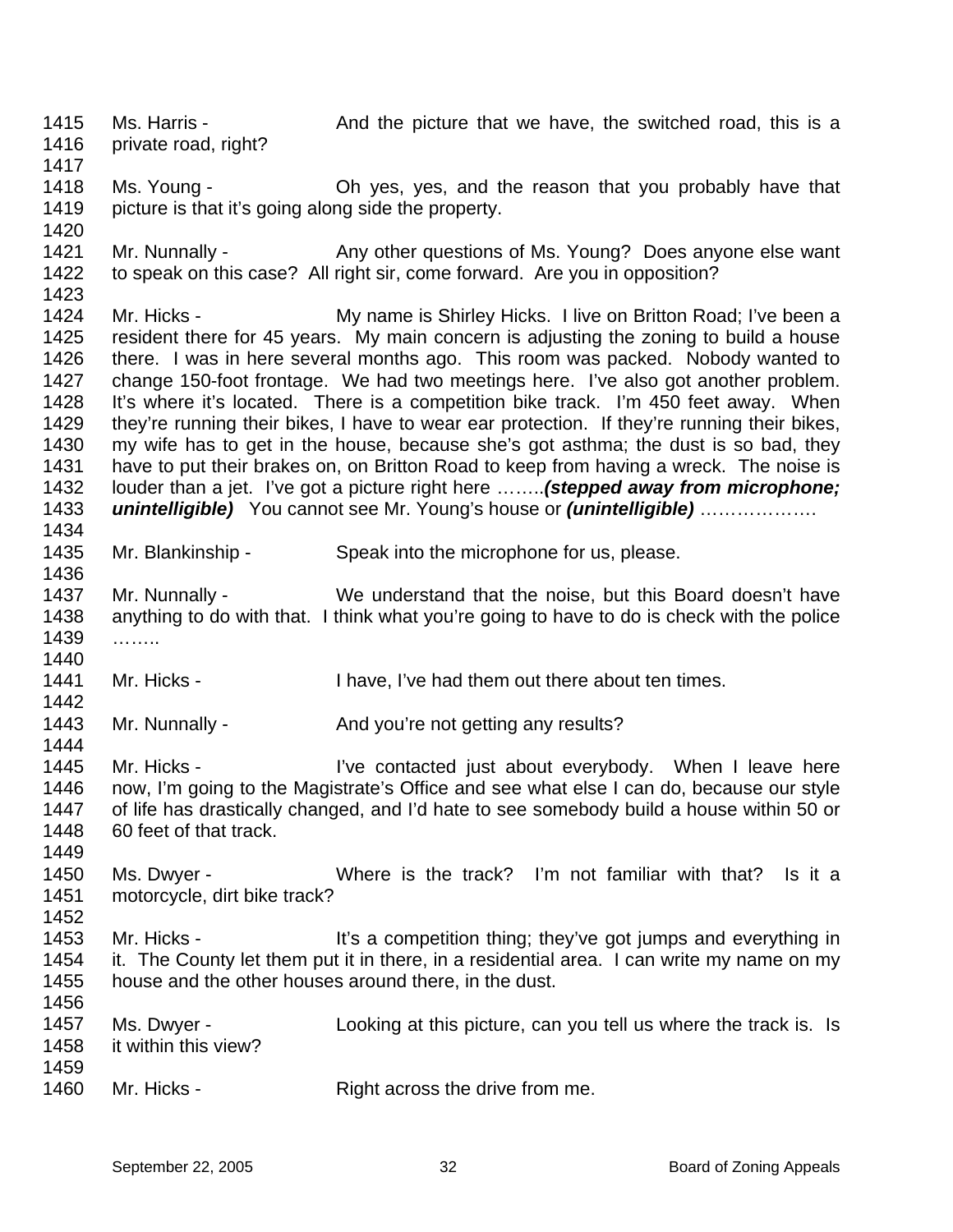Ms. Harris - And the picture that we have, the switched road, this is a private road, right?

Ms. Young - Oh yes, yes, and the reason that you probably have that picture is that it's going along side the property.

Mr. Nunnally - Any other questions of Ms. Young? Does anyone else want to speak on this case? All right sir, come forward. Are you in opposition?

Mr. Hicks - My name is Shirley Hicks. I live on Britton Road; I've been a resident there for 45 years. My main concern is adjusting the zoning to build a house there. I was in here several months ago. This room was packed. Nobody wanted to change 150-foot frontage. We had two meetings here. I've also got another problem. It's where it's located. There is a competition bike track. I'm 450 feet away. When they're running their bikes, I have to wear ear protection. If they're running their bikes, my wife has to get in the house, because she's got asthma; the dust is so bad, they have to put their brakes on, on Britton Road to keep from having a wreck. The noise is louder than a jet. I've got a picture right here ……..***(stepped away from microphone; unintelligible)*** You cannot see Mr. Young's house or ***(unintelligible)*** ……………….

Mr. Blankinship - Speak into the microphone for us, please.

Mr. Nunnally - We understand that the noise, but this Board doesn't have anything to do with that. I think what you're going to have to do is check with the police ……..

Mr. Hicks - I have, I've had them out there about ten times.

Mr. Nunnally - And you're not getting any results?

Mr. Hicks - I've contacted just about everybody. When I leave here now, I'm going to the Magistrate's Office and see what else I can do, because our style of life has drastically changed, and I'd hate to see somebody build a house within 50 or 60 feet of that track.

Ms. Dwyer - Where is the track? I'm not familiar with that? Is it a motorcycle, dirt bike track?

Mr. Hicks - It's a competition thing; they've got jumps and everything in it. The County let them put it in there, in a residential area. I can write my name on my house and the other houses around there, in the dust.

Ms. Dwyer - Looking at this picture, can you tell us where the track is. Is it within this view?

Mr. Hicks - Right across the drive from me.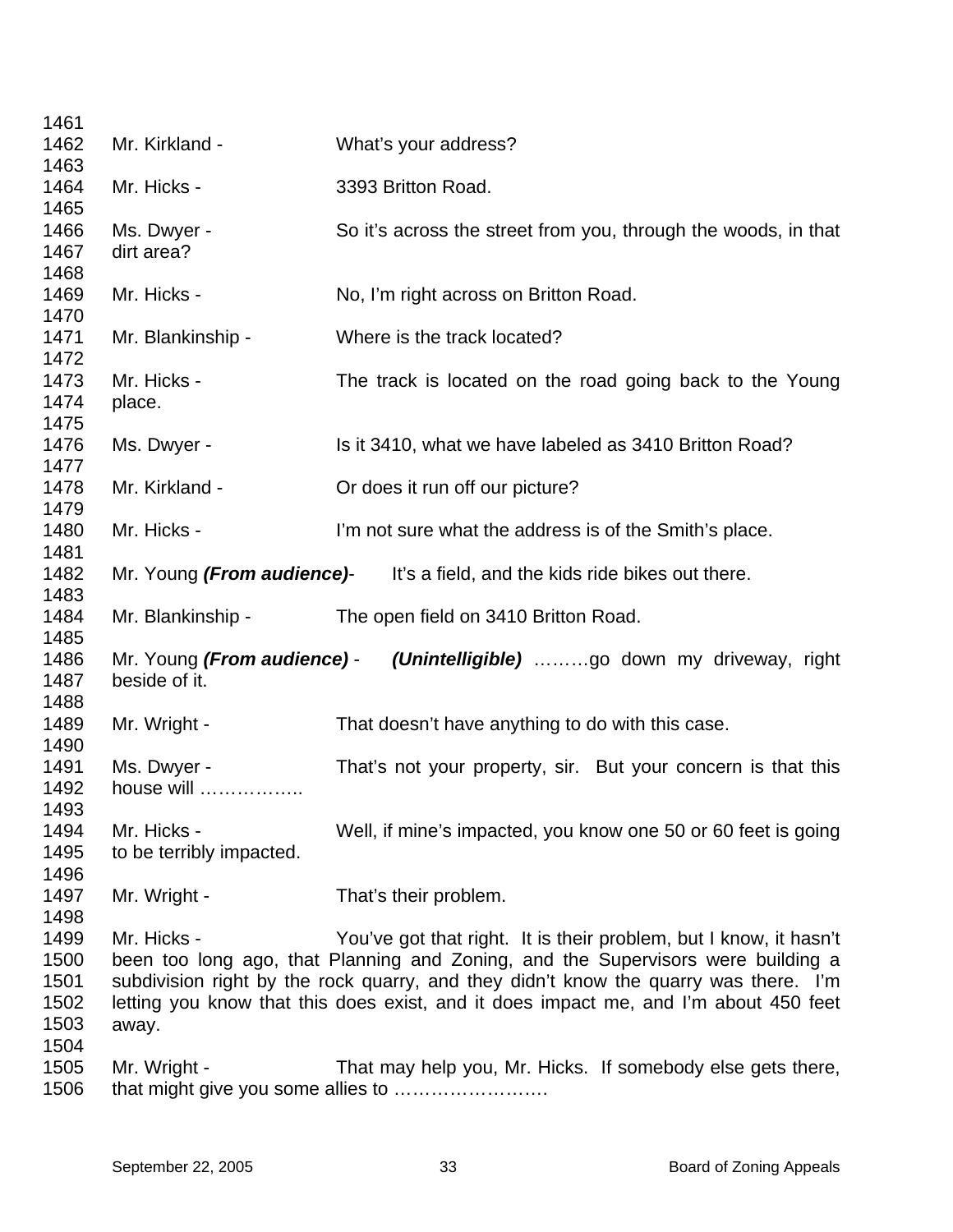1461

1462 Mr. Kirkland - What's your address?

1463

1464 Mr. Hicks - 3393 Britton Road.

1465

1466 Ms. Dwyer - So it's across the street from you, through the woods, in that
1467 dirt area?

1468

1469 Mr. Hicks - No, I'm right across on Britton Road.

1470

1471 Mr. Blankinship - Where is the track located?

1472

1473 Mr. Hicks - The track is located on the road going back to the Young
1474 place.

1475

1476 Ms. Dwyer - Is it 3410, what we have labeled as 3410 Britton Road?

1477

1478 Mr. Kirkland - Or does it run off our picture?

1479

1480 Mr. Hicks - I'm not sure what the address is of the Smith's place.

1481

1482 Mr. Young ***(From audience)***- It's a field, and the kids ride bikes out there.

1483

1484 Mr. Blankinship - The open field on 3410 Britton Road.

1485

1486 Mr. Young ***(From audience)*** - ***(Unintelligible)*** ………go down my driveway, right
1487 beside of it.

1488

1489 Mr. Wright - That doesn't have anything to do with this case.

1490

1491 Ms. Dwyer - That's not your property, sir. But your concern is that this
1492 house will ……………..

1493

1494 Mr. Hicks - Well, if mine's impacted, you know one 50 or 60 feet is going
1495 to be terribly impacted.

1496

1497 Mr. Wright - That's their problem.

1498

1499 Mr. Hicks - You've got that right. It is their problem, but I know, it hasn't
1500 been too long ago, that Planning and Zoning, and the Supervisors were building a
1501 subdivision right by the rock quarry, and they didn't know the quarry was there. I'm
1502 letting you know that this does exist, and it does impact me, and I'm about 450 feet
1503 away.

1504

1505 Mr. Wright - That may help you, Mr. Hicks. If somebody else gets there,
1506 that might give you some allies to …………………….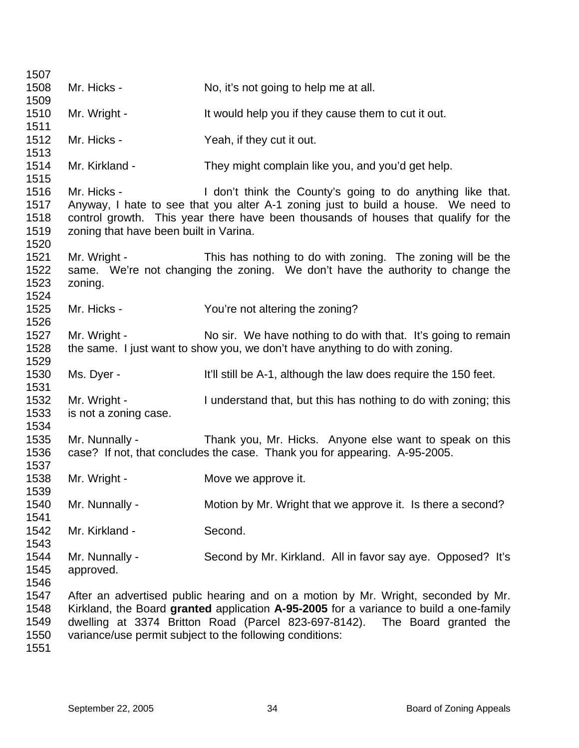Mr. Hicks - No, it's not going to help me at all.

Mr. Wright - It would help you if they cause them to cut it out.

Mr. Hicks - Yeah, if they cut it out.

Mr. Kirkland - They might complain like you, and you'd get help.

Mr. Hicks - I don't think the County's going to do anything like that. Anyway, I hate to see that you alter A-1 zoning just to build a house. We need to control growth. This year there have been thousands of houses that qualify for the zoning that have been built in Varina.

Mr. Wright - This has nothing to do with zoning. The zoning will be the same. We're not changing the zoning. We don't have the authority to change the zoning.

Mr. Hicks - You're not altering the zoning?

Mr. Wright - No sir. We have nothing to do with that. It's going to remain the same. I just want to show you, we don't have anything to do with zoning.

Ms. Dyer - It'll still be A-1, although the law does require the 150 feet.

Mr. Wright - I understand that, but this has nothing to do with zoning; this is not a zoning case.

Mr. Nunnally - Thank you, Mr. Hicks. Anyone else want to speak on this case? If not, that concludes the case. Thank you for appearing. A-95-2005.

Mr. Wright - Move we approve it.

Mr. Nunnally - Motion by Mr. Wright that we approve it. Is there a second?

Mr. Kirkland - Second.

Mr. Nunnally - Second by Mr. Kirkland. All in favor say aye. Opposed? It's approved.

After an advertised public hearing and on a motion by Mr. Wright, seconded by Mr. Kirkland, the Board **granted** application **A-95-2005** for a variance to build a one-family dwelling at 3374 Britton Road (Parcel 823-697-8142). The Board granted the variance/use permit subject to the following conditions: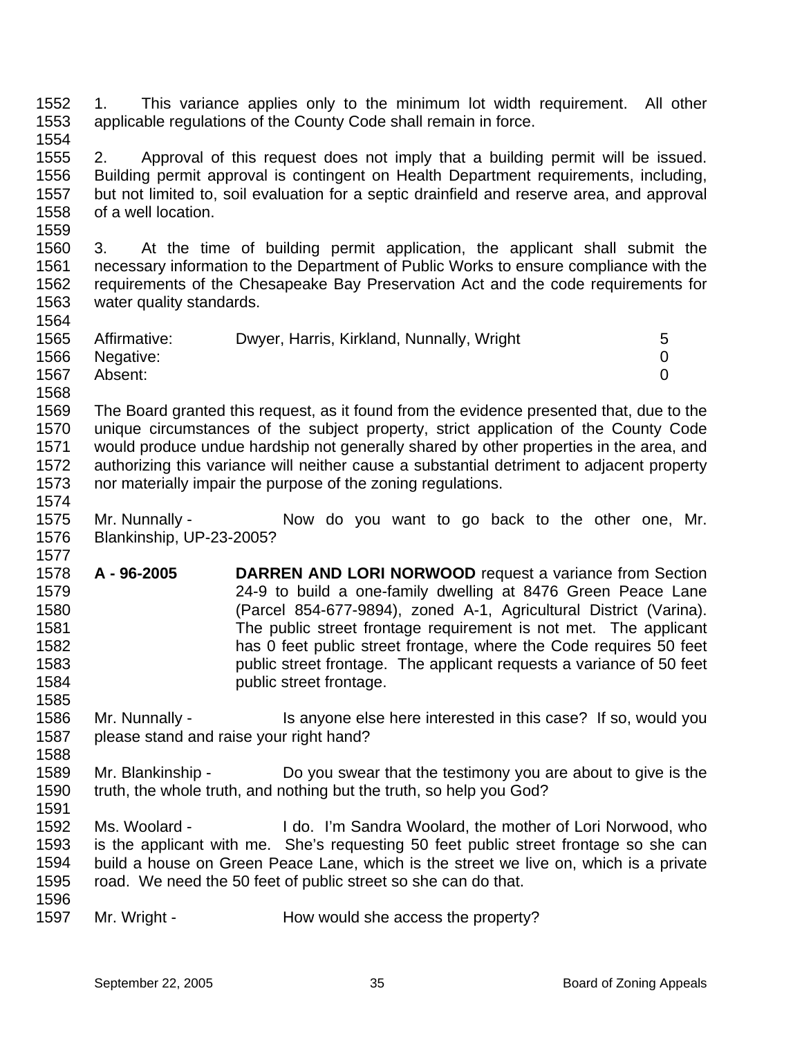1. This variance applies only to the minimum lot width requirement. All other applicable regulations of the County Code shall remain in force.

2. Approval of this request does not imply that a building permit will be issued. Building permit approval is contingent on Health Department requirements, including, but not limited to, soil evaluation for a septic drainfield and reserve area, and approval of a well location.

3. At the time of building permit application, the applicant shall submit the necessary information to the Department of Public Works to ensure compliance with the requirements of the Chesapeake Bay Preservation Act and the code requirements for water quality standards.

| | | |
|---|---|---|
| Affirmative: | Dwyer, Harris, Kirkland, Nunnally, Wright | 5 |
| Negative: | | 0 |
| Absent: | | 0 |

The Board granted this request, as it found from the evidence presented that, due to the unique circumstances of the subject property, strict application of the County Code would produce undue hardship not generally shared by other properties in the area, and authorizing this variance will neither cause a substantial detriment to adjacent property nor materially impair the purpose of the zoning regulations.

Mr. Nunnally - Now do you want to go back to the other one, Mr. Blankinship, UP-23-2005?

**A - 96-2005** **DARREN AND LORI NORWOOD** request a variance from Section 24-9 to build a one-family dwelling at 8476 Green Peace Lane (Parcel 854-677-9894), zoned A-1, Agricultural District (Varina). The public street frontage requirement is not met. The applicant has 0 feet public street frontage, where the Code requires 50 feet public street frontage. The applicant requests a variance of 50 feet public street frontage.

Mr. Nunnally - Is anyone else here interested in this case? If so, would you please stand and raise your right hand?

Mr. Blankinship - Do you swear that the testimony you are about to give is the truth, the whole truth, and nothing but the truth, so help you God?

Ms. Woolard - I do. I'm Sandra Woolard, the mother of Lori Norwood, who is the applicant with me. She's requesting 50 feet public street frontage so she can build a house on Green Peace Lane, which is the street we live on, which is a private road. We need the 50 feet of public street so she can do that.

Mr. Wright - How would she access the property?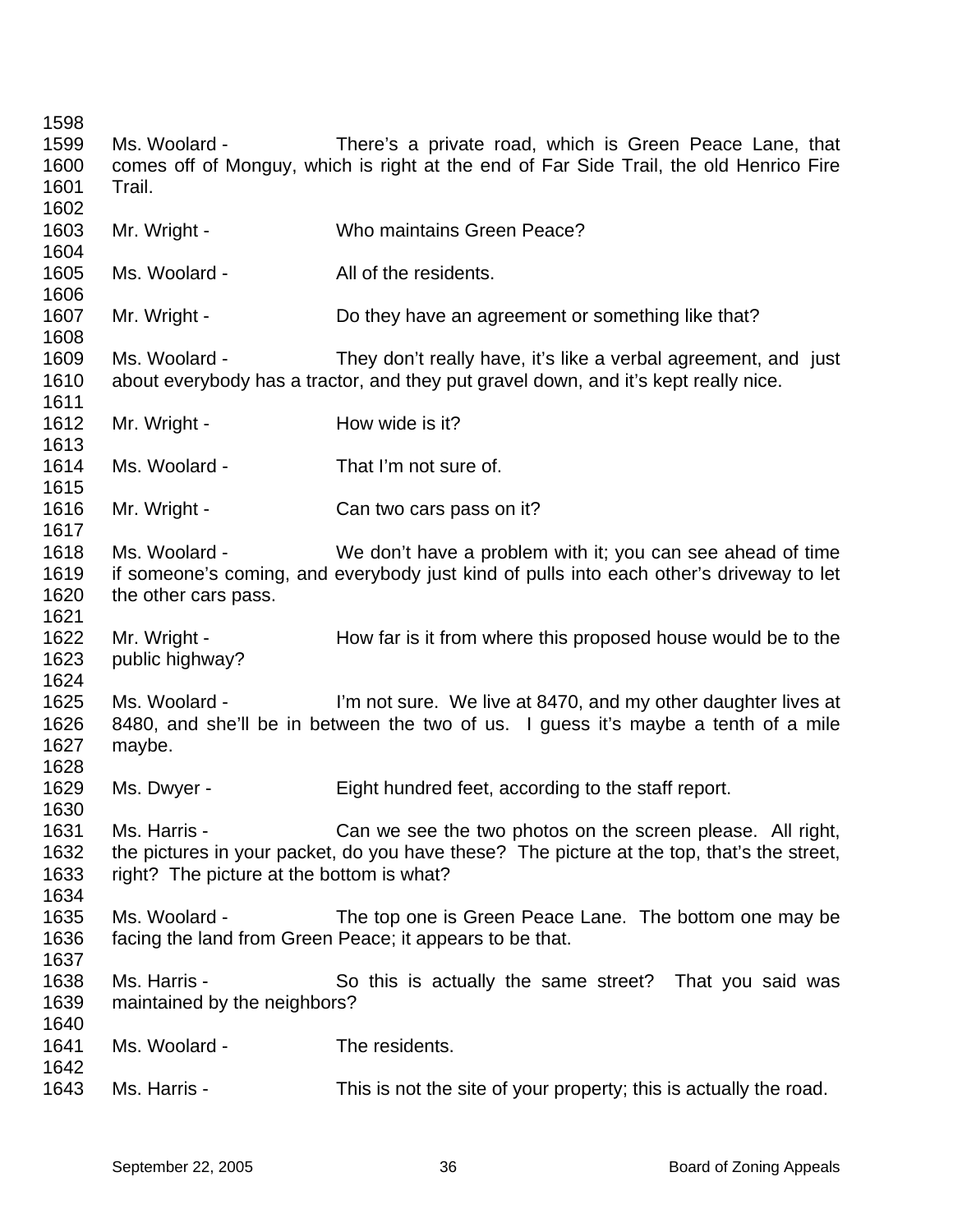Ms. Woolard - There's a private road, which is Green Peace Lane, that comes off of Monguy, which is right at the end of Far Side Trail, the old Henrico Fire Trail.

Mr. Wright - Who maintains Green Peace?

Ms. Woolard - All of the residents.

Mr. Wright - Do they have an agreement or something like that?

Ms. Woolard - They don't really have, it's like a verbal agreement, and just about everybody has a tractor, and they put gravel down, and it's kept really nice.

Mr. Wright - How wide is it?

Ms. Woolard - That I'm not sure of.

Mr. Wright - Can two cars pass on it?

Ms. Woolard - We don't have a problem with it; you can see ahead of time if someone's coming, and everybody just kind of pulls into each other's driveway to let the other cars pass.

Mr. Wright - How far is it from where this proposed house would be to the public highway?

Ms. Woolard - I'm not sure. We live at 8470, and my other daughter lives at 8480, and she'll be in between the two of us. I guess it's maybe a tenth of a mile maybe.

Ms. Dwyer - Eight hundred feet, according to the staff report.

Ms. Harris - Can we see the two photos on the screen please. All right, the pictures in your packet, do you have these? The picture at the top, that's the street, right? The picture at the bottom is what?

Ms. Woolard - The top one is Green Peace Lane. The bottom one may be facing the land from Green Peace; it appears to be that.

Ms. Harris - So this is actually the same street? That you said was maintained by the neighbors?

Ms. Woolard - The residents.

Ms. Harris - This is not the site of your property; this is actually the road.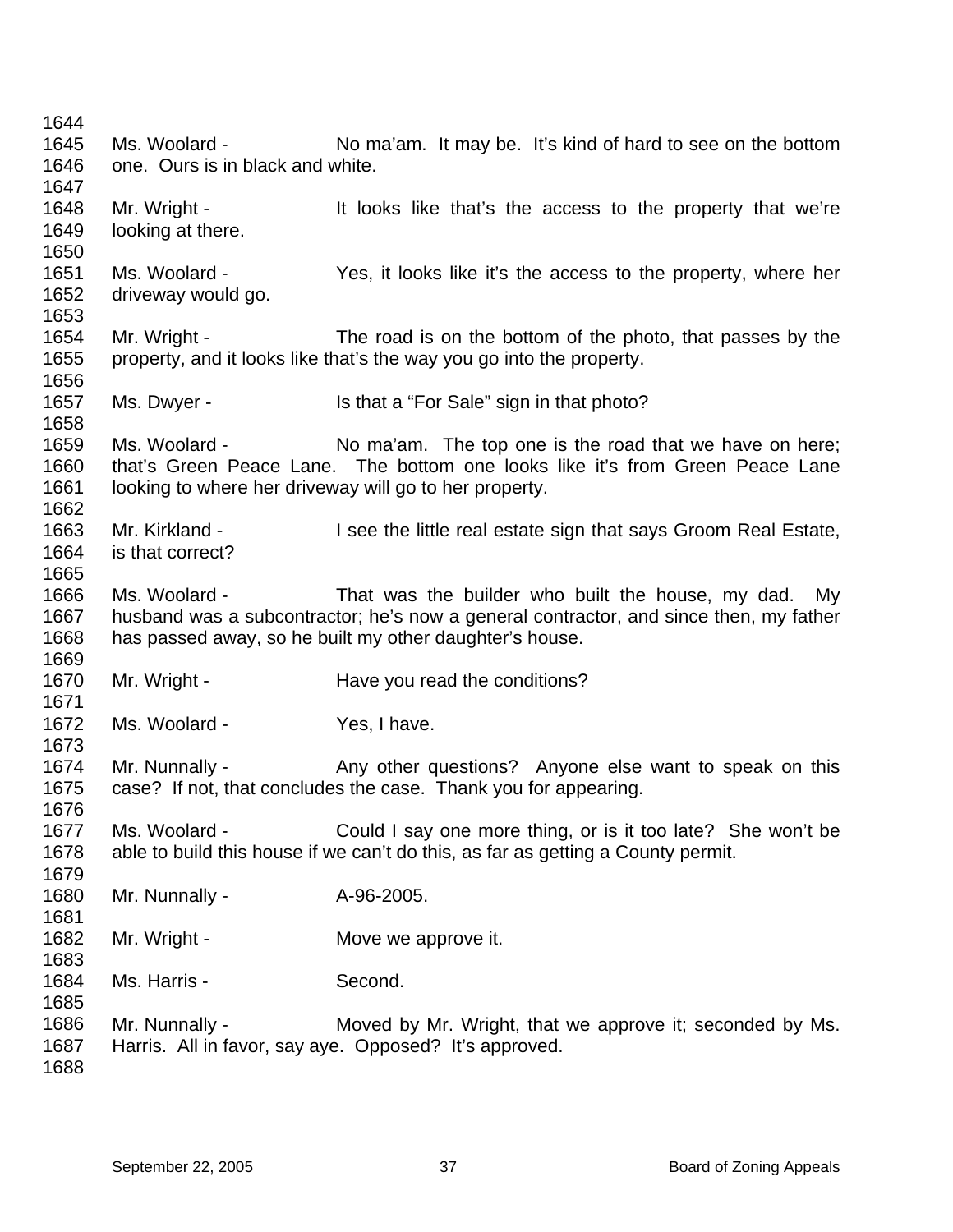Ms. Woolard - No ma'am. It may be. It's kind of hard to see on the bottom one. Ours is in black and white.

Mr. Wright - It looks like that's the access to the property that we're looking at there.

Ms. Woolard - Yes, it looks like it's the access to the property, where her driveway would go.

Mr. Wright - The road is on the bottom of the photo, that passes by the property, and it looks like that's the way you go into the property.

Ms. Dwyer - Is that a "For Sale" sign in that photo?

Ms. Woolard - No ma'am. The top one is the road that we have on here; that's Green Peace Lane. The bottom one looks like it's from Green Peace Lane looking to where her driveway will go to her property.

Mr. Kirkland - I see the little real estate sign that says Groom Real Estate, is that correct?

Ms. Woolard - That was the builder who built the house, my dad. My husband was a subcontractor; he's now a general contractor, and since then, my father has passed away, so he built my other daughter's house.

Mr. Wright - Have you read the conditions?

Ms. Woolard - Yes, I have.

Mr. Nunnally - Any other questions? Anyone else want to speak on this case? If not, that concludes the case. Thank you for appearing.

Ms. Woolard - Could I say one more thing, or is it too late? She won't be able to build this house if we can't do this, as far as getting a County permit.

Mr. Nunnally - A-96-2005.

Mr. Wright - Move we approve it.

Ms. Harris - Second.

Mr. Nunnally - Moved by Mr. Wright, that we approve it; seconded by Ms. Harris. All in favor, say aye. Opposed? It's approved.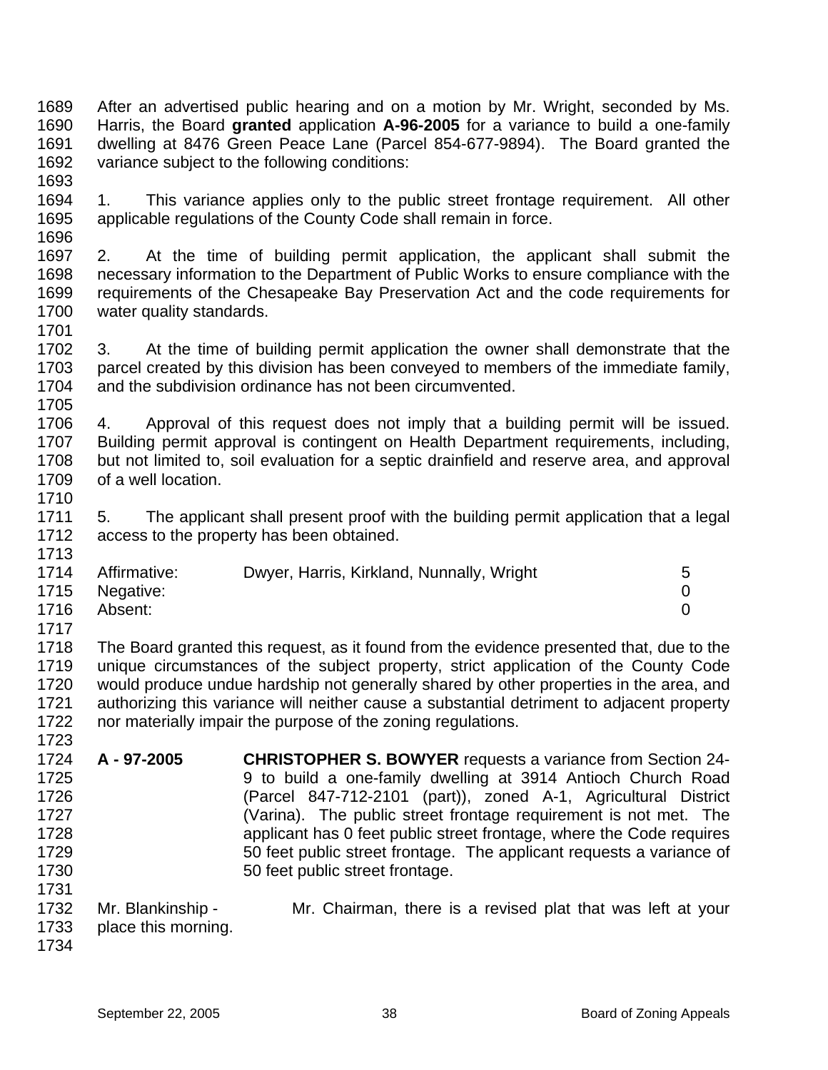After an advertised public hearing and on a motion by Mr. Wright, seconded by Ms. Harris, the Board **granted** application **A-96-2005** for a variance to build a one-family dwelling at 8476 Green Peace Lane (Parcel 854-677-9894). The Board granted the variance subject to the following conditions:

1. This variance applies only to the public street frontage requirement. All other applicable regulations of the County Code shall remain in force.

2. At the time of building permit application, the applicant shall submit the necessary information to the Department of Public Works to ensure compliance with the requirements of the Chesapeake Bay Preservation Act and the code requirements for water quality standards.

3. At the time of building permit application the owner shall demonstrate that the parcel created by this division has been conveyed to members of the immediate family, and the subdivision ordinance has not been circumvented.

4. Approval of this request does not imply that a building permit will be issued. Building permit approval is contingent on Health Department requirements, including, but not limited to, soil evaluation for a septic drainfield and reserve area, and approval of a well location.

5. The applicant shall present proof with the building permit application that a legal access to the property has been obtained.

| | | |
|---|---|---|
| Affirmative: | Dwyer, Harris, Kirkland, Nunnally, Wright | 5 |
| Negative: | | 0 |
| Absent: | | 0 |

The Board granted this request, as it found from the evidence presented that, due to the unique circumstances of the subject property, strict application of the County Code would produce undue hardship not generally shared by other properties in the area, and authorizing this variance will neither cause a substantial detriment to adjacent property nor materially impair the purpose of the zoning regulations.

**A - 97-2005** **CHRISTOPHER S. BOWYER** requests a variance from Section 24-9 to build a one-family dwelling at 3914 Antioch Church Road (Parcel 847-712-2101 (part)), zoned A-1, Agricultural District (Varina). The public street frontage requirement is not met. The applicant has 0 feet public street frontage, where the Code requires 50 feet public street frontage. The applicant requests a variance of 50 feet public street frontage.

Mr. Blankinship - Mr. Chairman, there is a revised plat that was left at your place this morning.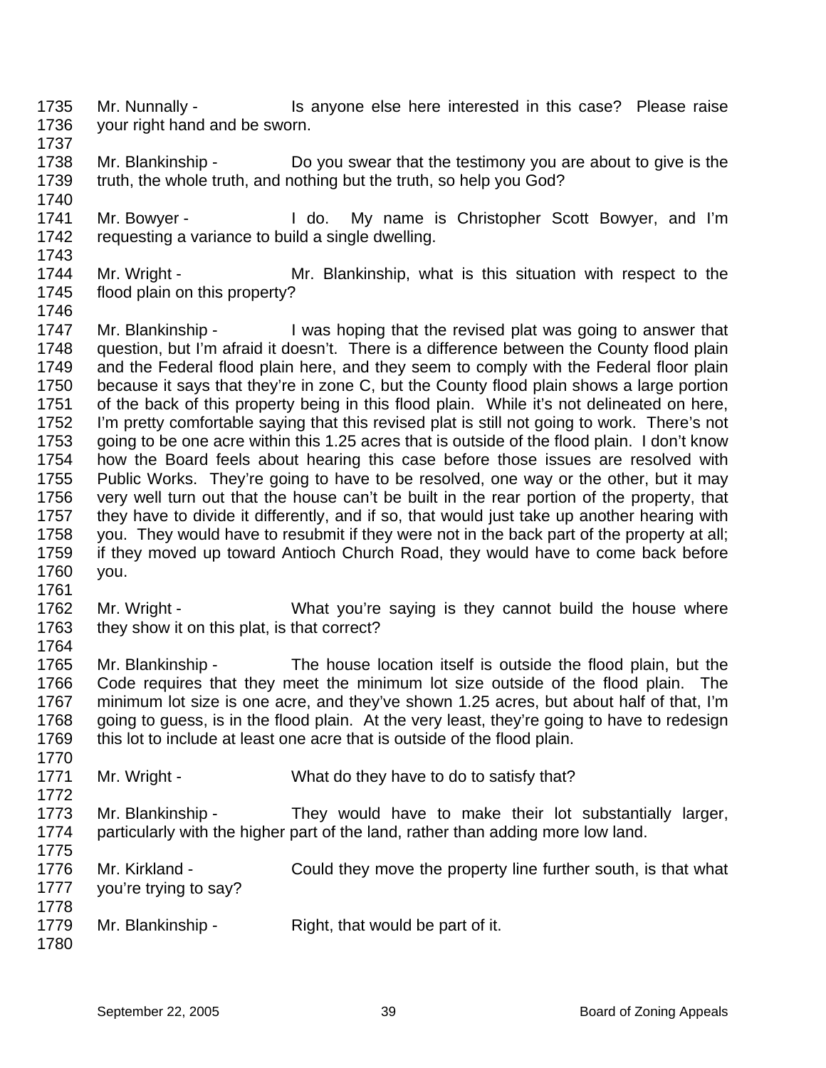Mr. Nunnally - Is anyone else here interested in this case? Please raise your right hand and be sworn.

Mr. Blankinship - Do you swear that the testimony you are about to give is the truth, the whole truth, and nothing but the truth, so help you God?

Mr. Bowyer - I do. My name is Christopher Scott Bowyer, and I'm requesting a variance to build a single dwelling.

Mr. Wright - Mr. Blankinship, what is this situation with respect to the flood plain on this property?

Mr. Blankinship - I was hoping that the revised plat was going to answer that question, but I'm afraid it doesn't. There is a difference between the County flood plain and the Federal flood plain here, and they seem to comply with the Federal floor plain because it says that they're in zone C, but the County flood plain shows a large portion of the back of this property being in this flood plain. While it's not delineated on here, I'm pretty comfortable saying that this revised plat is still not going to work. There's not going to be one acre within this 1.25 acres that is outside of the flood plain. I don't know how the Board feels about hearing this case before those issues are resolved with Public Works. They're going to have to be resolved, one way or the other, but it may very well turn out that the house can't be built in the rear portion of the property, that they have to divide it differently, and if so, that would just take up another hearing with you. They would have to resubmit if they were not in the back part of the property at all; if they moved up toward Antioch Church Road, they would have to come back before you.

Mr. Wright - What you're saying is they cannot build the house where they show it on this plat, is that correct?

Mr. Blankinship - The house location itself is outside the flood plain, but the Code requires that they meet the minimum lot size outside of the flood plain. The minimum lot size is one acre, and they've shown 1.25 acres, but about half of that, I'm going to guess, is in the flood plain. At the very least, they're going to have to redesign this lot to include at least one acre that is outside of the flood plain.

Mr. Wright - What do they have to do to satisfy that?

Mr. Blankinship - They would have to make their lot substantially larger, particularly with the higher part of the land, rather than adding more low land.

Mr. Kirkland - Could they move the property line further south, is that what you're trying to say?

Mr. Blankinship - Right, that would be part of it.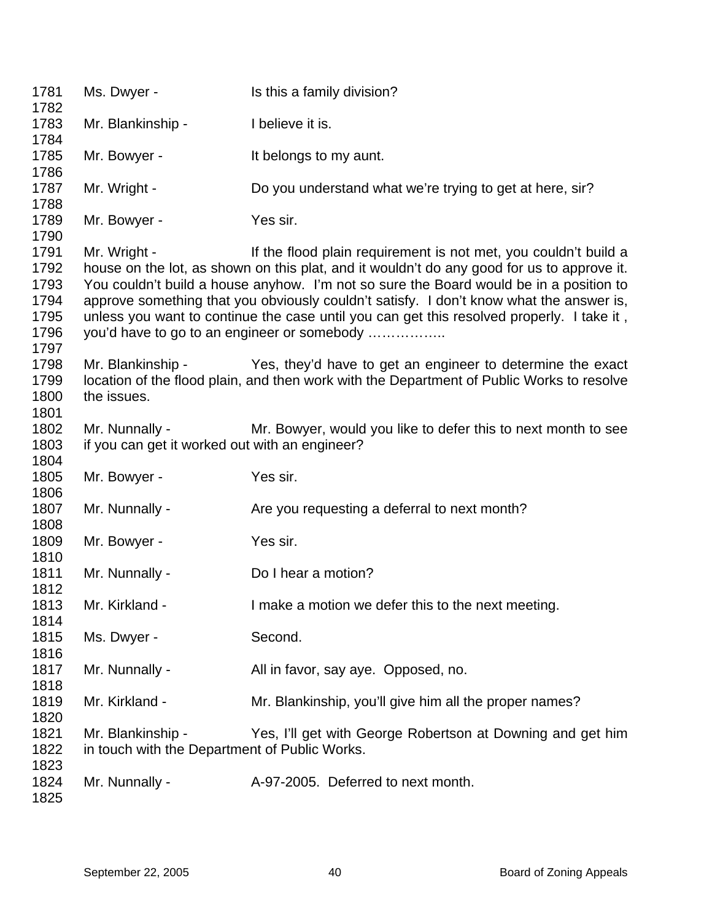1781 Ms. Dwyer - Is this a family division?

1783 Mr. Blankinship - I believe it is.

1785 Mr. Bowyer - It belongs to my aunt.

1787 Mr. Wright - Do you understand what we're trying to get at here, sir?

1789 Mr. Bowyer - Yes sir.

1791 Mr. Wright - If the flood plain requirement is not met, you couldn't build a
1792 house on the lot, as shown on this plat, and it wouldn't do any good for us to approve it.
1793 You couldn't build a house anyhow. I'm not so sure the Board would be in a position to
1794 approve something that you obviously couldn't satisfy. I don't know what the answer is,
1795 unless you want to continue the case until you can get this resolved properly. I take it ,
1796 you'd have to go to an engineer or somebody ……………..

1798 Mr. Blankinship - Yes, they'd have to get an engineer to determine the exact
1799 location of the flood plain, and then work with the Department of Public Works to resolve
1800 the issues.

1802 Mr. Nunnally - Mr. Bowyer, would you like to defer this to next month to see
1803 if you can get it worked out with an engineer?

1805 Mr. Bowyer - Yes sir.

1807 Mr. Nunnally - Are you requesting a deferral to next month?

1809 Mr. Bowyer - Yes sir.

1811 Mr. Nunnally - Do I hear a motion?

1813 Mr. Kirkland - I make a motion we defer this to the next meeting.

1815 Ms. Dwyer - Second.

1817 Mr. Nunnally - All in favor, say aye. Opposed, no.

1819 Mr. Kirkland - Mr. Blankinship, you'll give him all the proper names?

1821 Mr. Blankinship - Yes, I'll get with George Robertson at Downing and get him
1822 in touch with the Department of Public Works.

1824 Mr. Nunnally - A-97-2005. Deferred to next month.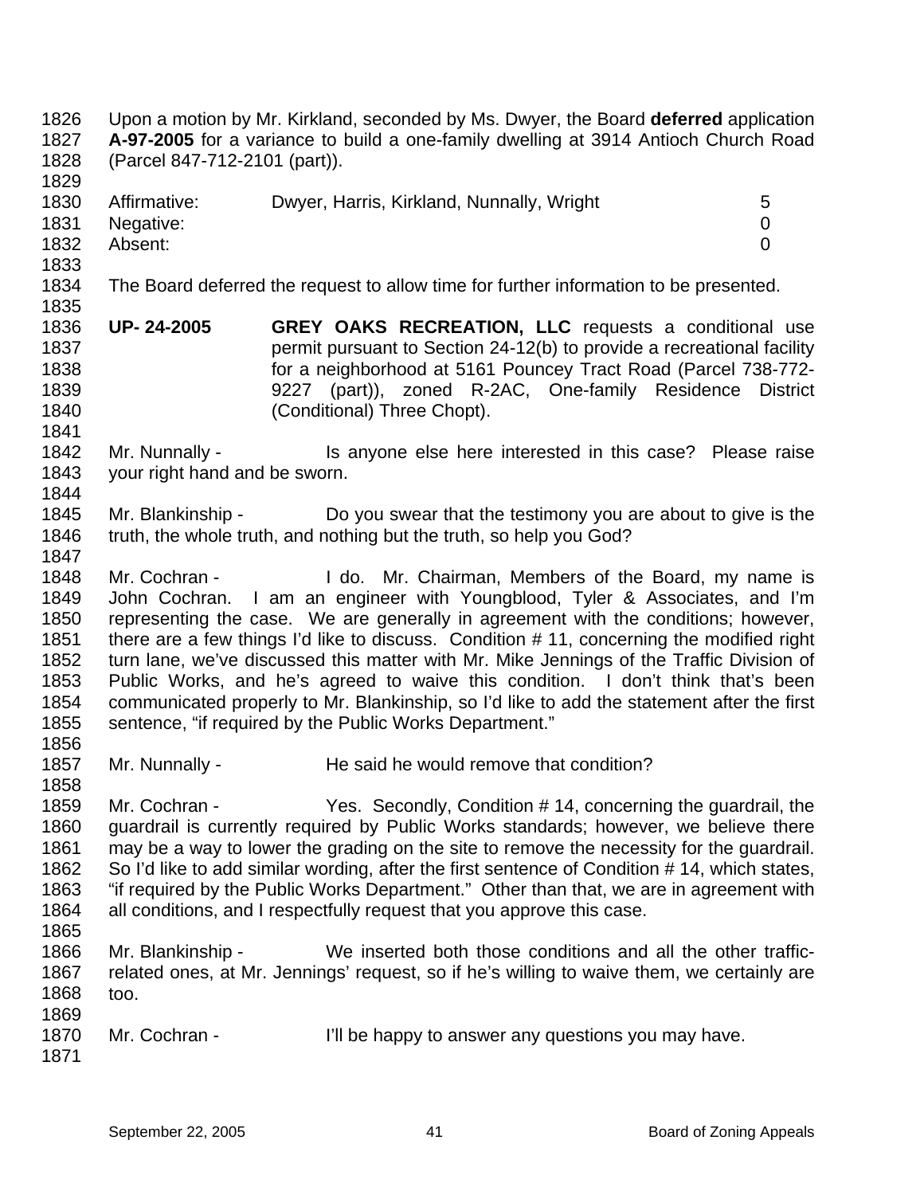Upon a motion by Mr. Kirkland, seconded by Ms. Dwyer, the Board **deferred** application **A-97-2005** for a variance to build a one-family dwelling at 3914 Antioch Church Road (Parcel 847-712-2101 (part)).

| | | |
|---|---|---|
| Affirmative: | Dwyer, Harris, Kirkland, Nunnally, Wright | 5 |
| Negative: | | 0 |
| Absent: | | 0 |

The Board deferred the request to allow time for further information to be presented.

**UP- 24-2005** **GREY OAKS RECREATION, LLC** requests a conditional use permit pursuant to Section 24-12(b) to provide a recreational facility for a neighborhood at 5161 Pouncey Tract Road (Parcel 738-772-9227 (part)), zoned R-2AC, One-family Residence District (Conditional) Three Chopt).

Mr. Nunnally - Is anyone else here interested in this case? Please raise your right hand and be sworn.

Mr. Blankinship - Do you swear that the testimony you are about to give is the truth, the whole truth, and nothing but the truth, so help you God?

Mr. Cochran - I do. Mr. Chairman, Members of the Board, my name is John Cochran. I am an engineer with Youngblood, Tyler & Associates, and I'm representing the case. We are generally in agreement with the conditions; however, there are a few things I'd like to discuss. Condition # 11, concerning the modified right turn lane, we've discussed this matter with Mr. Mike Jennings of the Traffic Division of Public Works, and he's agreed to waive this condition. I don't think that's been communicated properly to Mr. Blankinship, so I'd like to add the statement after the first sentence, "if required by the Public Works Department."

Mr. Nunnally - He said he would remove that condition?

Mr. Cochran - Yes. Secondly, Condition # 14, concerning the guardrail, the guardrail is currently required by Public Works standards; however, we believe there may be a way to lower the grading on the site to remove the necessity for the guardrail. So I'd like to add similar wording, after the first sentence of Condition # 14, which states, "if required by the Public Works Department." Other than that, we are in agreement with all conditions, and I respectfully request that you approve this case.

Mr. Blankinship - We inserted both those conditions and all the other traffic-related ones, at Mr. Jennings' request, so if he's willing to waive them, we certainly are too.

Mr. Cochran - I'll be happy to answer any questions you may have.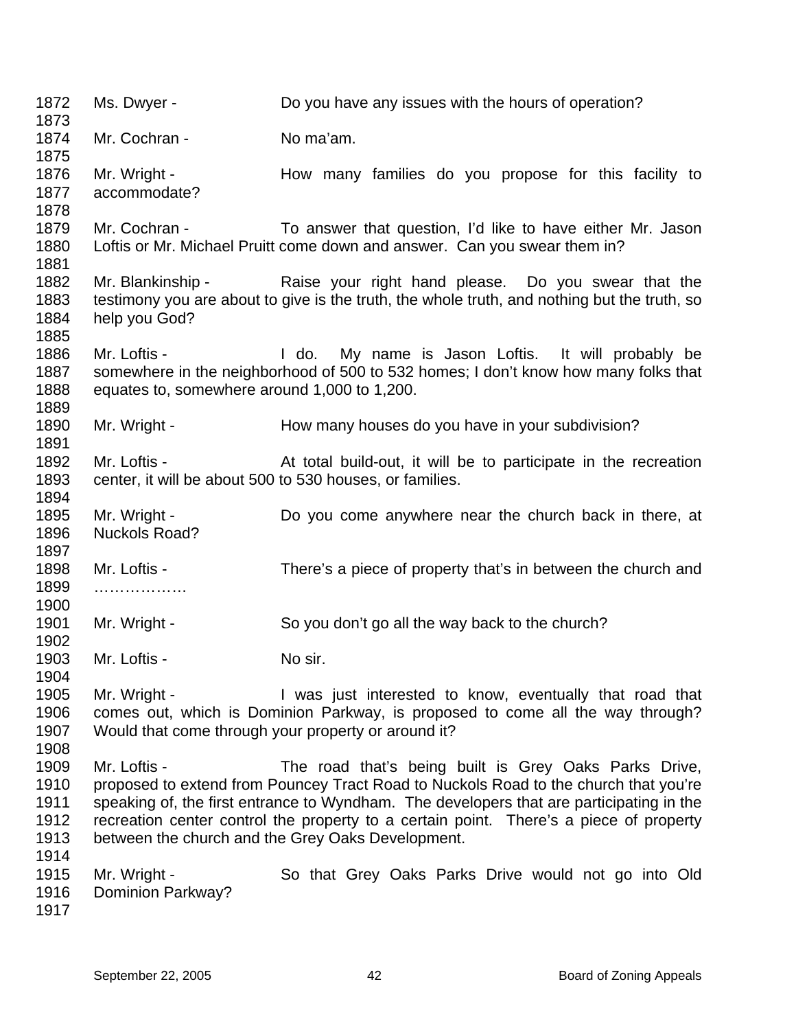1872 Ms. Dwyer - Do you have any issues with the hours of operation?
1873
1874 Mr. Cochran - No ma'am.
1875
1876 Mr. Wright - How many families do you propose for this facility to
1877 accommodate?
1878
1879 Mr. Cochran - To answer that question, I'd like to have either Mr. Jason
1880 Loftis or Mr. Michael Pruitt come down and answer. Can you swear them in?
1881
1882 Mr. Blankinship - Raise your right hand please. Do you swear that the
1883 testimony you are about to give is the truth, the whole truth, and nothing but the truth, so
1884 help you God?
1885
1886 Mr. Loftis - I do. My name is Jason Loftis. It will probably be
1887 somewhere in the neighborhood of 500 to 532 homes; I don't know how many folks that
1888 equates to, somewhere around 1,000 to 1,200.
1889
1890 Mr. Wright - How many houses do you have in your subdivision?
1891
1892 Mr. Loftis - At total build-out, it will be to participate in the recreation
1893 center, it will be about 500 to 530 houses, or families.
1894
1895 Mr. Wright - Do you come anywhere near the church back in there, at
1896 Nuckols Road?
1897
1898 Mr. Loftis - There's a piece of property that's in between the church and
1899 ………………
1900
1901 Mr. Wright - So you don't go all the way back to the church?
1902
1903 Mr. Loftis - No sir.
1904
1905 Mr. Wright - I was just interested to know, eventually that road that
1906 comes out, which is Dominion Parkway, is proposed to come all the way through?
1907 Would that come through your property or around it?
1908
1909 Mr. Loftis - The road that's being built is Grey Oaks Parks Drive,
1910 proposed to extend from Pouncey Tract Road to Nuckols Road to the church that you're
1911 speaking of, the first entrance to Wyndham. The developers that are participating in the
1912 recreation center control the property to a certain point. There's a piece of property
1913 between the church and the Grey Oaks Development.
1914
1915 Mr. Wright - So that Grey Oaks Parks Drive would not go into Old
1916 Dominion Parkway?
1917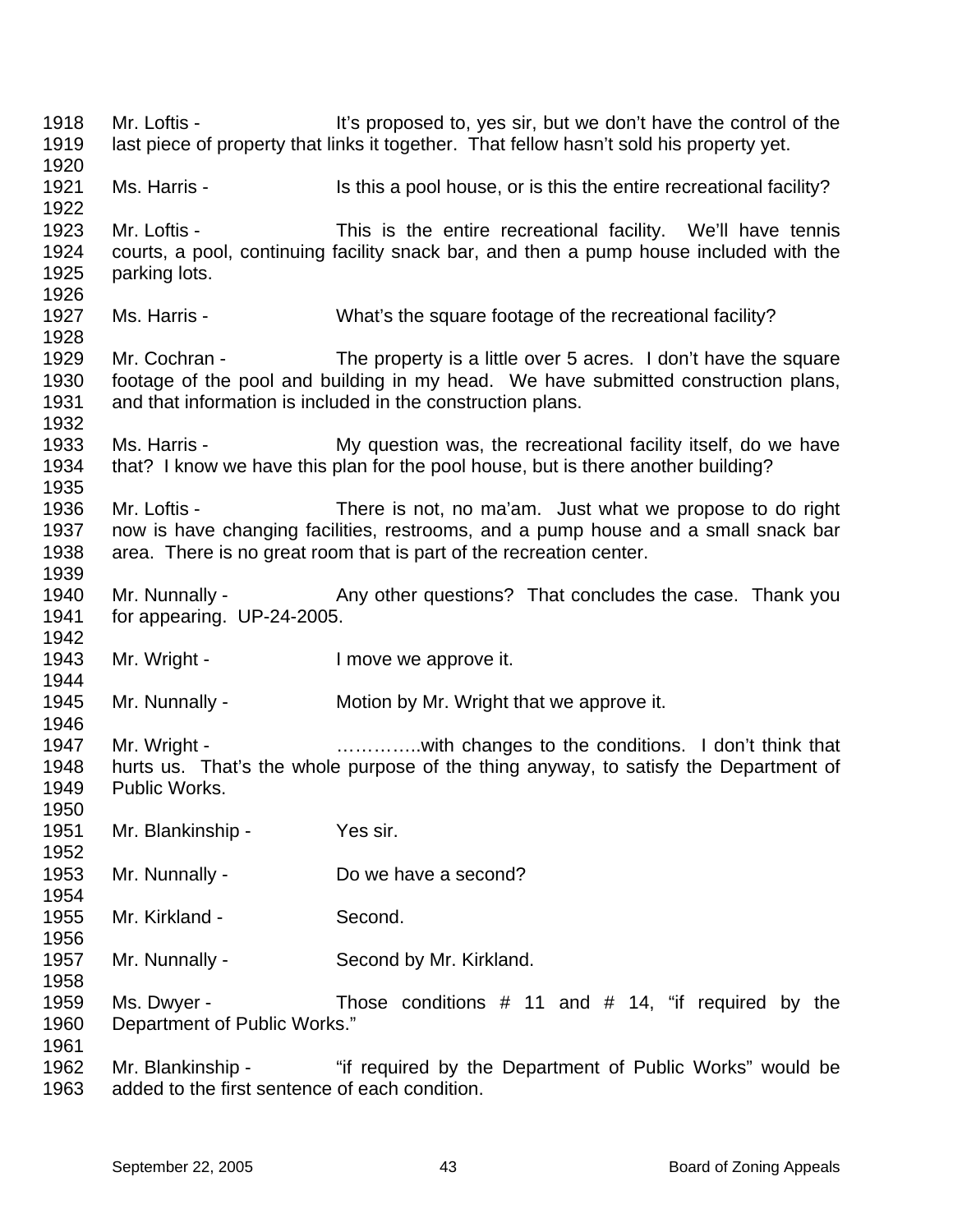1918 Mr. Loftis - It's proposed to, yes sir, but we don't have the control of the
1919 last piece of property that links it together. That fellow hasn't sold his property yet.
1920
1921 Ms. Harris - Is this a pool house, or is this the entire recreational facility?
1922
1923 Mr. Loftis - This is the entire recreational facility. We'll have tennis
1924 courts, a pool, continuing facility snack bar, and then a pump house included with the
1925 parking lots.
1926
1927 Ms. Harris - What's the square footage of the recreational facility?
1928
1929 Mr. Cochran - The property is a little over 5 acres. I don't have the square
1930 footage of the pool and building in my head. We have submitted construction plans,
1931 and that information is included in the construction plans.
1932
1933 Ms. Harris - My question was, the recreational facility itself, do we have
1934 that? I know we have this plan for the pool house, but is there another building?
1935
1936 Mr. Loftis - There is not, no ma'am. Just what we propose to do right
1937 now is have changing facilities, restrooms, and a pump house and a small snack bar
1938 area. There is no great room that is part of the recreation center.
1939
1940 Mr. Nunnally - Any other questions? That concludes the case. Thank you
1941 for appearing. UP-24-2005.
1942
1943 Mr. Wright - I move we approve it.
1944
1945 Mr. Nunnally - Motion by Mr. Wright that we approve it.
1946
1947 Mr. Wright - …………..with changes to the conditions. I don't think that
1948 hurts us. That's the whole purpose of the thing anyway, to satisfy the Department of
1949 Public Works.
1950
1951 Mr. Blankinship - Yes sir.
1952
1953 Mr. Nunnally - Do we have a second?
1954
1955 Mr. Kirkland - Second.
1956
1957 Mr. Nunnally - Second by Mr. Kirkland.
1958
1959 Ms. Dwyer - Those conditions # 11 and # 14, "if required by the
1960 Department of Public Works."
1961
1962 Mr. Blankinship - "if required by the Department of Public Works" would be
1963 added to the first sentence of each condition.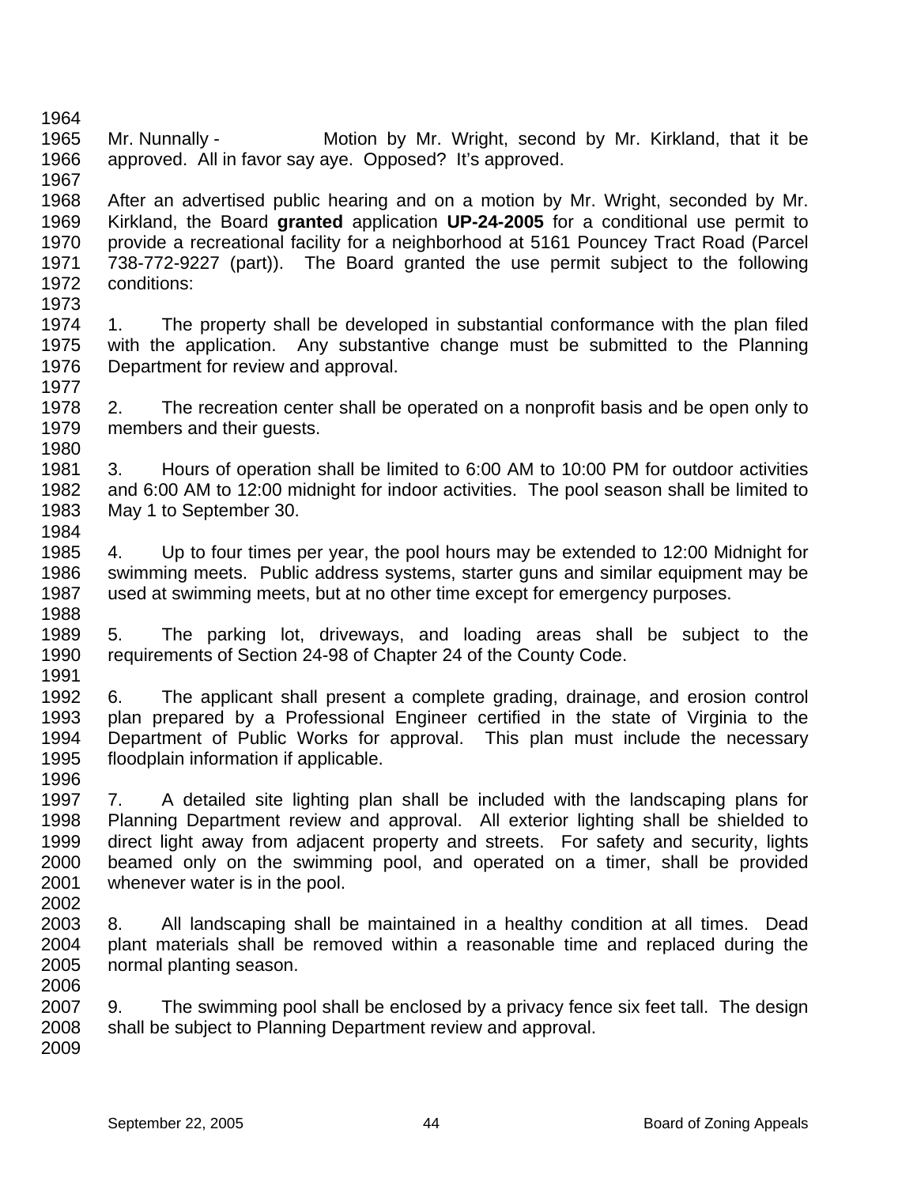Mr. Nunnally - Motion by Mr. Wright, second by Mr. Kirkland, that it be approved. All in favor say aye. Opposed? It's approved.

After an advertised public hearing and on a motion by Mr. Wright, seconded by Mr. Kirkland, the Board **granted** application **UP-24-2005** for a conditional use permit to provide a recreational facility for a neighborhood at 5161 Pouncey Tract Road (Parcel 738-772-9227 (part)). The Board granted the use permit subject to the following conditions:

1. The property shall be developed in substantial conformance with the plan filed with the application. Any substantive change must be submitted to the Planning Department for review and approval.

2. The recreation center shall be operated on a nonprofit basis and be open only to members and their guests.

3. Hours of operation shall be limited to 6:00 AM to 10:00 PM for outdoor activities and 6:00 AM to 12:00 midnight for indoor activities. The pool season shall be limited to May 1 to September 30.

4. Up to four times per year, the pool hours may be extended to 12:00 Midnight for swimming meets. Public address systems, starter guns and similar equipment may be used at swimming meets, but at no other time except for emergency purposes.

5. The parking lot, driveways, and loading areas shall be subject to the requirements of Section 24-98 of Chapter 24 of the County Code.

6. The applicant shall present a complete grading, drainage, and erosion control plan prepared by a Professional Engineer certified in the state of Virginia to the Department of Public Works for approval. This plan must include the necessary floodplain information if applicable.

7. A detailed site lighting plan shall be included with the landscaping plans for Planning Department review and approval. All exterior lighting shall be shielded to direct light away from adjacent property and streets. For safety and security, lights beamed only on the swimming pool, and operated on a timer, shall be provided whenever water is in the pool.

8. All landscaping shall be maintained in a healthy condition at all times. Dead plant materials shall be removed within a reasonable time and replaced during the normal planting season.

9. The swimming pool shall be enclosed by a privacy fence six feet tall. The design shall be subject to Planning Department review and approval.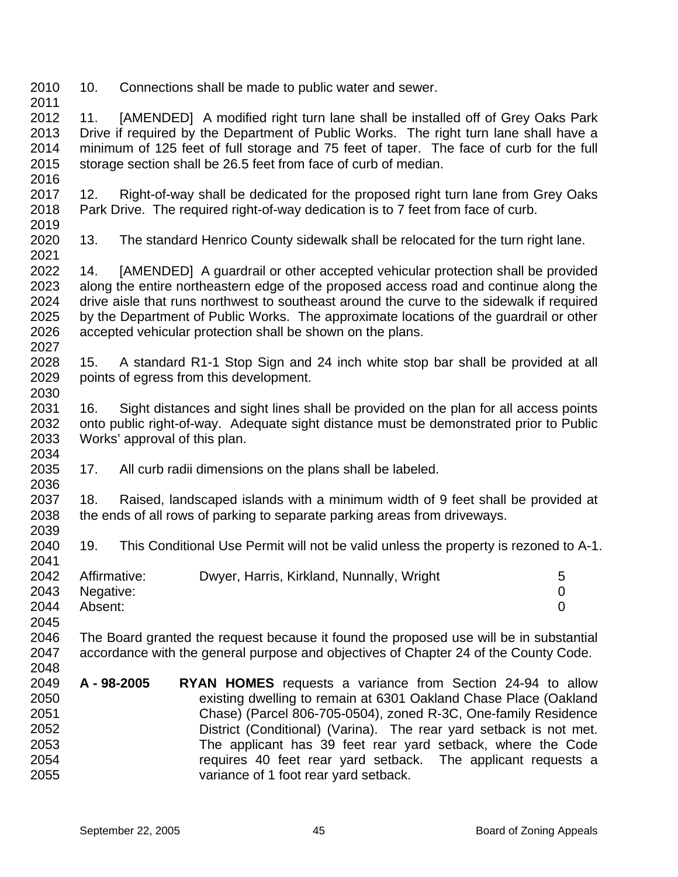10. Connections shall be made to public water and sewer.

11. [AMENDED] A modified right turn lane shall be installed off of Grey Oaks Park Drive if required by the Department of Public Works. The right turn lane shall have a minimum of 125 feet of full storage and 75 feet of taper. The face of curb for the full storage section shall be 26.5 feet from face of curb of median.

12. Right-of-way shall be dedicated for the proposed right turn lane from Grey Oaks Park Drive. The required right-of-way dedication is to 7 feet from face of curb.

13. The standard Henrico County sidewalk shall be relocated for the turn right lane.

14. [AMENDED] A guardrail or other accepted vehicular protection shall be provided along the entire northeastern edge of the proposed access road and continue along the drive aisle that runs northwest to southeast around the curve to the sidewalk if required by the Department of Public Works. The approximate locations of the guardrail or other accepted vehicular protection shall be shown on the plans.

15. A standard R1-1 Stop Sign and 24 inch white stop bar shall be provided at all points of egress from this development.

16. Sight distances and sight lines shall be provided on the plan for all access points onto public right-of-way. Adequate sight distance must be demonstrated prior to Public Works' approval of this plan.

17. All curb radii dimensions on the plans shall be labeled.

18. Raised, landscaped islands with a minimum width of 9 feet shall be provided at the ends of all rows of parking to separate parking areas from driveways.

19. This Conditional Use Permit will not be valid unless the property is rezoned to A-1.

| | | |
|---|---|---|
| Affirmative: | Dwyer, Harris, Kirkland, Nunnally, Wright | 5 |
| Negative: | | 0 |
| Absent: | | 0 |

The Board granted the request because it found the proposed use will be in substantial accordance with the general purpose and objectives of Chapter 24 of the County Code.

**A - 98-2005** **RYAN HOMES** requests a variance from Section 24-94 to allow existing dwelling to remain at 6301 Oakland Chase Place (Oakland Chase) (Parcel 806-705-0504), zoned R-3C, One-family Residence District (Conditional) (Varina). The rear yard setback is not met. The applicant has 39 feet rear yard setback, where the Code requires 40 feet rear yard setback. The applicant requests a variance of 1 foot rear yard setback.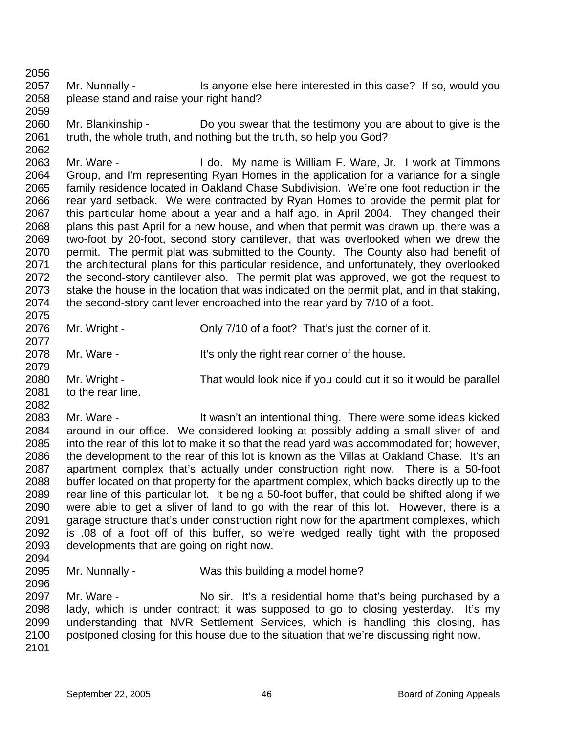Mr. Nunnally - Is anyone else here interested in this case? If so, would you please stand and raise your right hand?

Mr. Blankinship - Do you swear that the testimony you are about to give is the truth, the whole truth, and nothing but the truth, so help you God?

Mr. Ware - I do. My name is William F. Ware, Jr. I work at Timmons Group, and I'm representing Ryan Homes in the application for a variance for a single family residence located in Oakland Chase Subdivision. We're one foot reduction in the rear yard setback. We were contracted by Ryan Homes to provide the permit plat for this particular home about a year and a half ago, in April 2004. They changed their plans this past April for a new house, and when that permit was drawn up, there was a two-foot by 20-foot, second story cantilever, that was overlooked when we drew the permit. The permit plat was submitted to the County. The County also had benefit of the architectural plans for this particular residence, and unfortunately, they overlooked the second-story cantilever also. The permit plat was approved, we got the request to stake the house in the location that was indicated on the permit plat, and in that staking, the second-story cantilever encroached into the rear yard by 7/10 of a foot.

Mr. Wright - Only 7/10 of a foot? That's just the corner of it.

Mr. Ware - It's only the right rear corner of the house.

Mr. Wright - That would look nice if you could cut it so it would be parallel to the rear line.

Mr. Ware - It wasn't an intentional thing. There were some ideas kicked around in our office. We considered looking at possibly adding a small sliver of land into the rear of this lot to make it so that the read yard was accommodated for; however, the development to the rear of this lot is known as the Villas at Oakland Chase. It's an apartment complex that's actually under construction right now. There is a 50-foot buffer located on that property for the apartment complex, which backs directly up to the rear line of this particular lot. It being a 50-foot buffer, that could be shifted along if we were able to get a sliver of land to go with the rear of this lot. However, there is a garage structure that's under construction right now for the apartment complexes, which is .08 of a foot off of this buffer, so we're wedged really tight with the proposed developments that are going on right now.

Mr. Nunnally - Was this building a model home?

Mr. Ware - No sir. It's a residential home that's being purchased by a lady, which is under contract; it was supposed to go to closing yesterday. It's my understanding that NVR Settlement Services, which is handling this closing, has postponed closing for this house due to the situation that we're discussing right now.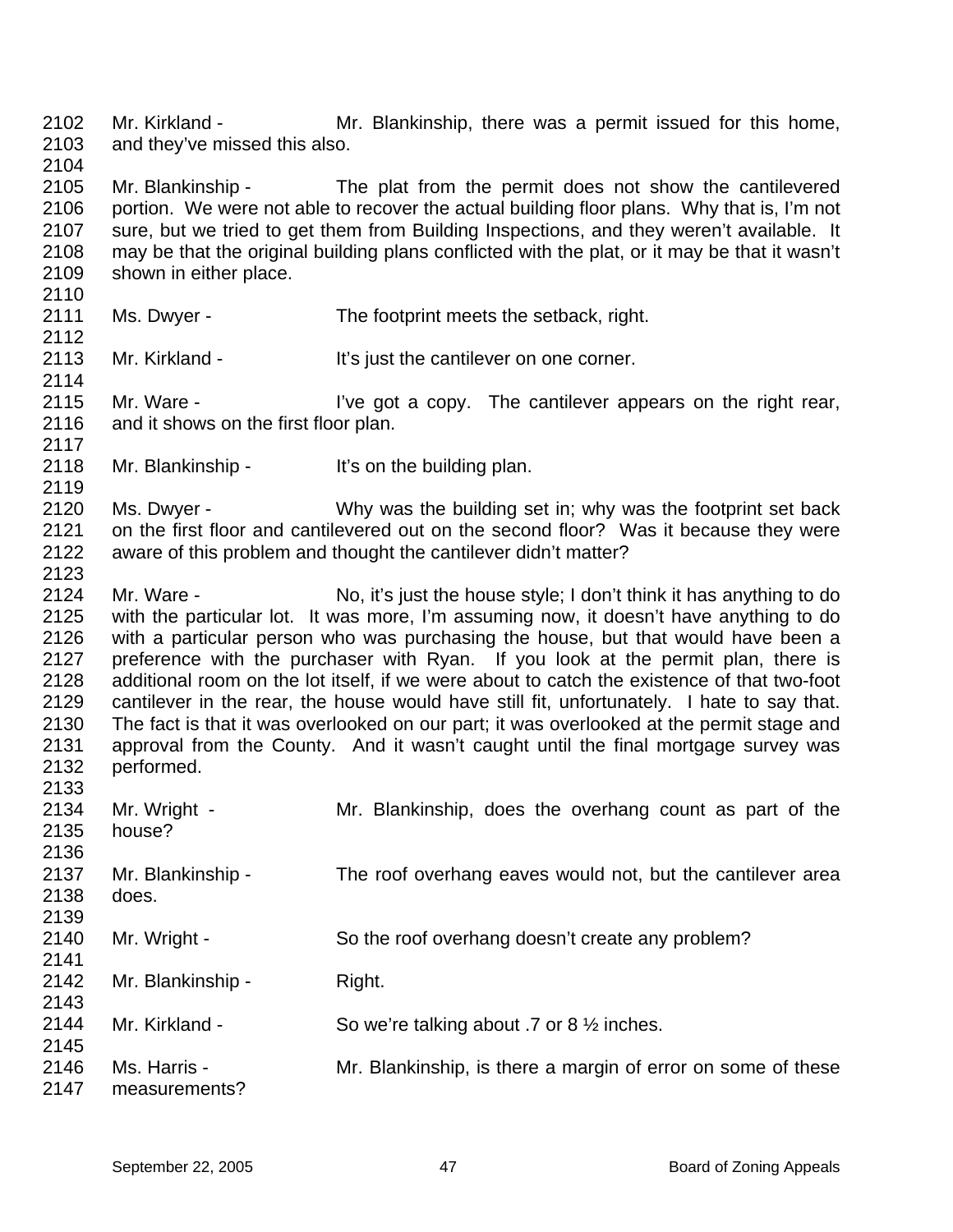2102 Mr. Kirkland - Mr. Blankinship, there was a permit issued for this home,
2103 and they've missed this also.

2105 Mr. Blankinship - The plat from the permit does not show the cantilevered
2106 portion. We were not able to recover the actual building floor plans. Why that is, I'm not
2107 sure, but we tried to get them from Building Inspections, and they weren't available. It
2108 may be that the original building plans conflicted with the plat, or it may be that it wasn't
2109 shown in either place.

2111 Ms. Dwyer - The footprint meets the setback, right.

2113 Mr. Kirkland - It's just the cantilever on one corner.

2115 Mr. Ware - I've got a copy. The cantilever appears on the right rear,
2116 and it shows on the first floor plan.

2118 Mr. Blankinship - It's on the building plan.

2120 Ms. Dwyer - Why was the building set in; why was the footprint set back
2121 on the first floor and cantilevered out on the second floor? Was it because they were
2122 aware of this problem and thought the cantilever didn't matter?

2124 Mr. Ware - No, it's just the house style; I don't think it has anything to do
2125 with the particular lot. It was more, I'm assuming now, it doesn't have anything to do
2126 with a particular person who was purchasing the house, but that would have been a
2127 preference with the purchaser with Ryan. If you look at the permit plan, there is
2128 additional room on the lot itself, if we were about to catch the existence of that two-foot
2129 cantilever in the rear, the house would have still fit, unfortunately. I hate to say that.
2130 The fact is that it was overlooked on our part; it was overlooked at the permit stage and
2131 approval from the County. And it wasn't caught until the final mortgage survey was
2132 performed.

2134 Mr. Wright - Mr. Blankinship, does the overhang count as part of the
2135 house?

2137 Mr. Blankinship - The roof overhang eaves would not, but the cantilever area
2138 does.

2140 Mr. Wright - So the roof overhang doesn't create any problem?

2142 Mr. Blankinship - Right.

2144 Mr. Kirkland - So we're talking about .7 or 8 ½ inches.

2146 Ms. Harris - Mr. Blankinship, is there a margin of error on some of these
2147 measurements?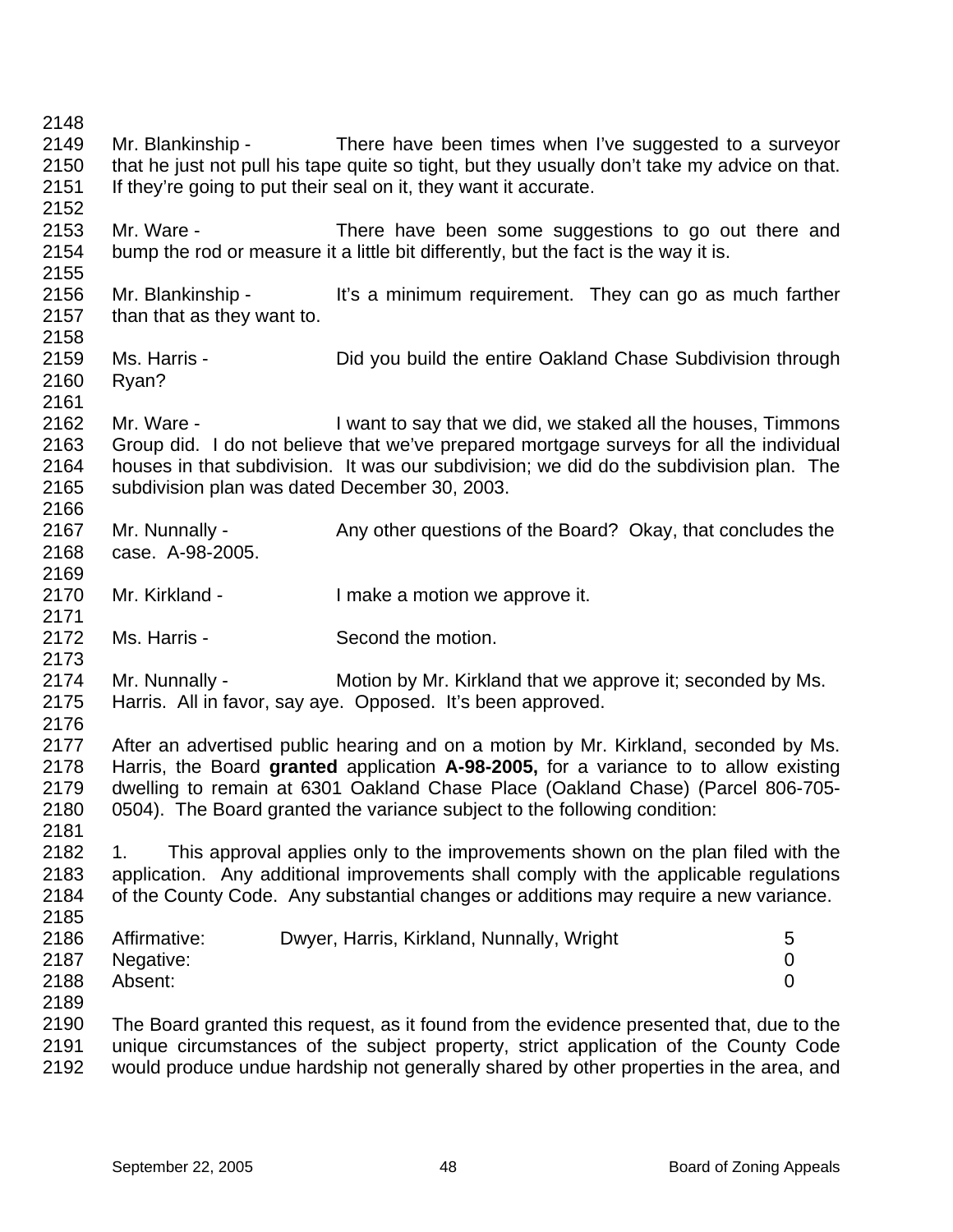Mr. Blankinship - There have been times when I've suggested to a surveyor that he just not pull his tape quite so tight, but they usually don't take my advice on that. If they're going to put their seal on it, they want it accurate.

Mr. Ware - There have been some suggestions to go out there and bump the rod or measure it a little bit differently, but the fact is the way it is.

Mr. Blankinship - It's a minimum requirement. They can go as much farther than that as they want to.

Ms. Harris - Did you build the entire Oakland Chase Subdivision through Ryan?

Mr. Ware - I want to say that we did, we staked all the houses, Timmons Group did. I do not believe that we've prepared mortgage surveys for all the individual houses in that subdivision. It was our subdivision; we did do the subdivision plan. The subdivision plan was dated December 30, 2003.

Mr. Nunnally - Any other questions of the Board? Okay, that concludes the case. A-98-2005.

Mr. Kirkland - I make a motion we approve it.

Ms. Harris - Second the motion.

Mr. Nunnally - Motion by Mr. Kirkland that we approve it; seconded by Ms. Harris. All in favor, say aye. Opposed. It's been approved.

After an advertised public hearing and on a motion by Mr. Kirkland, seconded by Ms. Harris, the Board **granted** application **A-98-2005,** for a variance to to allow existing dwelling to remain at 6301 Oakland Chase Place (Oakland Chase) (Parcel 806-705-0504). The Board granted the variance subject to the following condition:

1. This approval applies only to the improvements shown on the plan filed with the application. Any additional improvements shall comply with the applicable regulations of the County Code. Any substantial changes or additions may require a new variance.

| | | |
|---|---|---|
| Affirmative: | Dwyer, Harris, Kirkland, Nunnally, Wright | 5 |
| Negative: | | 0 |
| Absent: | | 0 |

The Board granted this request, as it found from the evidence presented that, due to the unique circumstances of the subject property, strict application of the County Code would produce undue hardship not generally shared by other properties in the area, and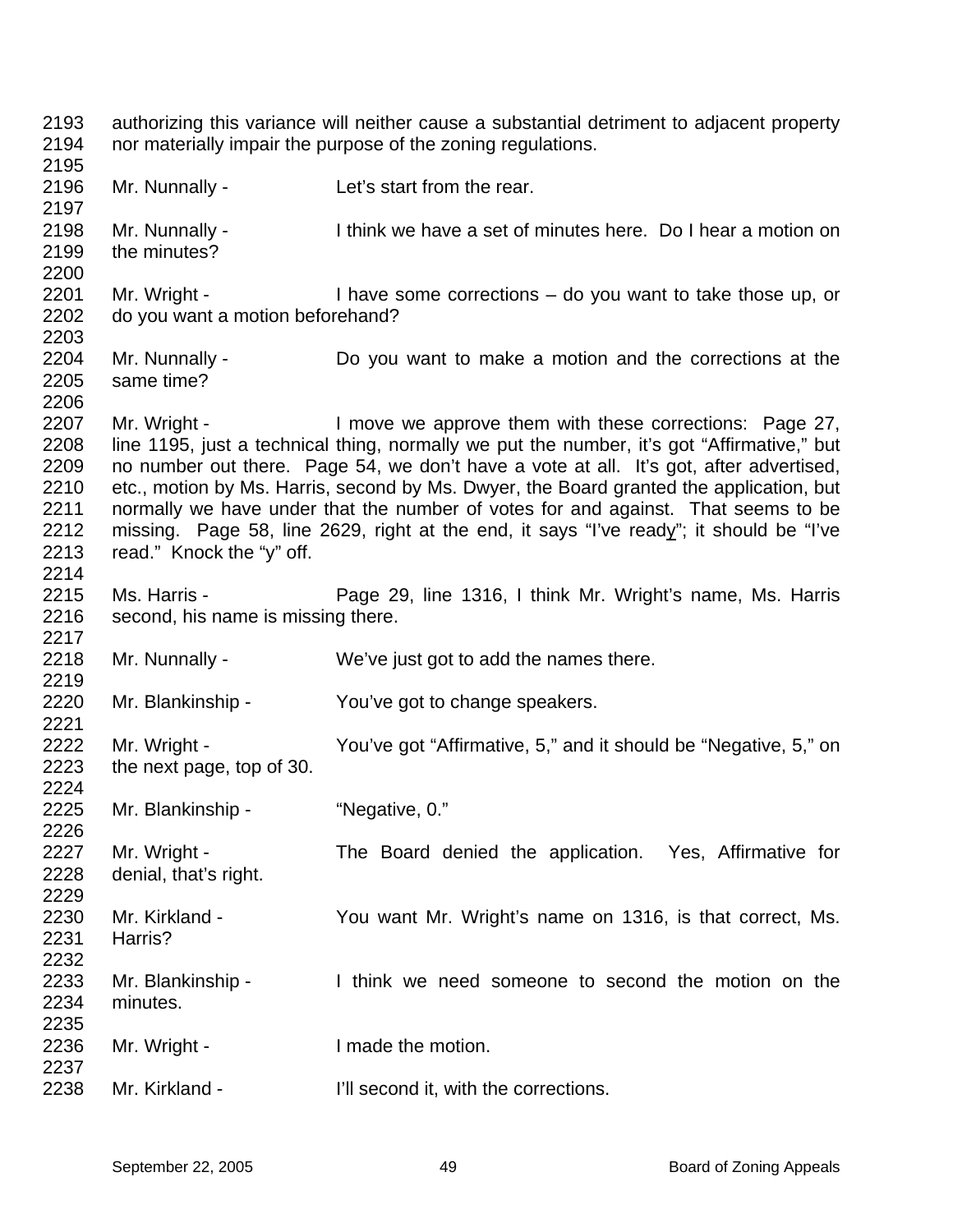2193 authorizing this variance will neither cause a substantial detriment to adjacent property
2194 nor materially impair the purpose of the zoning regulations.
2195
2196 Mr. Nunnally - Let's start from the rear.
2197
2198 Mr. Nunnally - I think we have a set of minutes here. Do I hear a motion on
2199 the minutes?
2200
2201 Mr. Wright - I have some corrections – do you want to take those up, or
2202 do you want a motion beforehand?
2203
2204 Mr. Nunnally - Do you want to make a motion and the corrections at the
2205 same time?
2206
2207 Mr. Wright - I move we approve them with these corrections: Page 27,
2208 line 1195, just a technical thing, normally we put the number, it's got "Affirmative," but
2209 no number out there. Page 54, we don't have a vote at all. It's got, after advertised,
2210 etc., motion by Ms. Harris, second by Ms. Dwyer, the Board granted the application, but
2211 normally we have under that the number of votes for and against. That seems to be
2212 missing. Page 58, line 2629, right at the end, it says "I've ready"; it should be "I've
2213 read." Knock the "y" off.
2214
2215 Ms. Harris - Page 29, line 1316, I think Mr. Wright's name, Ms. Harris
2216 second, his name is missing there.
2217
2218 Mr. Nunnally - We've just got to add the names there.
2219
2220 Mr. Blankinship - You've got to change speakers.
2221
2222 Mr. Wright - You've got "Affirmative, 5," and it should be "Negative, 5," on
2223 the next page, top of 30.
2224
2225 Mr. Blankinship - "Negative, 0."
2226
2227 Mr. Wright - The Board denied the application. Yes, Affirmative for
2228 denial, that's right.
2229
2230 Mr. Kirkland - You want Mr. Wright's name on 1316, is that correct, Ms.
2231 Harris?
2232
2233 Mr. Blankinship - I think we need someone to second the motion on the
2234 minutes.
2235
2236 Mr. Wright - I made the motion.
2237
2238 Mr. Kirkland - I'll second it, with the corrections.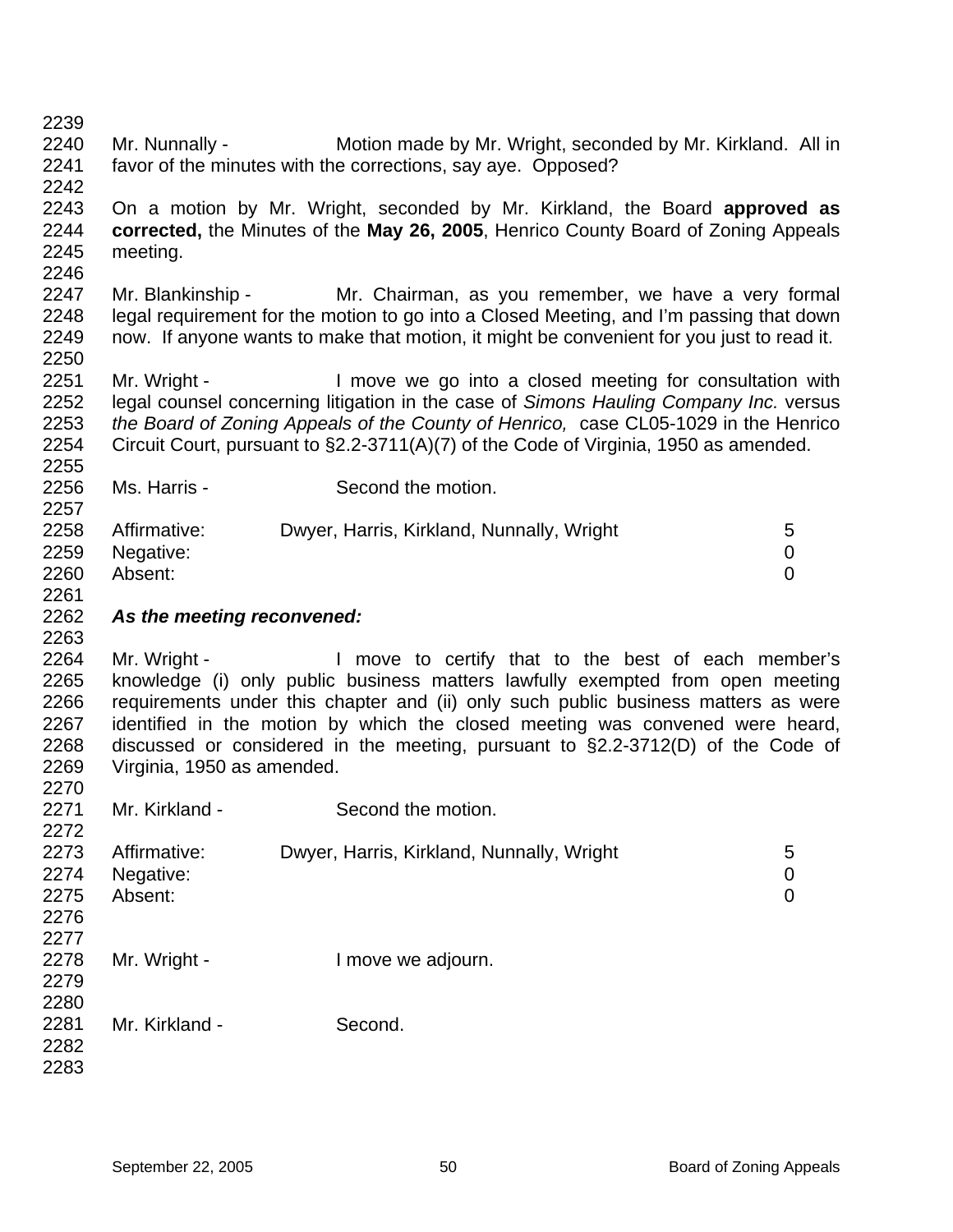Mr. Nunnally - Motion made by Mr. Wright, seconded by Mr. Kirkland. All in favor of the minutes with the corrections, say aye. Opposed?

On a motion by Mr. Wright, seconded by Mr. Kirkland, the Board **approved as corrected,** the Minutes of the **May 26, 2005**, Henrico County Board of Zoning Appeals meeting.

Mr. Blankinship - Mr. Chairman, as you remember, we have a very formal legal requirement for the motion to go into a Closed Meeting, and I'm passing that down now. If anyone wants to make that motion, it might be convenient for you just to read it.

Mr. Wright - I move we go into a closed meeting for consultation with legal counsel concerning litigation in the case of *Simons Hauling Company Inc.* versus *the Board of Zoning Appeals of the County of Henrico,* case CL05-1029 in the Henrico Circuit Court, pursuant to §2.2-3711(A)(7) of the Code of Virginia, 1950 as amended.

Ms. Harris - Second the motion.

| | | |
|---|---|---|
| Affirmative: | Dwyer, Harris, Kirkland, Nunnally, Wright | 5 |
| Negative: | | 0 |
| Absent: | | 0 |

***As the meeting reconvened:***

Mr. Wright - I move to certify that to the best of each member's knowledge (i) only public business matters lawfully exempted from open meeting requirements under this chapter and (ii) only such public business matters as were identified in the motion by which the closed meeting was convened were heard, discussed or considered in the meeting, pursuant to §2.2-3712(D) of the Code of Virginia, 1950 as amended.

Mr. Kirkland - Second the motion.

| | | |
|---|---|---|
| Affirmative: | Dwyer, Harris, Kirkland, Nunnally, Wright | 5 |
| Negative: | | 0 |
| Absent: | | 0 |

Mr. Wright - I move we adjourn.

Mr. Kirkland - Second.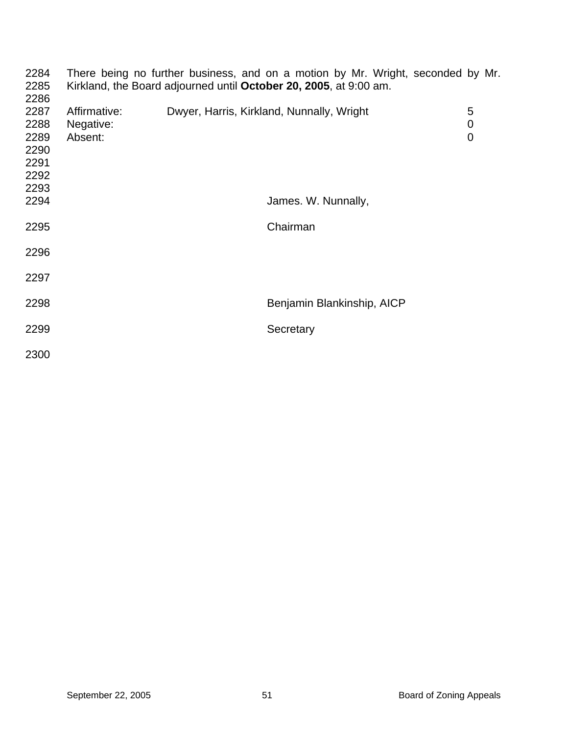There being no further business, and on a motion by Mr. Wright, seconded by Mr. Kirkland, the Board adjourned until **October 20, 2005**, at 9:00 am.

| | | |
|---|---|---|
| Affirmative: | Dwyer, Harris, Kirkland, Nunnally, Wright | 5 |
| Negative: | | 0 |
| Absent: | | 0 |

James. W. Nunnally,

Chairman

Benjamin Blankinship, AICP

Secretary